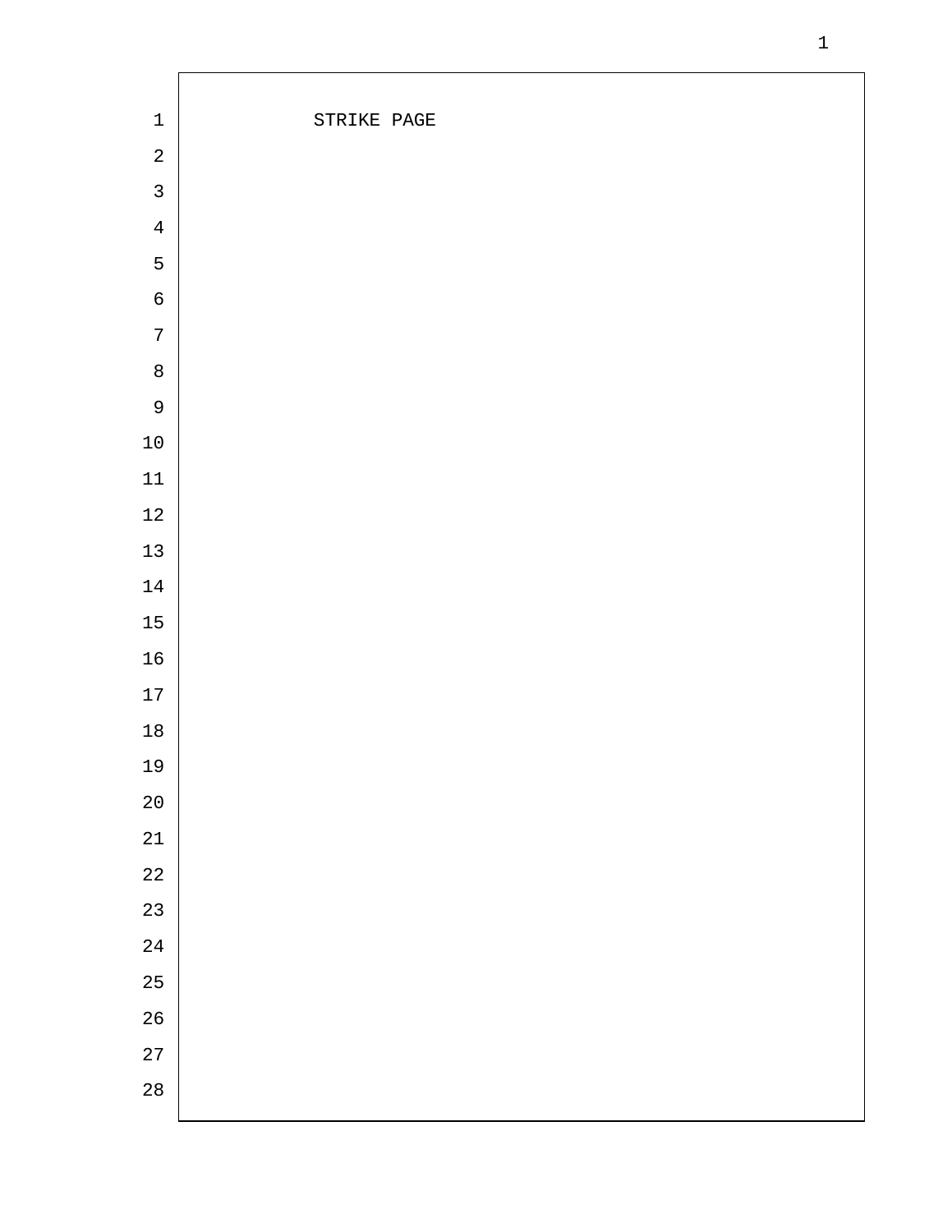STRIKE PAGE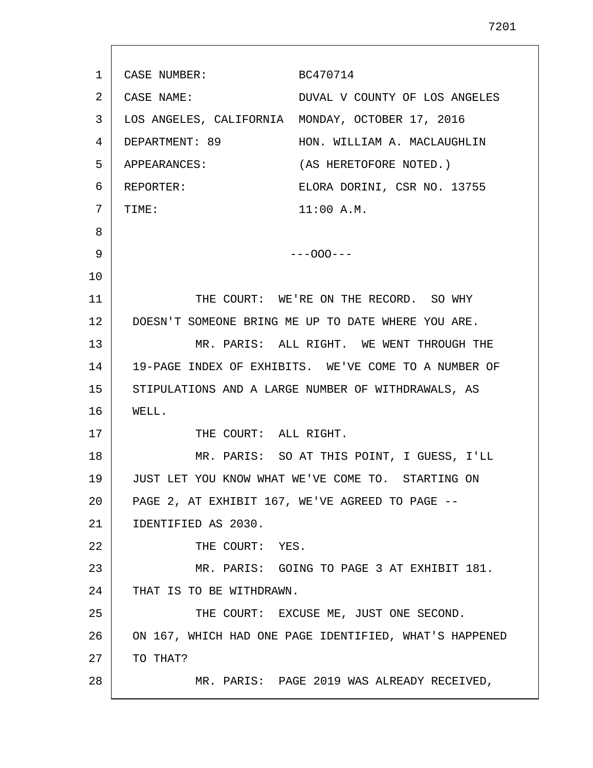CASE NUMBER: BC470714

CASE NAME: DUVAL V COUNTY OF LOS ANGELES

LOS ANGELES, CALIFORNIA MONDAY, OCTOBER 17, 2016

DEPARTMENT: 89 HON. WILLIAM A. MACLAUGHLIN

APPEARANCES: (AS HERETOFORE NOTED.)

REPORTER: ELORA DORINI, CSR NO. 13755

TIME: 11:00 A.M.

---OOO---

THE COURT: WE'RE ON THE RECORD. SO WHY DOESN'T SOMEONE BRING ME UP TO DATE WHERE YOU ARE.

MR. PARIS: ALL RIGHT. WE WENT THROUGH THE 19-PAGE INDEX OF EXHIBITS. WE'VE COME TO A NUMBER OF STIPULATIONS AND A LARGE NUMBER OF WITHDRAWALS, AS WELL.

THE COURT: ALL RIGHT.

MR. PARIS: SO AT THIS POINT, I GUESS, I'LL JUST LET YOU KNOW WHAT WE'VE COME TO. STARTING ON PAGE 2, AT EXHIBIT 167, WE'VE AGREED TO PAGE -- IDENTIFIED AS 2030.

THE COURT: YES.

MR. PARIS: GOING TO PAGE 3 AT EXHIBIT 181. THAT IS TO BE WITHDRAWN.

THE COURT: EXCUSE ME, JUST ONE SECOND. ON 167, WHICH HAD ONE PAGE IDENTIFIED, WHAT'S HAPPENED TO THAT?

MR. PARIS: PAGE 2019 WAS ALREADY RECEIVED,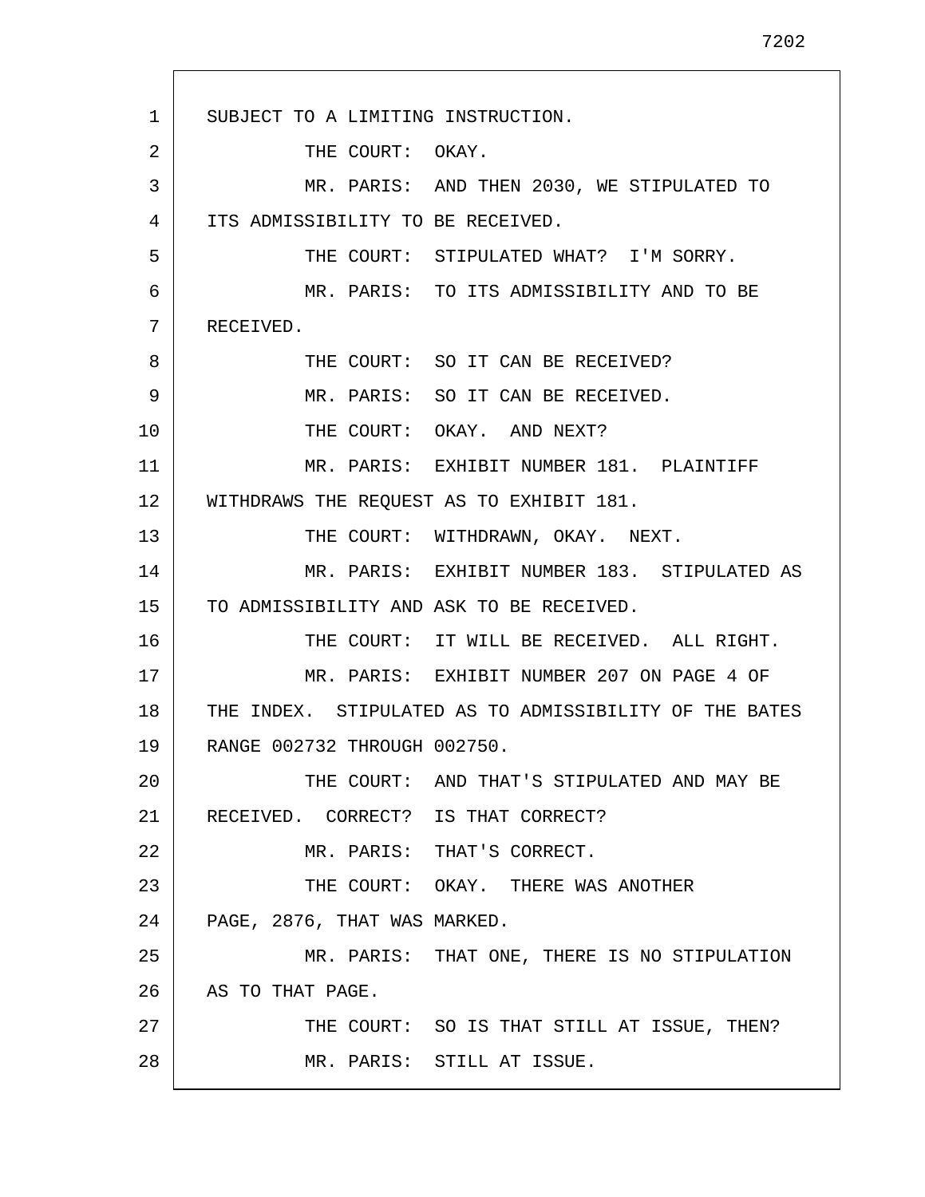SUBJECT TO A LIMITING INSTRUCTION.

THE COURT: OKAY.

MR. PARIS: AND THEN 2030, WE STIPULATED TO ITS ADMISSIBILITY TO BE RECEIVED.

THE COURT: STIPULATED WHAT? I'M SORRY.

MR. PARIS: TO ITS ADMISSIBILITY AND TO BE RECEIVED.

THE COURT: SO IT CAN BE RECEIVED?

MR. PARIS: SO IT CAN BE RECEIVED.

THE COURT: OKAY. AND NEXT?

MR. PARIS: EXHIBIT NUMBER 181. PLAINTIFF WITHDRAWS THE REQUEST AS TO EXHIBIT 181.

THE COURT: WITHDRAWN, OKAY. NEXT.

MR. PARIS: EXHIBIT NUMBER 183. STIPULATED AS TO ADMISSIBILITY AND ASK TO BE RECEIVED.

THE COURT: IT WILL BE RECEIVED. ALL RIGHT.

MR. PARIS: EXHIBIT NUMBER 207 ON PAGE 4 OF THE INDEX. STIPULATED AS TO ADMISSIBILITY OF THE BATES RANGE 002732 THROUGH 002750.

THE COURT: AND THAT'S STIPULATED AND MAY BE RECEIVED. CORRECT? IS THAT CORRECT?

MR. PARIS: THAT'S CORRECT.

THE COURT: OKAY. THERE WAS ANOTHER PAGE, 2876, THAT WAS MARKED.

MR. PARIS: THAT ONE, THERE IS NO STIPULATION AS TO THAT PAGE.

THE COURT: SO IS THAT STILL AT ISSUE, THEN?

MR. PARIS: STILL AT ISSUE.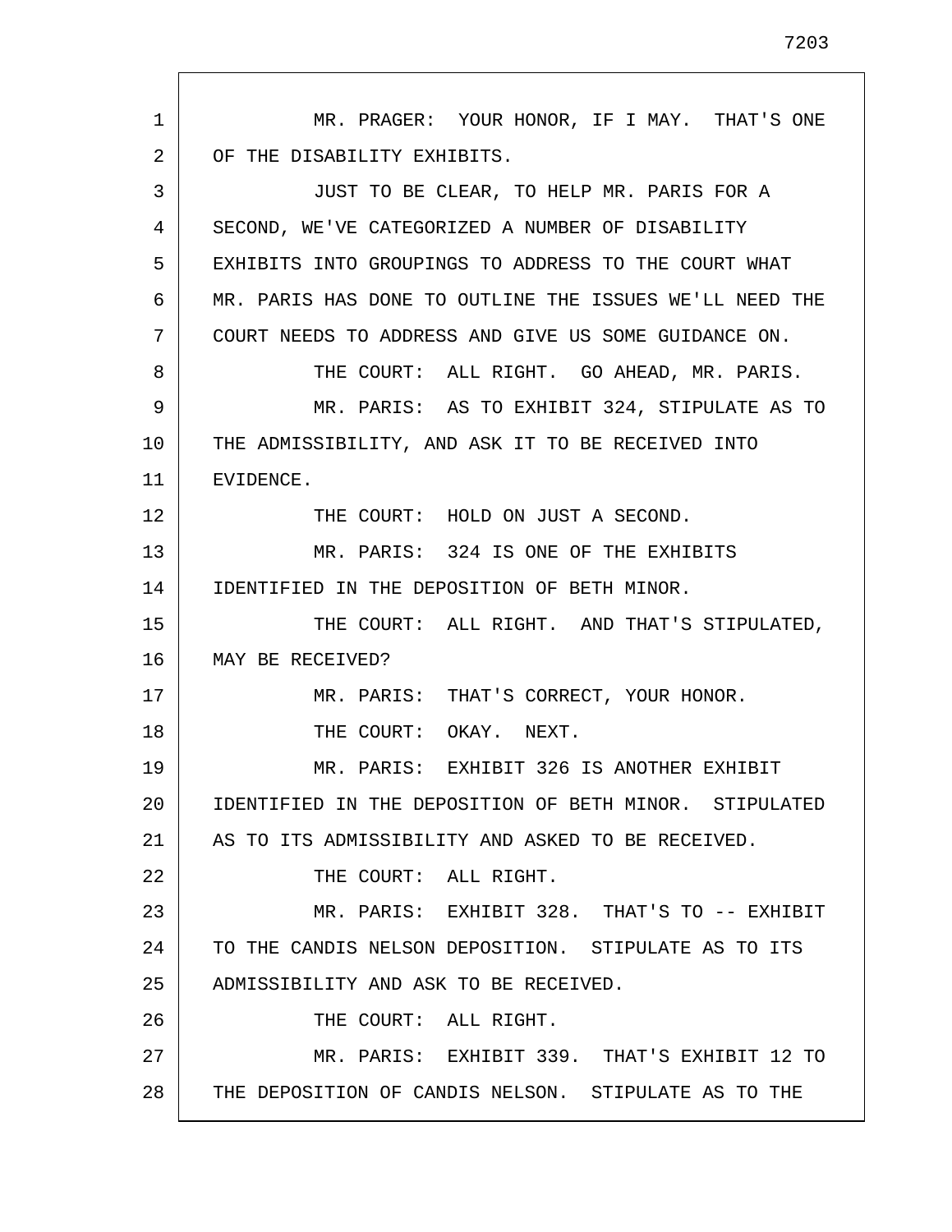MR. PRAGER: YOUR HONOR, IF I MAY. THAT'S ONE OF THE DISABILITY EXHIBITS.

JUST TO BE CLEAR, TO HELP MR. PARIS FOR A SECOND, WE'VE CATEGORIZED A NUMBER OF DISABILITY EXHIBITS INTO GROUPINGS TO ADDRESS TO THE COURT WHAT MR. PARIS HAS DONE TO OUTLINE THE ISSUES WE'LL NEED THE COURT NEEDS TO ADDRESS AND GIVE US SOME GUIDANCE ON.

THE COURT: ALL RIGHT. GO AHEAD, MR. PARIS.

MR. PARIS: AS TO EXHIBIT 324, STIPULATE AS TO THE ADMISSIBILITY, AND ASK IT TO BE RECEIVED INTO EVIDENCE.

THE COURT: HOLD ON JUST A SECOND.

MR. PARIS: 324 IS ONE OF THE EXHIBITS IDENTIFIED IN THE DEPOSITION OF BETH MINOR.

THE COURT: ALL RIGHT. AND THAT'S STIPULATED, MAY BE RECEIVED?

MR. PARIS: THAT'S CORRECT, YOUR HONOR.

THE COURT: OKAY. NEXT.

MR. PARIS: EXHIBIT 326 IS ANOTHER EXHIBIT IDENTIFIED IN THE DEPOSITION OF BETH MINOR. STIPULATED AS TO ITS ADMISSIBILITY AND ASKED TO BE RECEIVED.

THE COURT: ALL RIGHT.

MR. PARIS: EXHIBIT 328. THAT'S TO -- EXHIBIT TO THE CANDIS NELSON DEPOSITION. STIPULATE AS TO ITS ADMISSIBILITY AND ASK TO BE RECEIVED.

THE COURT: ALL RIGHT.

MR. PARIS: EXHIBIT 339. THAT'S EXHIBIT 12 TO THE DEPOSITION OF CANDIS NELSON. STIPULATE AS TO THE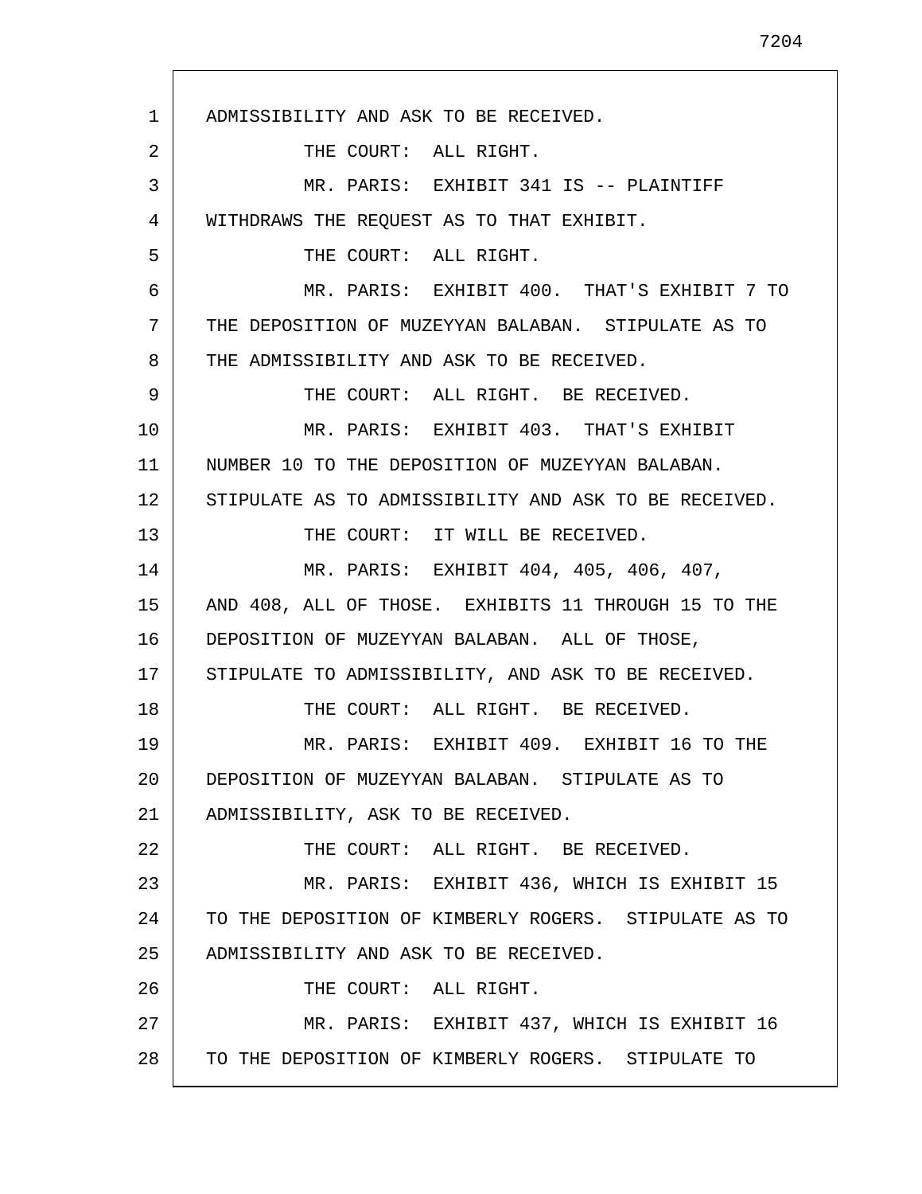ADMISSIBILITY AND ASK TO BE RECEIVED.

THE COURT: ALL RIGHT.

MR. PARIS: EXHIBIT 341 IS -- PLAINTIFF WITHDRAWS THE REQUEST AS TO THAT EXHIBIT.

THE COURT: ALL RIGHT.

MR. PARIS: EXHIBIT 400. THAT'S EXHIBIT 7 TO THE DEPOSITION OF MUZEYYAN BALABAN. STIPULATE AS TO THE ADMISSIBILITY AND ASK TO BE RECEIVED.

THE COURT: ALL RIGHT. BE RECEIVED.

MR. PARIS: EXHIBIT 403. THAT'S EXHIBIT NUMBER 10 TO THE DEPOSITION OF MUZEYYAN BALABAN. STIPULATE AS TO ADMISSIBILITY AND ASK TO BE RECEIVED.

THE COURT: IT WILL BE RECEIVED.

MR. PARIS: EXHIBIT 404, 405, 406, 407, AND 408, ALL OF THOSE. EXHIBITS 11 THROUGH 15 TO THE DEPOSITION OF MUZEYYAN BALABAN. ALL OF THOSE, STIPULATE TO ADMISSIBILITY, AND ASK TO BE RECEIVED.

THE COURT: ALL RIGHT. BE RECEIVED.

MR. PARIS: EXHIBIT 409. EXHIBIT 16 TO THE DEPOSITION OF MUZEYYAN BALABAN. STIPULATE AS TO ADMISSIBILITY, ASK TO BE RECEIVED.

THE COURT: ALL RIGHT. BE RECEIVED.

MR. PARIS: EXHIBIT 436, WHICH IS EXHIBIT 15 TO THE DEPOSITION OF KIMBERLY ROGERS. STIPULATE AS TO ADMISSIBILITY AND ASK TO BE RECEIVED.

THE COURT: ALL RIGHT.

MR. PARIS: EXHIBIT 437, WHICH IS EXHIBIT 16 TO THE DEPOSITION OF KIMBERLY ROGERS. STIPULATE TO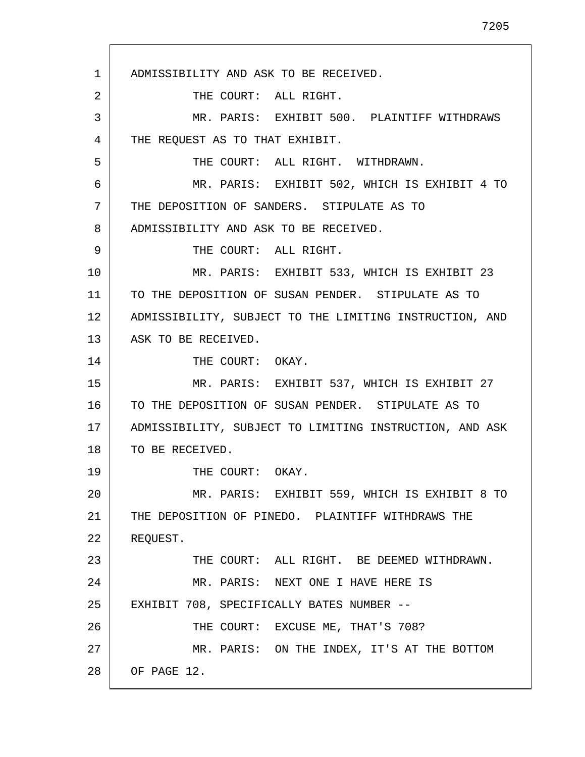ADMISSIBILITY AND ASK TO BE RECEIVED.

THE COURT: ALL RIGHT.

MR. PARIS: EXHIBIT 500. PLAINTIFF WITHDRAWS THE REQUEST AS TO THAT EXHIBIT.

THE COURT: ALL RIGHT. WITHDRAWN.

MR. PARIS: EXHIBIT 502, WHICH IS EXHIBIT 4 TO THE DEPOSITION OF SANDERS. STIPULATE AS TO ADMISSIBILITY AND ASK TO BE RECEIVED.

THE COURT: ALL RIGHT.

MR. PARIS: EXHIBIT 533, WHICH IS EXHIBIT 23 TO THE DEPOSITION OF SUSAN PENDER. STIPULATE AS TO ADMISSIBILITY, SUBJECT TO THE LIMITING INSTRUCTION, AND ASK TO BE RECEIVED.

THE COURT: OKAY.

MR. PARIS: EXHIBIT 537, WHICH IS EXHIBIT 27 TO THE DEPOSITION OF SUSAN PENDER. STIPULATE AS TO ADMISSIBILITY, SUBJECT TO LIMITING INSTRUCTION, AND ASK TO BE RECEIVED.

THE COURT: OKAY.

MR. PARIS: EXHIBIT 559, WHICH IS EXHIBIT 8 TO THE DEPOSITION OF PINEDO. PLAINTIFF WITHDRAWS THE REQUEST.

THE COURT: ALL RIGHT. BE DEEMED WITHDRAWN.

MR. PARIS: NEXT ONE I HAVE HERE IS EXHIBIT 708, SPECIFICALLY BATES NUMBER --

THE COURT: EXCUSE ME, THAT'S 708?

MR. PARIS: ON THE INDEX, IT'S AT THE BOTTOM OF PAGE 12.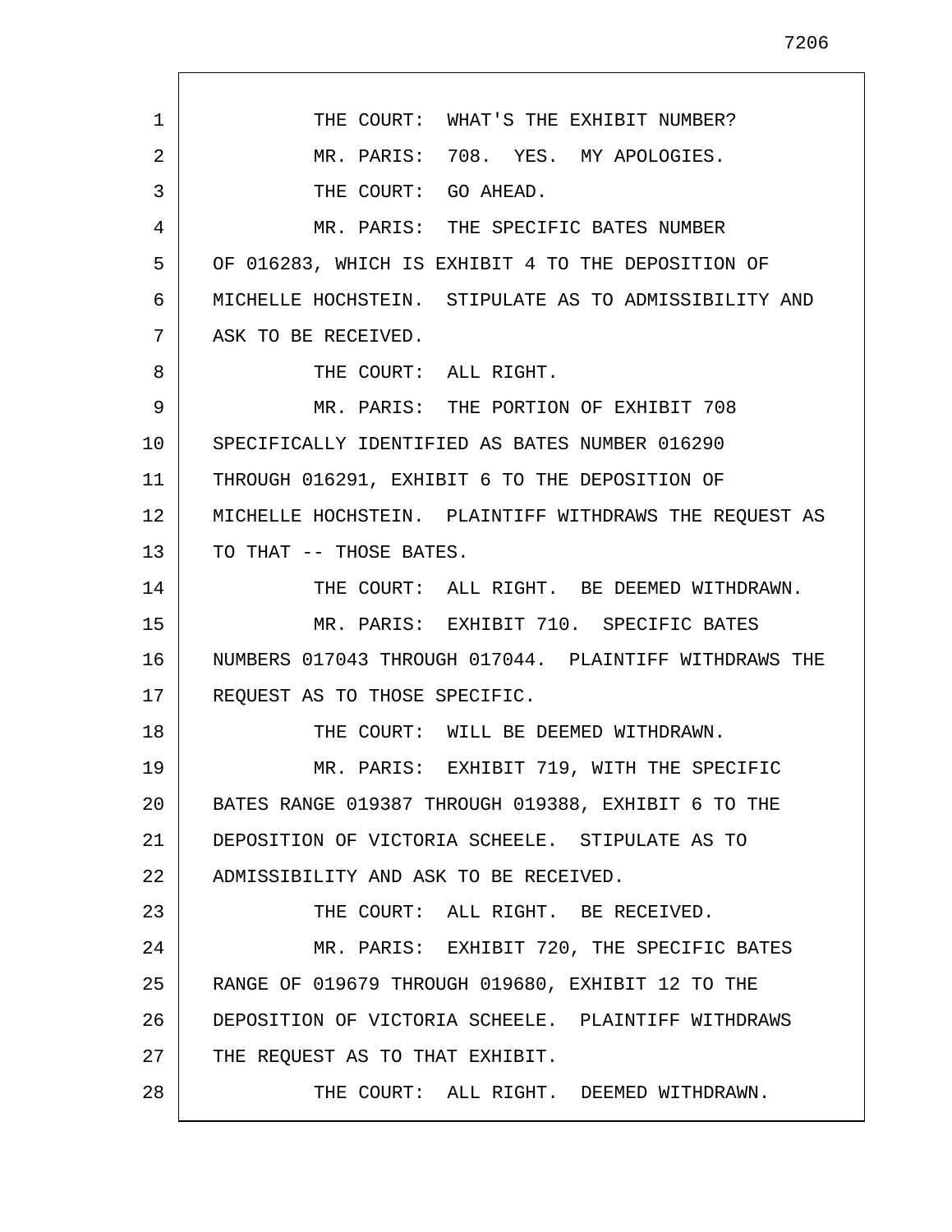THE COURT: WHAT'S THE EXHIBIT NUMBER?

MR. PARIS: 708. YES. MY APOLOGIES.

THE COURT: GO AHEAD.

MR. PARIS: THE SPECIFIC BATES NUMBER OF 016283, WHICH IS EXHIBIT 4 TO THE DEPOSITION OF MICHELLE HOCHSTEIN. STIPULATE AS TO ADMISSIBILITY AND ASK TO BE RECEIVED.

THE COURT: ALL RIGHT.

MR. PARIS: THE PORTION OF EXHIBIT 708 SPECIFICALLY IDENTIFIED AS BATES NUMBER 016290 THROUGH 016291, EXHIBIT 6 TO THE DEPOSITION OF MICHELLE HOCHSTEIN. PLAINTIFF WITHDRAWS THE REQUEST AS TO THAT -- THOSE BATES.

THE COURT: ALL RIGHT. BE DEEMED WITHDRAWN.

MR. PARIS: EXHIBIT 710. SPECIFIC BATES NUMBERS 017043 THROUGH 017044. PLAINTIFF WITHDRAWS THE REQUEST AS TO THOSE SPECIFIC.

THE COURT: WILL BE DEEMED WITHDRAWN.

MR. PARIS: EXHIBIT 719, WITH THE SPECIFIC BATES RANGE 019387 THROUGH 019388, EXHIBIT 6 TO THE DEPOSITION OF VICTORIA SCHEELE. STIPULATE AS TO ADMISSIBILITY AND ASK TO BE RECEIVED.

THE COURT: ALL RIGHT. BE RECEIVED.

MR. PARIS: EXHIBIT 720, THE SPECIFIC BATES RANGE OF 019679 THROUGH 019680, EXHIBIT 12 TO THE DEPOSITION OF VICTORIA SCHEELE. PLAINTIFF WITHDRAWS THE REQUEST AS TO THAT EXHIBIT.

THE COURT: ALL RIGHT. DEEMED WITHDRAWN.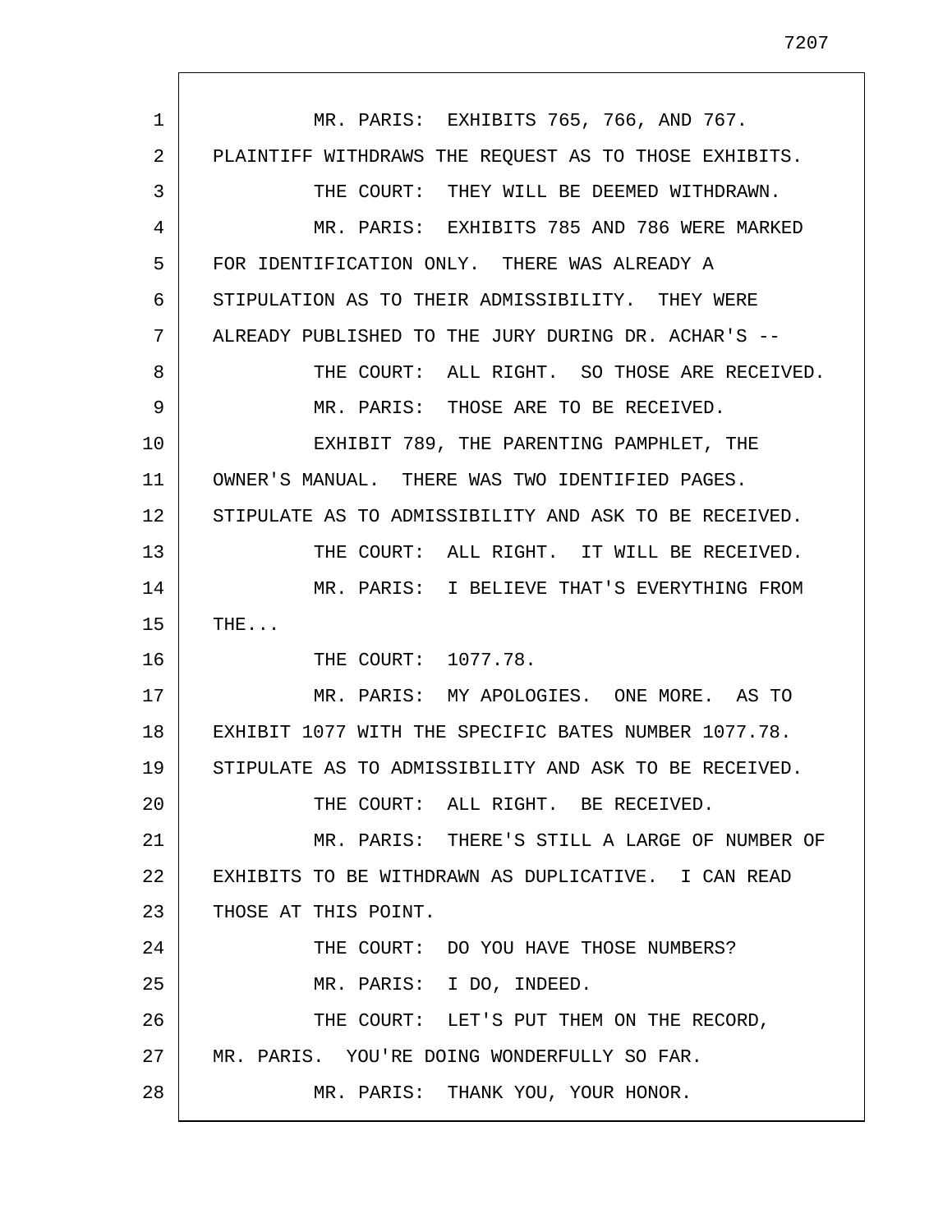MR. PARIS: EXHIBITS 765, 766, AND 767. PLAINTIFF WITHDRAWS THE REQUEST AS TO THOSE EXHIBITS.

THE COURT: THEY WILL BE DEEMED WITHDRAWN.

MR. PARIS: EXHIBITS 785 AND 786 WERE MARKED FOR IDENTIFICATION ONLY. THERE WAS ALREADY A STIPULATION AS TO THEIR ADMISSIBILITY. THEY WERE ALREADY PUBLISHED TO THE JURY DURING DR. ACHAR'S --

THE COURT: ALL RIGHT. SO THOSE ARE RECEIVED.

MR. PARIS: THOSE ARE TO BE RECEIVED.

EXHIBIT 789, THE PARENTING PAMPHLET, THE OWNER'S MANUAL. THERE WAS TWO IDENTIFIED PAGES. STIPULATE AS TO ADMISSIBILITY AND ASK TO BE RECEIVED.

THE COURT: ALL RIGHT. IT WILL BE RECEIVED.

MR. PARIS: I BELIEVE THAT'S EVERYTHING FROM THE...

THE COURT: 1077.78.

MR. PARIS: MY APOLOGIES. ONE MORE. AS TO EXHIBIT 1077 WITH THE SPECIFIC BATES NUMBER 1077.78. STIPULATE AS TO ADMISSIBILITY AND ASK TO BE RECEIVED.

THE COURT: ALL RIGHT. BE RECEIVED.

MR. PARIS: THERE'S STILL A LARGE OF NUMBER OF EXHIBITS TO BE WITHDRAWN AS DUPLICATIVE. I CAN READ THOSE AT THIS POINT.

THE COURT: DO YOU HAVE THOSE NUMBERS?

MR. PARIS: I DO, INDEED.

THE COURT: LET'S PUT THEM ON THE RECORD, MR. PARIS. YOU'RE DOING WONDERFULLY SO FAR.

MR. PARIS: THANK YOU, YOUR HONOR.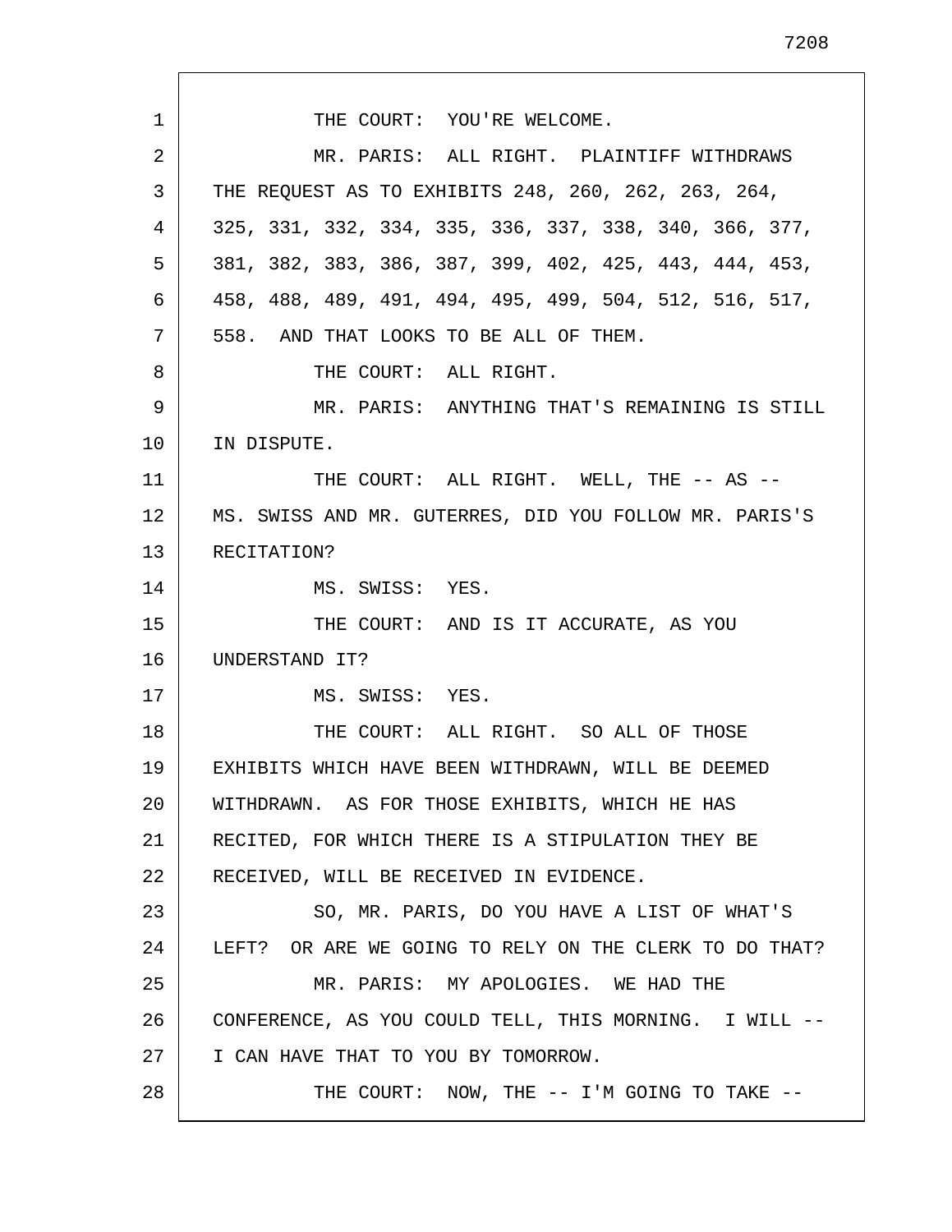THE COURT: YOU'RE WELCOME.

MR. PARIS: ALL RIGHT. PLAINTIFF WITHDRAWS THE REQUEST AS TO EXHIBITS 248, 260, 262, 263, 264, 325, 331, 332, 334, 335, 336, 337, 338, 340, 366, 377, 381, 382, 383, 386, 387, 399, 402, 425, 443, 444, 453, 458, 488, 489, 491, 494, 495, 499, 504, 512, 516, 517, 558. AND THAT LOOKS TO BE ALL OF THEM.

THE COURT: ALL RIGHT.

MR. PARIS: ANYTHING THAT'S REMAINING IS STILL IN DISPUTE.

THE COURT: ALL RIGHT. WELL, THE -- AS -- MS. SWISS AND MR. GUTERRES, DID YOU FOLLOW MR. PARIS'S RECITATION?

MS. SWISS: YES.

THE COURT: AND IS IT ACCURATE, AS YOU UNDERSTAND IT?

MS. SWISS: YES.

THE COURT: ALL RIGHT. SO ALL OF THOSE EXHIBITS WHICH HAVE BEEN WITHDRAWN, WILL BE DEEMED WITHDRAWN. AS FOR THOSE EXHIBITS, WHICH HE HAS RECITED, FOR WHICH THERE IS A STIPULATION THEY BE RECEIVED, WILL BE RECEIVED IN EVIDENCE.

SO, MR. PARIS, DO YOU HAVE A LIST OF WHAT'S LEFT? OR ARE WE GOING TO RELY ON THE CLERK TO DO THAT?

MR. PARIS: MY APOLOGIES. WE HAD THE CONFERENCE, AS YOU COULD TELL, THIS MORNING. I WILL -- I CAN HAVE THAT TO YOU BY TOMORROW.

THE COURT: NOW, THE -- I'M GOING TO TAKE --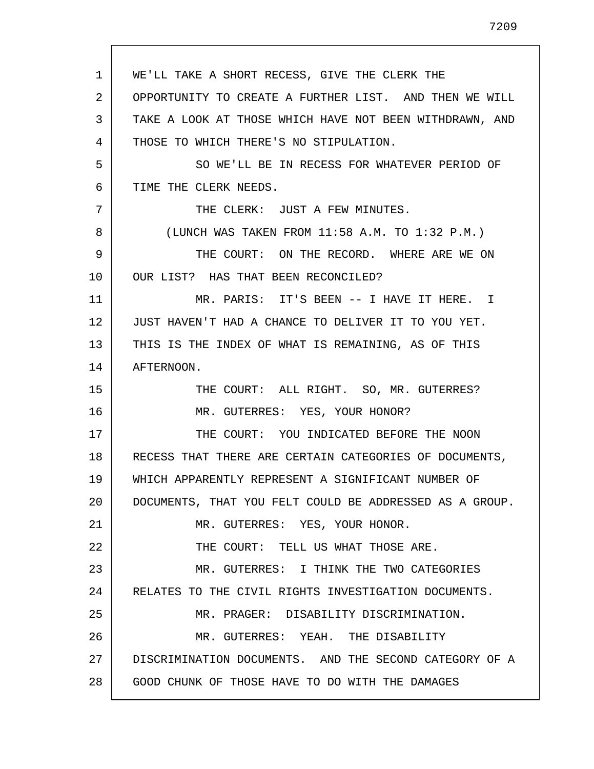WE'LL TAKE A SHORT RECESS, GIVE THE CLERK THE OPPORTUNITY TO CREATE A FURTHER LIST. AND THEN WE WILL TAKE A LOOK AT THOSE WHICH HAVE NOT BEEN WITHDRAWN, AND THOSE TO WHICH THERE'S NO STIPULATION.

SO WE'LL BE IN RECESS FOR WHATEVER PERIOD OF TIME THE CLERK NEEDS.

THE CLERK: JUST A FEW MINUTES.

(LUNCH WAS TAKEN FROM 11:58 A.M. TO 1:32 P.M.)

THE COURT: ON THE RECORD. WHERE ARE WE ON OUR LIST? HAS THAT BEEN RECONCILED?

MR. PARIS: IT'S BEEN -- I HAVE IT HERE. I JUST HAVEN'T HAD A CHANCE TO DELIVER IT TO YOU YET. THIS IS THE INDEX OF WHAT IS REMAINING, AS OF THIS AFTERNOON.

THE COURT: ALL RIGHT. SO, MR. GUTERRES?

MR. GUTERRES: YES, YOUR HONOR?

THE COURT: YOU INDICATED BEFORE THE NOON RECESS THAT THERE ARE CERTAIN CATEGORIES OF DOCUMENTS, WHICH APPARENTLY REPRESENT A SIGNIFICANT NUMBER OF DOCUMENTS, THAT YOU FELT COULD BE ADDRESSED AS A GROUP.

MR. GUTERRES: YES, YOUR HONOR.

THE COURT: TELL US WHAT THOSE ARE.

MR. GUTERRES: I THINK THE TWO CATEGORIES RELATES TO THE CIVIL RIGHTS INVESTIGATION DOCUMENTS.

MR. PRAGER: DISABILITY DISCRIMINATION.

MR. GUTERRES: YEAH. THE DISABILITY DISCRIMINATION DOCUMENTS. AND THE SECOND CATEGORY OF A GOOD CHUNK OF THOSE HAVE TO DO WITH THE DAMAGES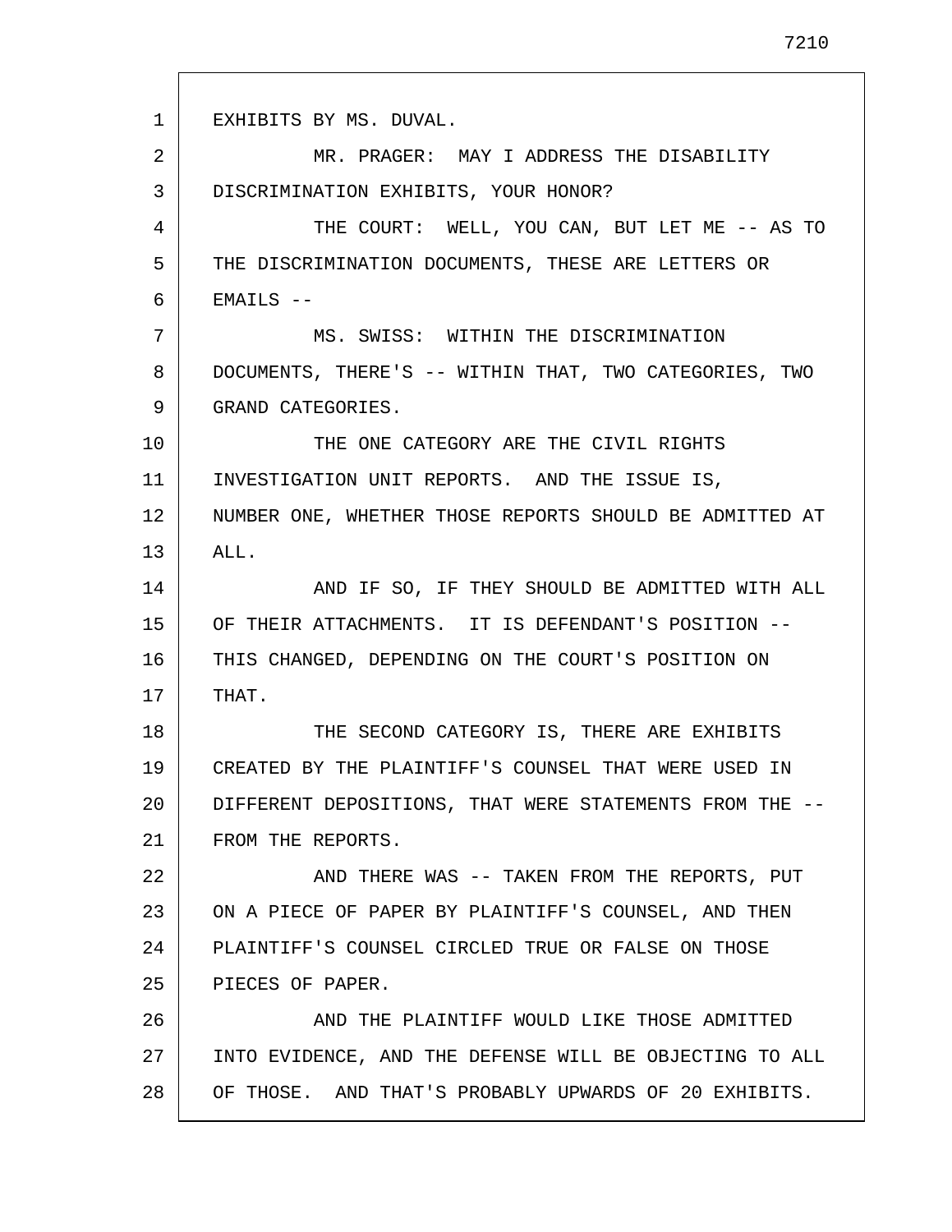EXHIBITS BY MS. DUVAL.

MR. PRAGER: MAY I ADDRESS THE DISABILITY DISCRIMINATION EXHIBITS, YOUR HONOR?

THE COURT: WELL, YOU CAN, BUT LET ME -- AS TO THE DISCRIMINATION DOCUMENTS, THESE ARE LETTERS OR EMAILS --

MS. SWISS: WITHIN THE DISCRIMINATION DOCUMENTS, THERE'S -- WITHIN THAT, TWO CATEGORIES, TWO GRAND CATEGORIES.

THE ONE CATEGORY ARE THE CIVIL RIGHTS INVESTIGATION UNIT REPORTS. AND THE ISSUE IS, NUMBER ONE, WHETHER THOSE REPORTS SHOULD BE ADMITTED AT ALL.

AND IF SO, IF THEY SHOULD BE ADMITTED WITH ALL OF THEIR ATTACHMENTS. IT IS DEFENDANT'S POSITION -- THIS CHANGED, DEPENDING ON THE COURT'S POSITION ON THAT.

THE SECOND CATEGORY IS, THERE ARE EXHIBITS CREATED BY THE PLAINTIFF'S COUNSEL THAT WERE USED IN DIFFERENT DEPOSITIONS, THAT WERE STATEMENTS FROM THE -- FROM THE REPORTS.

AND THERE WAS -- TAKEN FROM THE REPORTS, PUT ON A PIECE OF PAPER BY PLAINTIFF'S COUNSEL, AND THEN PLAINTIFF'S COUNSEL CIRCLED TRUE OR FALSE ON THOSE PIECES OF PAPER.

AND THE PLAINTIFF WOULD LIKE THOSE ADMITTED INTO EVIDENCE, AND THE DEFENSE WILL BE OBJECTING TO ALL OF THOSE. AND THAT'S PROBABLY UPWARDS OF 20 EXHIBITS.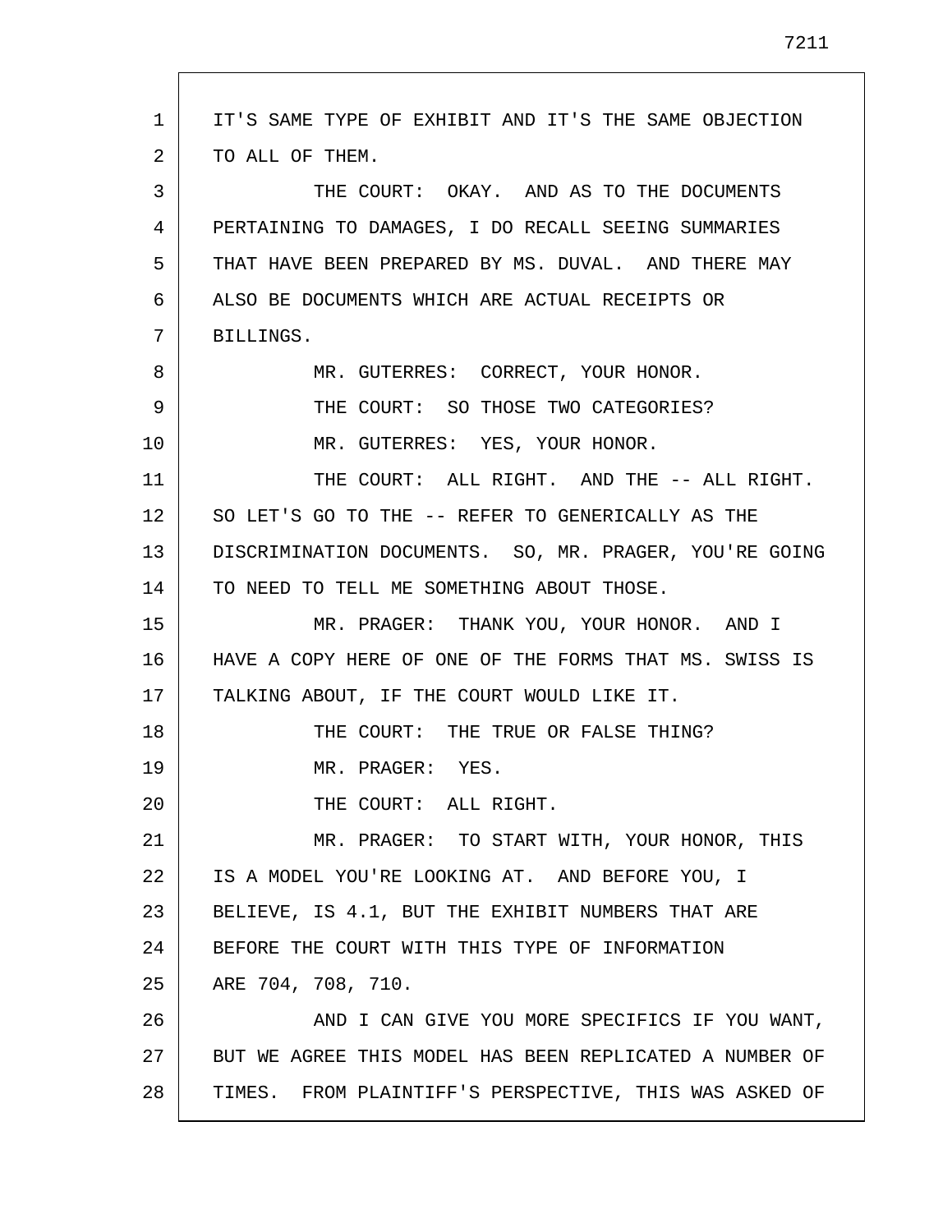IT'S SAME TYPE OF EXHIBIT AND IT'S THE SAME OBJECTION TO ALL OF THEM.

THE COURT: OKAY. AND AS TO THE DOCUMENTS PERTAINING TO DAMAGES, I DO RECALL SEEING SUMMARIES THAT HAVE BEEN PREPARED BY MS. DUVAL. AND THERE MAY ALSO BE DOCUMENTS WHICH ARE ACTUAL RECEIPTS OR BILLINGS.

MR. GUTERRES: CORRECT, YOUR HONOR.

THE COURT: SO THOSE TWO CATEGORIES?

MR. GUTERRES: YES, YOUR HONOR.

THE COURT: ALL RIGHT. AND THE -- ALL RIGHT. SO LET'S GO TO THE -- REFER TO GENERICALLY AS THE DISCRIMINATION DOCUMENTS. SO, MR. PRAGER, YOU'RE GOING TO NEED TO TELL ME SOMETHING ABOUT THOSE.

MR. PRAGER: THANK YOU, YOUR HONOR. AND I HAVE A COPY HERE OF ONE OF THE FORMS THAT MS. SWISS IS TALKING ABOUT, IF THE COURT WOULD LIKE IT.

THE COURT: THE TRUE OR FALSE THING?

MR. PRAGER: YES.

THE COURT: ALL RIGHT.

MR. PRAGER: TO START WITH, YOUR HONOR, THIS IS A MODEL YOU'RE LOOKING AT. AND BEFORE YOU, I BELIEVE, IS 4.1, BUT THE EXHIBIT NUMBERS THAT ARE BEFORE THE COURT WITH THIS TYPE OF INFORMATION ARE 704, 708, 710.

AND I CAN GIVE YOU MORE SPECIFICS IF YOU WANT, BUT WE AGREE THIS MODEL HAS BEEN REPLICATED A NUMBER OF TIMES. FROM PLAINTIFF'S PERSPECTIVE, THIS WAS ASKED OF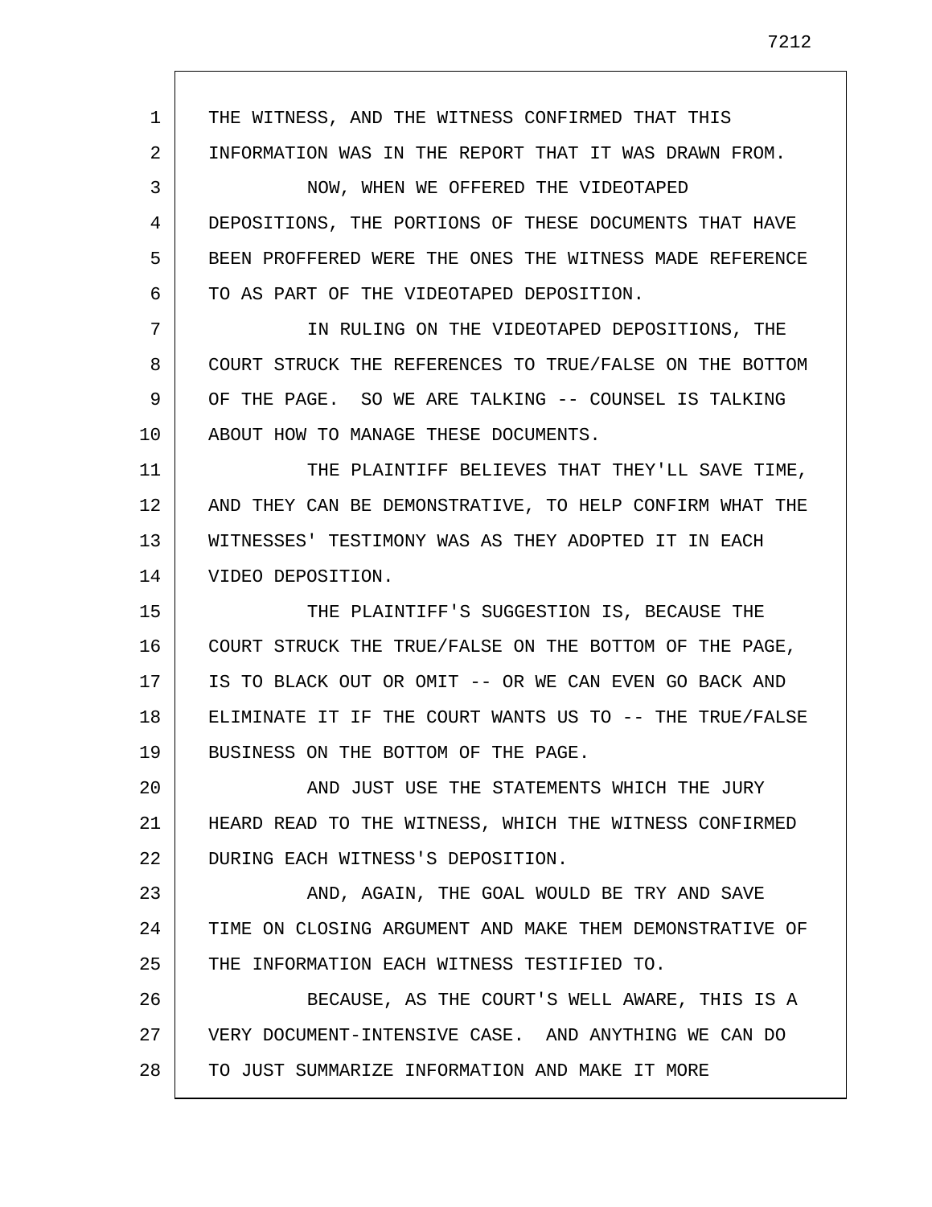THE WITNESS, AND THE WITNESS CONFIRMED THAT THIS INFORMATION WAS IN THE REPORT THAT IT WAS DRAWN FROM.

NOW, WHEN WE OFFERED THE VIDEOTAPED DEPOSITIONS, THE PORTIONS OF THESE DOCUMENTS THAT HAVE BEEN PROFFERED WERE THE ONES THE WITNESS MADE REFERENCE TO AS PART OF THE VIDEOTAPED DEPOSITION.

IN RULING ON THE VIDEOTAPED DEPOSITIONS, THE COURT STRUCK THE REFERENCES TO TRUE/FALSE ON THE BOTTOM OF THE PAGE. SO WE ARE TALKING -- COUNSEL IS TALKING ABOUT HOW TO MANAGE THESE DOCUMENTS.

THE PLAINTIFF BELIEVES THAT THEY'LL SAVE TIME, AND THEY CAN BE DEMONSTRATIVE, TO HELP CONFIRM WHAT THE WITNESSES' TESTIMONY WAS AS THEY ADOPTED IT IN EACH VIDEO DEPOSITION.

THE PLAINTIFF'S SUGGESTION IS, BECAUSE THE COURT STRUCK THE TRUE/FALSE ON THE BOTTOM OF THE PAGE, IS TO BLACK OUT OR OMIT -- OR WE CAN EVEN GO BACK AND ELIMINATE IT IF THE COURT WANTS US TO -- THE TRUE/FALSE BUSINESS ON THE BOTTOM OF THE PAGE.

AND JUST USE THE STATEMENTS WHICH THE JURY HEARD READ TO THE WITNESS, WHICH THE WITNESS CONFIRMED DURING EACH WITNESS'S DEPOSITION.

AND, AGAIN, THE GOAL WOULD BE TRY AND SAVE TIME ON CLOSING ARGUMENT AND MAKE THEM DEMONSTRATIVE OF THE INFORMATION EACH WITNESS TESTIFIED TO.

BECAUSE, AS THE COURT'S WELL AWARE, THIS IS A VERY DOCUMENT-INTENSIVE CASE. AND ANYTHING WE CAN DO TO JUST SUMMARIZE INFORMATION AND MAKE IT MORE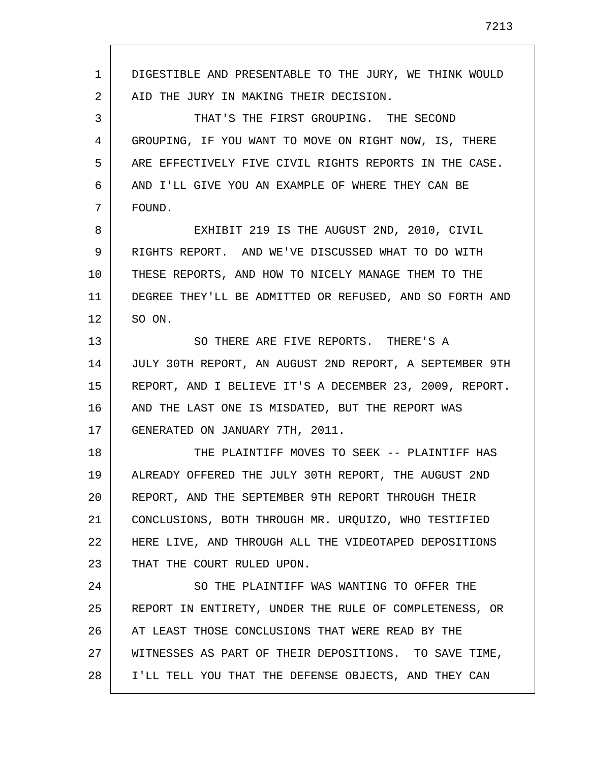DIGESTIBLE AND PRESENTABLE TO THE JURY, WE THINK WOULD AID THE JURY IN MAKING THEIR DECISION.

THAT'S THE FIRST GROUPING. THE SECOND GROUPING, IF YOU WANT TO MOVE ON RIGHT NOW, IS, THERE ARE EFFECTIVELY FIVE CIVIL RIGHTS REPORTS IN THE CASE. AND I'LL GIVE YOU AN EXAMPLE OF WHERE THEY CAN BE FOUND.

EXHIBIT 219 IS THE AUGUST 2ND, 2010, CIVIL RIGHTS REPORT. AND WE'VE DISCUSSED WHAT TO DO WITH THESE REPORTS, AND HOW TO NICELY MANAGE THEM TO THE DEGREE THEY'LL BE ADMITTED OR REFUSED, AND SO FORTH AND SO ON.

SO THERE ARE FIVE REPORTS. THERE'S A JULY 30TH REPORT, AN AUGUST 2ND REPORT, A SEPTEMBER 9TH REPORT, AND I BELIEVE IT'S A DECEMBER 23, 2009, REPORT. AND THE LAST ONE IS MISDATED, BUT THE REPORT WAS GENERATED ON JANUARY 7TH, 2011.

THE PLAINTIFF MOVES TO SEEK -- PLAINTIFF HAS ALREADY OFFERED THE JULY 30TH REPORT, THE AUGUST 2ND REPORT, AND THE SEPTEMBER 9TH REPORT THROUGH THEIR CONCLUSIONS, BOTH THROUGH MR. URQUIZO, WHO TESTIFIED HERE LIVE, AND THROUGH ALL THE VIDEOTAPED DEPOSITIONS THAT THE COURT RULED UPON.

SO THE PLAINTIFF WAS WANTING TO OFFER THE REPORT IN ENTIRETY, UNDER THE RULE OF COMPLETENESS, OR AT LEAST THOSE CONCLUSIONS THAT WERE READ BY THE WITNESSES AS PART OF THEIR DEPOSITIONS. TO SAVE TIME, I'LL TELL YOU THAT THE DEFENSE OBJECTS, AND THEY CAN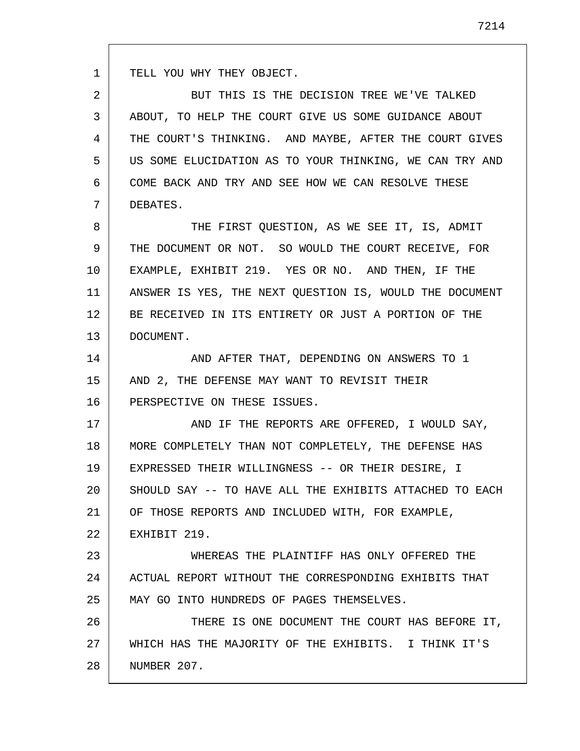TELL YOU WHY THEY OBJECT.

BUT THIS IS THE DECISION TREE WE'VE TALKED ABOUT, TO HELP THE COURT GIVE US SOME GUIDANCE ABOUT THE COURT'S THINKING. AND MAYBE, AFTER THE COURT GIVES US SOME ELUCIDATION AS TO YOUR THINKING, WE CAN TRY AND COME BACK AND TRY AND SEE HOW WE CAN RESOLVE THESE DEBATES.

THE FIRST QUESTION, AS WE SEE IT, IS, ADMIT THE DOCUMENT OR NOT. SO WOULD THE COURT RECEIVE, FOR EXAMPLE, EXHIBIT 219. YES OR NO. AND THEN, IF THE ANSWER IS YES, THE NEXT QUESTION IS, WOULD THE DOCUMENT BE RECEIVED IN ITS ENTIRETY OR JUST A PORTION OF THE DOCUMENT.

AND AFTER THAT, DEPENDING ON ANSWERS TO 1 AND 2, THE DEFENSE MAY WANT TO REVISIT THEIR PERSPECTIVE ON THESE ISSUES.

AND IF THE REPORTS ARE OFFERED, I WOULD SAY, MORE COMPLETELY THAN NOT COMPLETELY, THE DEFENSE HAS EXPRESSED THEIR WILLINGNESS -- OR THEIR DESIRE, I SHOULD SAY -- TO HAVE ALL THE EXHIBITS ATTACHED TO EACH OF THOSE REPORTS AND INCLUDED WITH, FOR EXAMPLE, EXHIBIT 219.

WHEREAS THE PLAINTIFF HAS ONLY OFFERED THE ACTUAL REPORT WITHOUT THE CORRESPONDING EXHIBITS THAT MAY GO INTO HUNDREDS OF PAGES THEMSELVES.

THERE IS ONE DOCUMENT THE COURT HAS BEFORE IT, WHICH HAS THE MAJORITY OF THE EXHIBITS. I THINK IT'S NUMBER 207.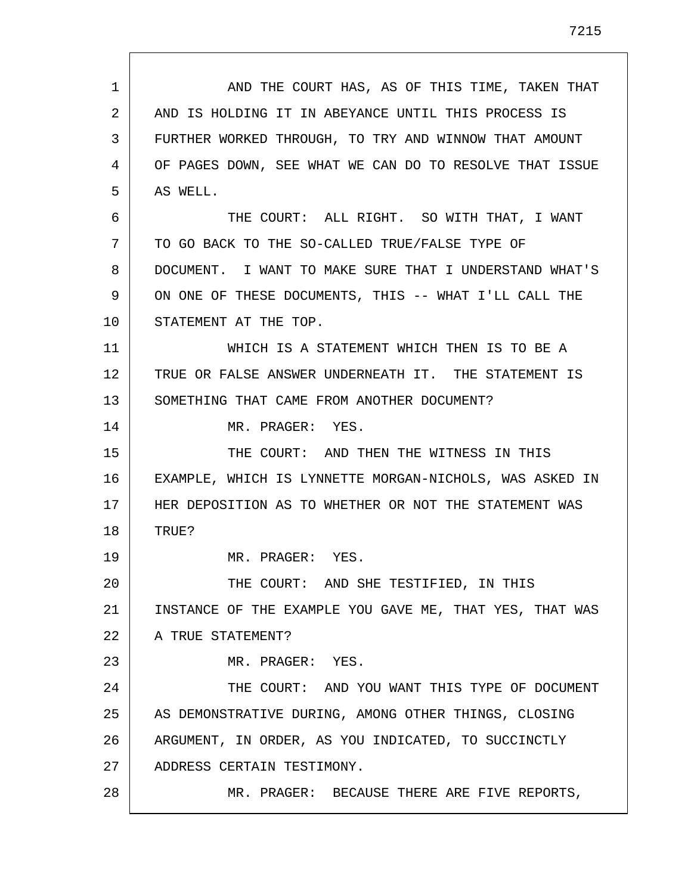AND THE COURT HAS, AS OF THIS TIME, TAKEN THAT AND IS HOLDING IT IN ABEYANCE UNTIL THIS PROCESS IS FURTHER WORKED THROUGH, TO TRY AND WINNOW THAT AMOUNT OF PAGES DOWN, SEE WHAT WE CAN DO TO RESOLVE THAT ISSUE AS WELL.

THE COURT: ALL RIGHT. SO WITH THAT, I WANT TO GO BACK TO THE SO-CALLED TRUE/FALSE TYPE OF DOCUMENT. I WANT TO MAKE SURE THAT I UNDERSTAND WHAT'S ON ONE OF THESE DOCUMENTS, THIS -- WHAT I'LL CALL THE STATEMENT AT THE TOP.

WHICH IS A STATEMENT WHICH THEN IS TO BE A TRUE OR FALSE ANSWER UNDERNEATH IT. THE STATEMENT IS SOMETHING THAT CAME FROM ANOTHER DOCUMENT?

MR. PRAGER: YES.

THE COURT: AND THEN THE WITNESS IN THIS EXAMPLE, WHICH IS LYNNETTE MORGAN-NICHOLS, WAS ASKED IN HER DEPOSITION AS TO WHETHER OR NOT THE STATEMENT WAS TRUE?

MR. PRAGER: YES.

THE COURT: AND SHE TESTIFIED, IN THIS INSTANCE OF THE EXAMPLE YOU GAVE ME, THAT YES, THAT WAS A TRUE STATEMENT?

MR. PRAGER: YES.

THE COURT: AND YOU WANT THIS TYPE OF DOCUMENT AS DEMONSTRATIVE DURING, AMONG OTHER THINGS, CLOSING ARGUMENT, IN ORDER, AS YOU INDICATED, TO SUCCINCTLY ADDRESS CERTAIN TESTIMONY.

MR. PRAGER: BECAUSE THERE ARE FIVE REPORTS,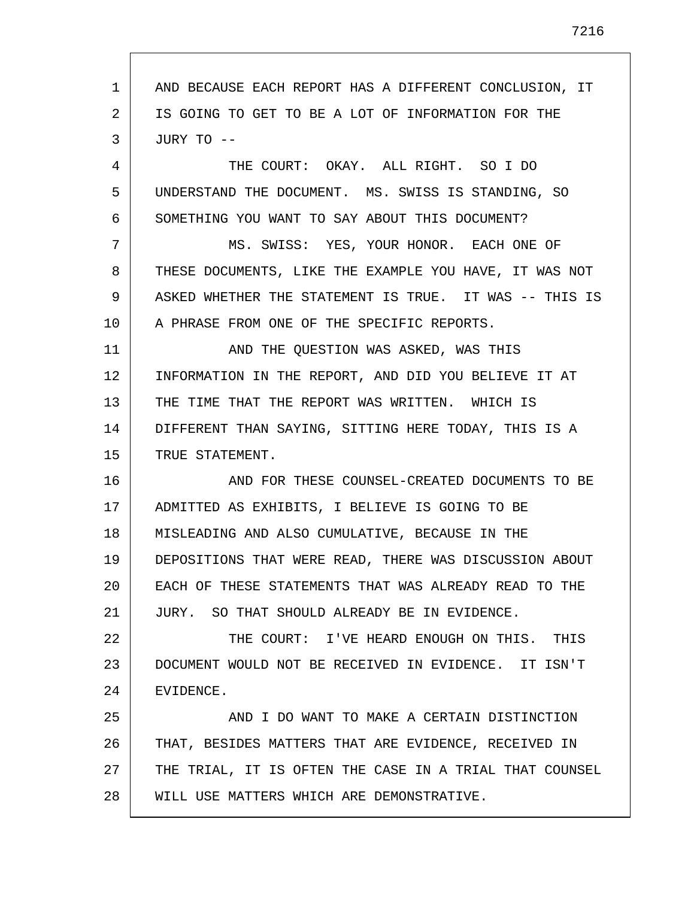AND BECAUSE EACH REPORT HAS A DIFFERENT CONCLUSION, IT IS GOING TO GET TO BE A LOT OF INFORMATION FOR THE JURY TO --

THE COURT: OKAY. ALL RIGHT. SO I DO UNDERSTAND THE DOCUMENT. MS. SWISS IS STANDING, SO SOMETHING YOU WANT TO SAY ABOUT THIS DOCUMENT?

MS. SWISS: YES, YOUR HONOR. EACH ONE OF THESE DOCUMENTS, LIKE THE EXAMPLE YOU HAVE, IT WAS NOT ASKED WHETHER THE STATEMENT IS TRUE. IT WAS -- THIS IS A PHRASE FROM ONE OF THE SPECIFIC REPORTS.

AND THE QUESTION WAS ASKED, WAS THIS INFORMATION IN THE REPORT, AND DID YOU BELIEVE IT AT THE TIME THAT THE REPORT WAS WRITTEN. WHICH IS DIFFERENT THAN SAYING, SITTING HERE TODAY, THIS IS A TRUE STATEMENT.

AND FOR THESE COUNSEL-CREATED DOCUMENTS TO BE ADMITTED AS EXHIBITS, I BELIEVE IS GOING TO BE MISLEADING AND ALSO CUMULATIVE, BECAUSE IN THE DEPOSITIONS THAT WERE READ, THERE WAS DISCUSSION ABOUT EACH OF THESE STATEMENTS THAT WAS ALREADY READ TO THE JURY. SO THAT SHOULD ALREADY BE IN EVIDENCE.

THE COURT: I'VE HEARD ENOUGH ON THIS. THIS DOCUMENT WOULD NOT BE RECEIVED IN EVIDENCE. IT ISN'T EVIDENCE.

AND I DO WANT TO MAKE A CERTAIN DISTINCTION THAT, BESIDES MATTERS THAT ARE EVIDENCE, RECEIVED IN THE TRIAL, IT IS OFTEN THE CASE IN A TRIAL THAT COUNSEL WILL USE MATTERS WHICH ARE DEMONSTRATIVE.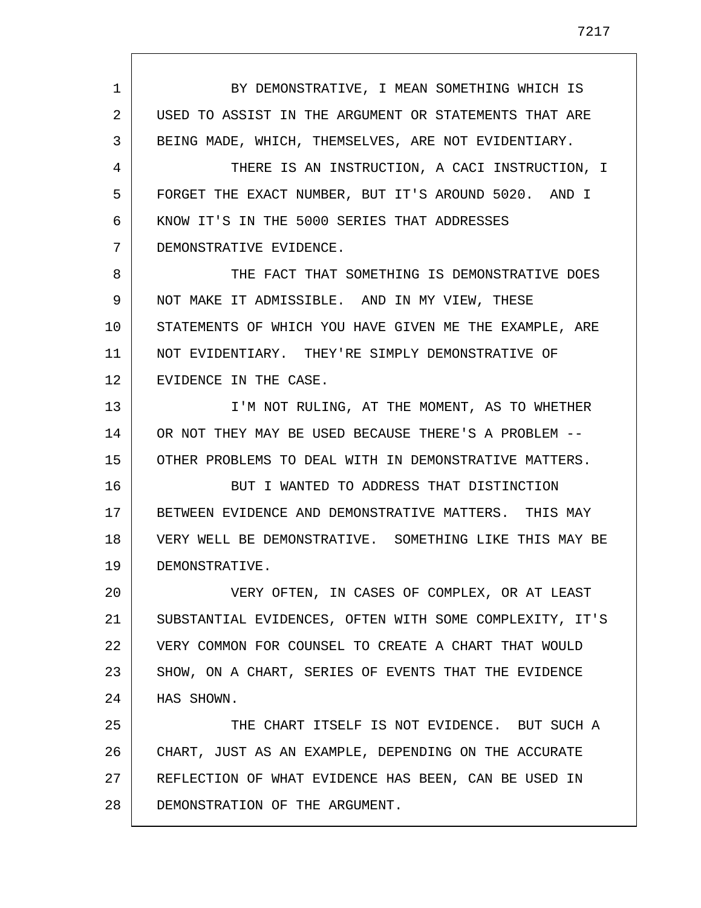BY DEMONSTRATIVE, I MEAN SOMETHING WHICH IS USED TO ASSIST IN THE ARGUMENT OR STATEMENTS THAT ARE BEING MADE, WHICH, THEMSELVES, ARE NOT EVIDENTIARY.

THERE IS AN INSTRUCTION, A CACI INSTRUCTION, I FORGET THE EXACT NUMBER, BUT IT'S AROUND 5020. AND I KNOW IT'S IN THE 5000 SERIES THAT ADDRESSES DEMONSTRATIVE EVIDENCE.

THE FACT THAT SOMETHING IS DEMONSTRATIVE DOES NOT MAKE IT ADMISSIBLE. AND IN MY VIEW, THESE STATEMENTS OF WHICH YOU HAVE GIVEN ME THE EXAMPLE, ARE NOT EVIDENTIARY. THEY'RE SIMPLY DEMONSTRATIVE OF EVIDENCE IN THE CASE.

I'M NOT RULING, AT THE MOMENT, AS TO WHETHER OR NOT THEY MAY BE USED BECAUSE THERE'S A PROBLEM -- OTHER PROBLEMS TO DEAL WITH IN DEMONSTRATIVE MATTERS.

BUT I WANTED TO ADDRESS THAT DISTINCTION BETWEEN EVIDENCE AND DEMONSTRATIVE MATTERS. THIS MAY VERY WELL BE DEMONSTRATIVE. SOMETHING LIKE THIS MAY BE DEMONSTRATIVE.

VERY OFTEN, IN CASES OF COMPLEX, OR AT LEAST SUBSTANTIAL EVIDENCES, OFTEN WITH SOME COMPLEXITY, IT'S VERY COMMON FOR COUNSEL TO CREATE A CHART THAT WOULD SHOW, ON A CHART, SERIES OF EVENTS THAT THE EVIDENCE HAS SHOWN.

THE CHART ITSELF IS NOT EVIDENCE. BUT SUCH A CHART, JUST AS AN EXAMPLE, DEPENDING ON THE ACCURATE REFLECTION OF WHAT EVIDENCE HAS BEEN, CAN BE USED IN DEMONSTRATION OF THE ARGUMENT.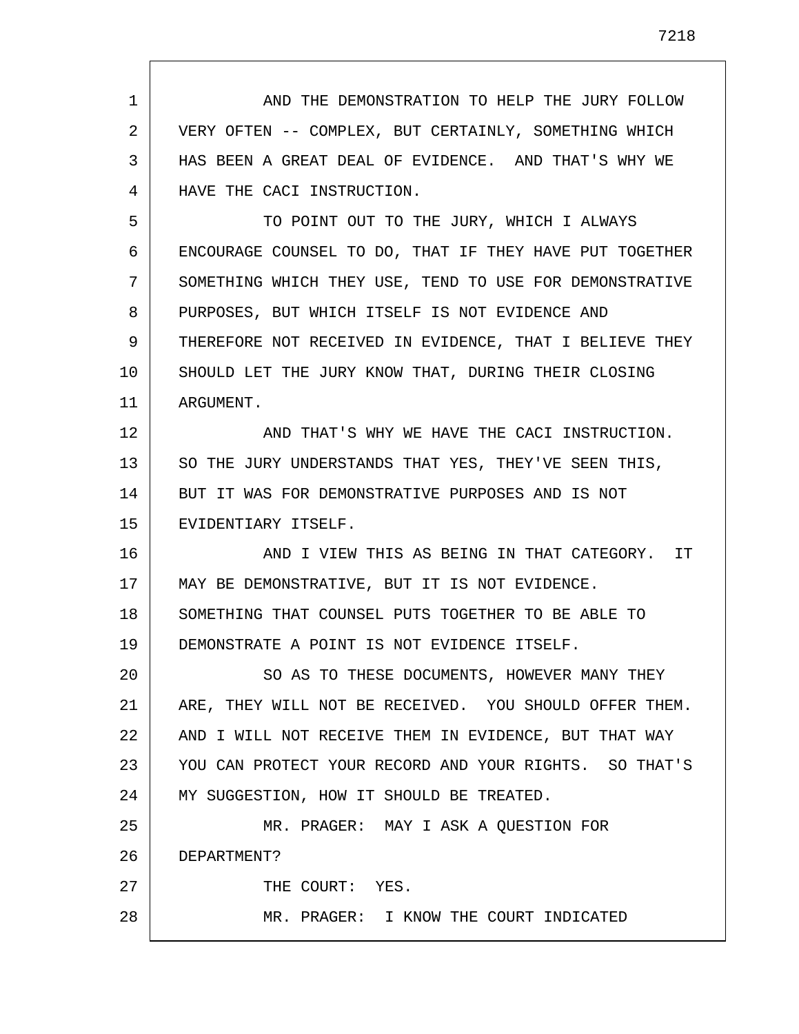AND THE DEMONSTRATION TO HELP THE JURY FOLLOW VERY OFTEN -- COMPLEX, BUT CERTAINLY, SOMETHING WHICH HAS BEEN A GREAT DEAL OF EVIDENCE. AND THAT'S WHY WE HAVE THE CACI INSTRUCTION.

TO POINT OUT TO THE JURY, WHICH I ALWAYS ENCOURAGE COUNSEL TO DO, THAT IF THEY HAVE PUT TOGETHER SOMETHING WHICH THEY USE, TEND TO USE FOR DEMONSTRATIVE PURPOSES, BUT WHICH ITSELF IS NOT EVIDENCE AND THEREFORE NOT RECEIVED IN EVIDENCE, THAT I BELIEVE THEY SHOULD LET THE JURY KNOW THAT, DURING THEIR CLOSING ARGUMENT.

AND THAT'S WHY WE HAVE THE CACI INSTRUCTION. SO THE JURY UNDERSTANDS THAT YES, THEY'VE SEEN THIS, BUT IT WAS FOR DEMONSTRATIVE PURPOSES AND IS NOT EVIDENTIARY ITSELF.

AND I VIEW THIS AS BEING IN THAT CATEGORY. IT MAY BE DEMONSTRATIVE, BUT IT IS NOT EVIDENCE. SOMETHING THAT COUNSEL PUTS TOGETHER TO BE ABLE TO DEMONSTRATE A POINT IS NOT EVIDENCE ITSELF.

SO AS TO THESE DOCUMENTS, HOWEVER MANY THEY ARE, THEY WILL NOT BE RECEIVED. YOU SHOULD OFFER THEM. AND I WILL NOT RECEIVE THEM IN EVIDENCE, BUT THAT WAY YOU CAN PROTECT YOUR RECORD AND YOUR RIGHTS. SO THAT'S MY SUGGESTION, HOW IT SHOULD BE TREATED.

MR. PRAGER: MAY I ASK A QUESTION FOR DEPARTMENT?

THE COURT: YES.

MR. PRAGER: I KNOW THE COURT INDICATED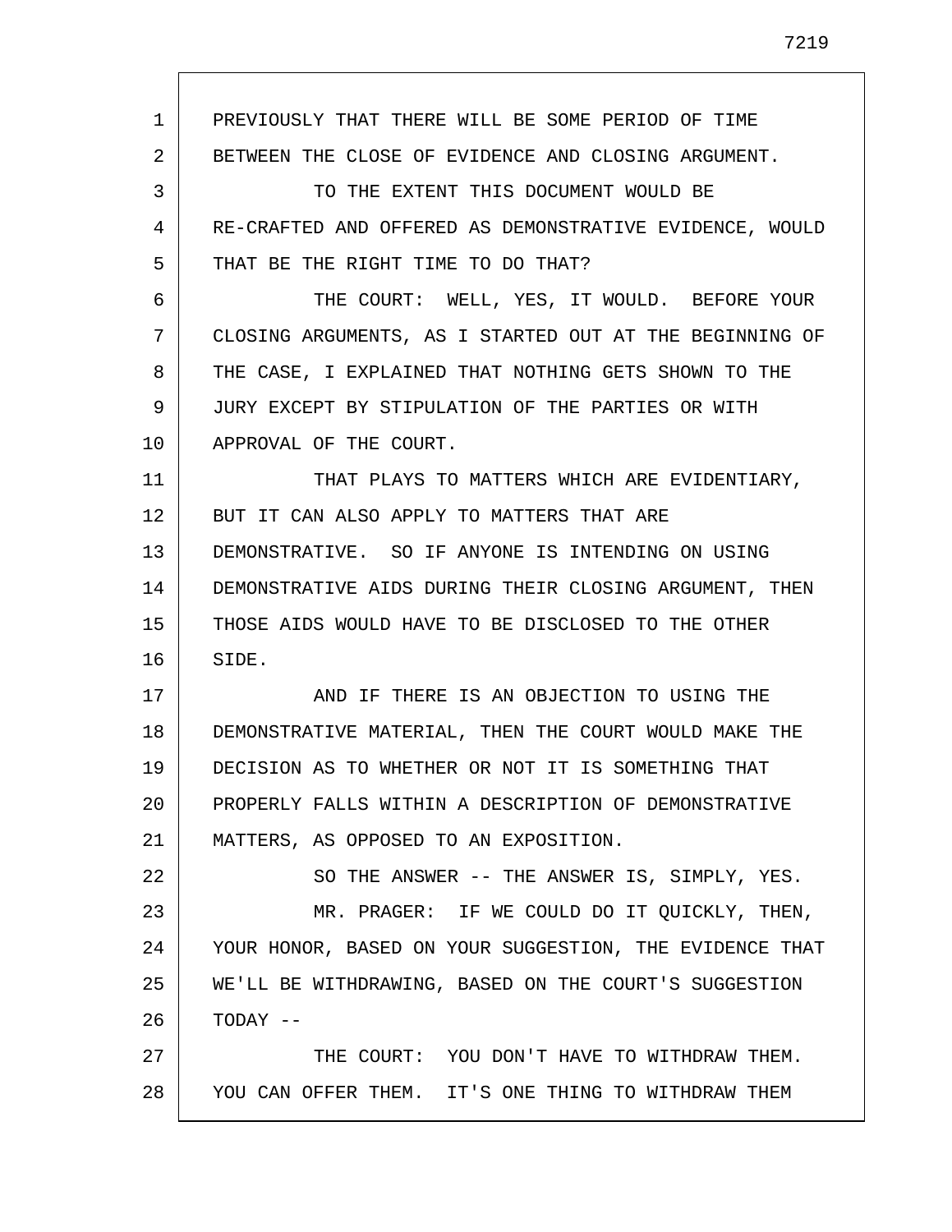PREVIOUSLY THAT THERE WILL BE SOME PERIOD OF TIME BETWEEN THE CLOSE OF EVIDENCE AND CLOSING ARGUMENT.

TO THE EXTENT THIS DOCUMENT WOULD BE RE-CRAFTED AND OFFERED AS DEMONSTRATIVE EVIDENCE, WOULD THAT BE THE RIGHT TIME TO DO THAT?

THE COURT: WELL, YES, IT WOULD. BEFORE YOUR CLOSING ARGUMENTS, AS I STARTED OUT AT THE BEGINNING OF THE CASE, I EXPLAINED THAT NOTHING GETS SHOWN TO THE JURY EXCEPT BY STIPULATION OF THE PARTIES OR WITH APPROVAL OF THE COURT.

THAT PLAYS TO MATTERS WHICH ARE EVIDENTIARY, BUT IT CAN ALSO APPLY TO MATTERS THAT ARE DEMONSTRATIVE. SO IF ANYONE IS INTENDING ON USING DEMONSTRATIVE AIDS DURING THEIR CLOSING ARGUMENT, THEN THOSE AIDS WOULD HAVE TO BE DISCLOSED TO THE OTHER SIDE.

AND IF THERE IS AN OBJECTION TO USING THE DEMONSTRATIVE MATERIAL, THEN THE COURT WOULD MAKE THE DECISION AS TO WHETHER OR NOT IT IS SOMETHING THAT PROPERLY FALLS WITHIN A DESCRIPTION OF DEMONSTRATIVE MATTERS, AS OPPOSED TO AN EXPOSITION.

SO THE ANSWER -- THE ANSWER IS, SIMPLY, YES.

MR. PRAGER: IF WE COULD DO IT QUICKLY, THEN, YOUR HONOR, BASED ON YOUR SUGGESTION, THE EVIDENCE THAT WE'LL BE WITHDRAWING, BASED ON THE COURT'S SUGGESTION TODAY --

THE COURT: YOU DON'T HAVE TO WITHDRAW THEM. YOU CAN OFFER THEM. IT'S ONE THING TO WITHDRAW THEM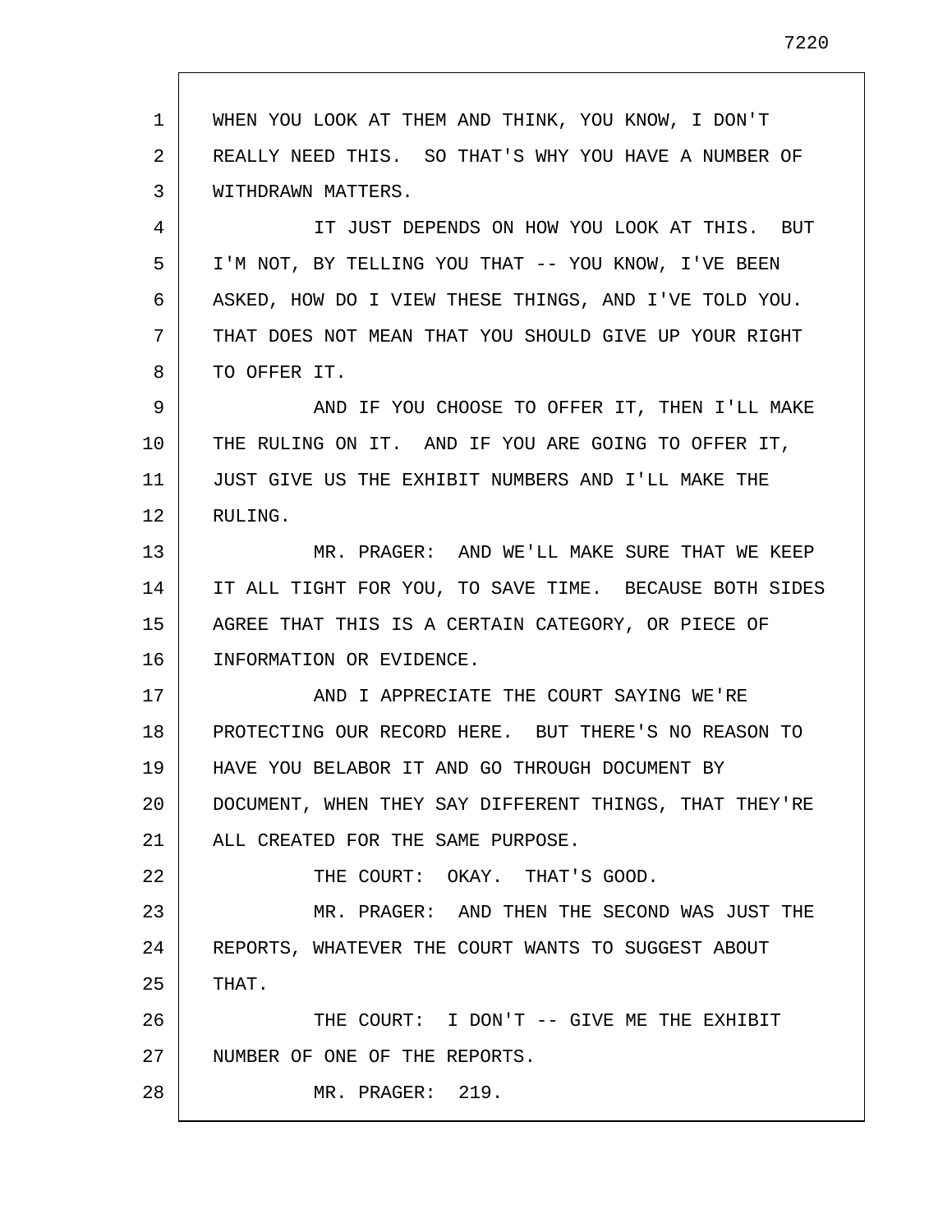WHEN YOU LOOK AT THEM AND THINK, YOU KNOW, I DON'T REALLY NEED THIS. SO THAT'S WHY YOU HAVE A NUMBER OF WITHDRAWN MATTERS.

IT JUST DEPENDS ON HOW YOU LOOK AT THIS. BUT I'M NOT, BY TELLING YOU THAT -- YOU KNOW, I'VE BEEN ASKED, HOW DO I VIEW THESE THINGS, AND I'VE TOLD YOU. THAT DOES NOT MEAN THAT YOU SHOULD GIVE UP YOUR RIGHT TO OFFER IT.

AND IF YOU CHOOSE TO OFFER IT, THEN I'LL MAKE THE RULING ON IT. AND IF YOU ARE GOING TO OFFER IT, JUST GIVE US THE EXHIBIT NUMBERS AND I'LL MAKE THE RULING.

MR. PRAGER: AND WE'LL MAKE SURE THAT WE KEEP IT ALL TIGHT FOR YOU, TO SAVE TIME. BECAUSE BOTH SIDES AGREE THAT THIS IS A CERTAIN CATEGORY, OR PIECE OF INFORMATION OR EVIDENCE.

AND I APPRECIATE THE COURT SAYING WE'RE PROTECTING OUR RECORD HERE. BUT THERE'S NO REASON TO HAVE YOU BELABOR IT AND GO THROUGH DOCUMENT BY DOCUMENT, WHEN THEY SAY DIFFERENT THINGS, THAT THEY'RE ALL CREATED FOR THE SAME PURPOSE.

THE COURT: OKAY. THAT'S GOOD.

MR. PRAGER: AND THEN THE SECOND WAS JUST THE REPORTS, WHATEVER THE COURT WANTS TO SUGGEST ABOUT THAT.

THE COURT: I DON'T -- GIVE ME THE EXHIBIT NUMBER OF ONE OF THE REPORTS.

MR. PRAGER: 219.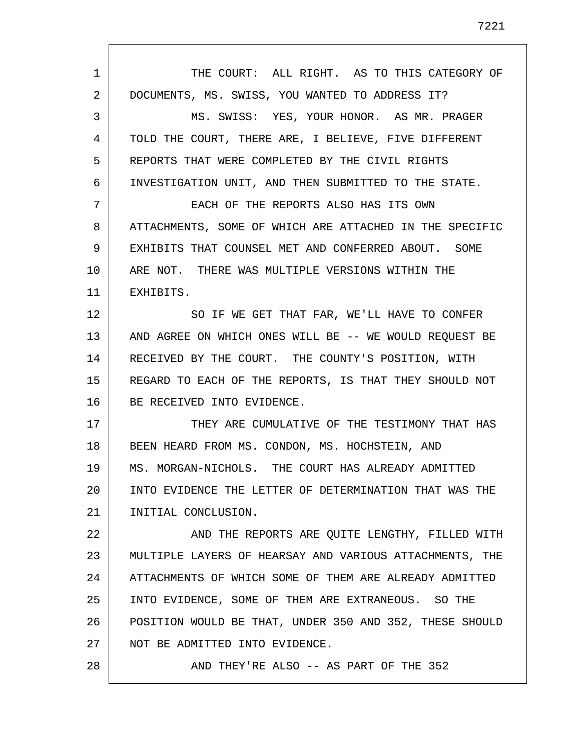THE COURT: ALL RIGHT. AS TO THIS CATEGORY OF DOCUMENTS, MS. SWISS, YOU WANTED TO ADDRESS IT?

MS. SWISS: YES, YOUR HONOR. AS MR. PRAGER TOLD THE COURT, THERE ARE, I BELIEVE, FIVE DIFFERENT REPORTS THAT WERE COMPLETED BY THE CIVIL RIGHTS INVESTIGATION UNIT, AND THEN SUBMITTED TO THE STATE.

EACH OF THE REPORTS ALSO HAS ITS OWN ATTACHMENTS, SOME OF WHICH ARE ATTACHED IN THE SPECIFIC EXHIBITS THAT COUNSEL MET AND CONFERRED ABOUT. SOME ARE NOT. THERE WAS MULTIPLE VERSIONS WITHIN THE EXHIBITS.

SO IF WE GET THAT FAR, WE'LL HAVE TO CONFER AND AGREE ON WHICH ONES WILL BE -- WE WOULD REQUEST BE RECEIVED BY THE COURT. THE COUNTY'S POSITION, WITH REGARD TO EACH OF THE REPORTS, IS THAT THEY SHOULD NOT BE RECEIVED INTO EVIDENCE.

THEY ARE CUMULATIVE OF THE TESTIMONY THAT HAS BEEN HEARD FROM MS. CONDON, MS. HOCHSTEIN, AND MS. MORGAN-NICHOLS. THE COURT HAS ALREADY ADMITTED INTO EVIDENCE THE LETTER OF DETERMINATION THAT WAS THE INITIAL CONCLUSION.

AND THE REPORTS ARE QUITE LENGTHY, FILLED WITH MULTIPLE LAYERS OF HEARSAY AND VARIOUS ATTACHMENTS, THE ATTACHMENTS OF WHICH SOME OF THEM ARE ALREADY ADMITTED INTO EVIDENCE, SOME OF THEM ARE EXTRANEOUS. SO THE POSITION WOULD BE THAT, UNDER 350 AND 352, THESE SHOULD NOT BE ADMITTED INTO EVIDENCE.

AND THEY'RE ALSO -- AS PART OF THE 352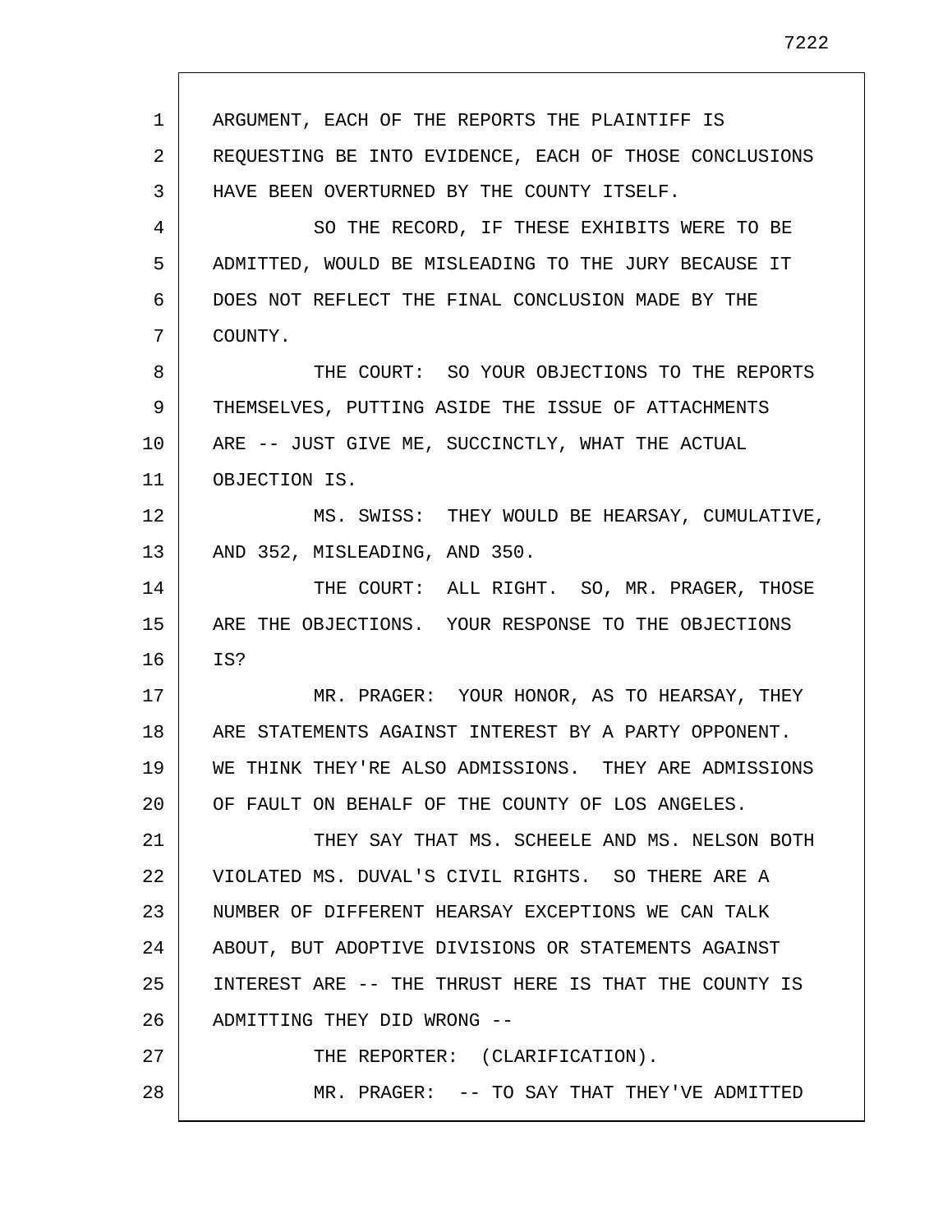ARGUMENT, EACH OF THE REPORTS THE PLAINTIFF IS REQUESTING BE INTO EVIDENCE, EACH OF THOSE CONCLUSIONS HAVE BEEN OVERTURNED BY THE COUNTY ITSELF.

SO THE RECORD, IF THESE EXHIBITS WERE TO BE ADMITTED, WOULD BE MISLEADING TO THE JURY BECAUSE IT DOES NOT REFLECT THE FINAL CONCLUSION MADE BY THE COUNTY.

THE COURT: SO YOUR OBJECTIONS TO THE REPORTS THEMSELVES, PUTTING ASIDE THE ISSUE OF ATTACHMENTS ARE -- JUST GIVE ME, SUCCINCTLY, WHAT THE ACTUAL OBJECTION IS.

MS. SWISS: THEY WOULD BE HEARSAY, CUMULATIVE, AND 352, MISLEADING, AND 350.

THE COURT: ALL RIGHT. SO, MR. PRAGER, THOSE ARE THE OBJECTIONS. YOUR RESPONSE TO THE OBJECTIONS IS?

MR. PRAGER: YOUR HONOR, AS TO HEARSAY, THEY ARE STATEMENTS AGAINST INTEREST BY A PARTY OPPONENT. WE THINK THEY'RE ALSO ADMISSIONS. THEY ARE ADMISSIONS OF FAULT ON BEHALF OF THE COUNTY OF LOS ANGELES.

THEY SAY THAT MS. SCHEELE AND MS. NELSON BOTH VIOLATED MS. DUVAL'S CIVIL RIGHTS. SO THERE ARE A NUMBER OF DIFFERENT HEARSAY EXCEPTIONS WE CAN TALK ABOUT, BUT ADOPTIVE DIVISIONS OR STATEMENTS AGAINST INTEREST ARE -- THE THRUST HERE IS THAT THE COUNTY IS ADMITTING THEY DID WRONG --

THE REPORTER: (CLARIFICATION).

MR. PRAGER: -- TO SAY THAT THEY'VE ADMITTED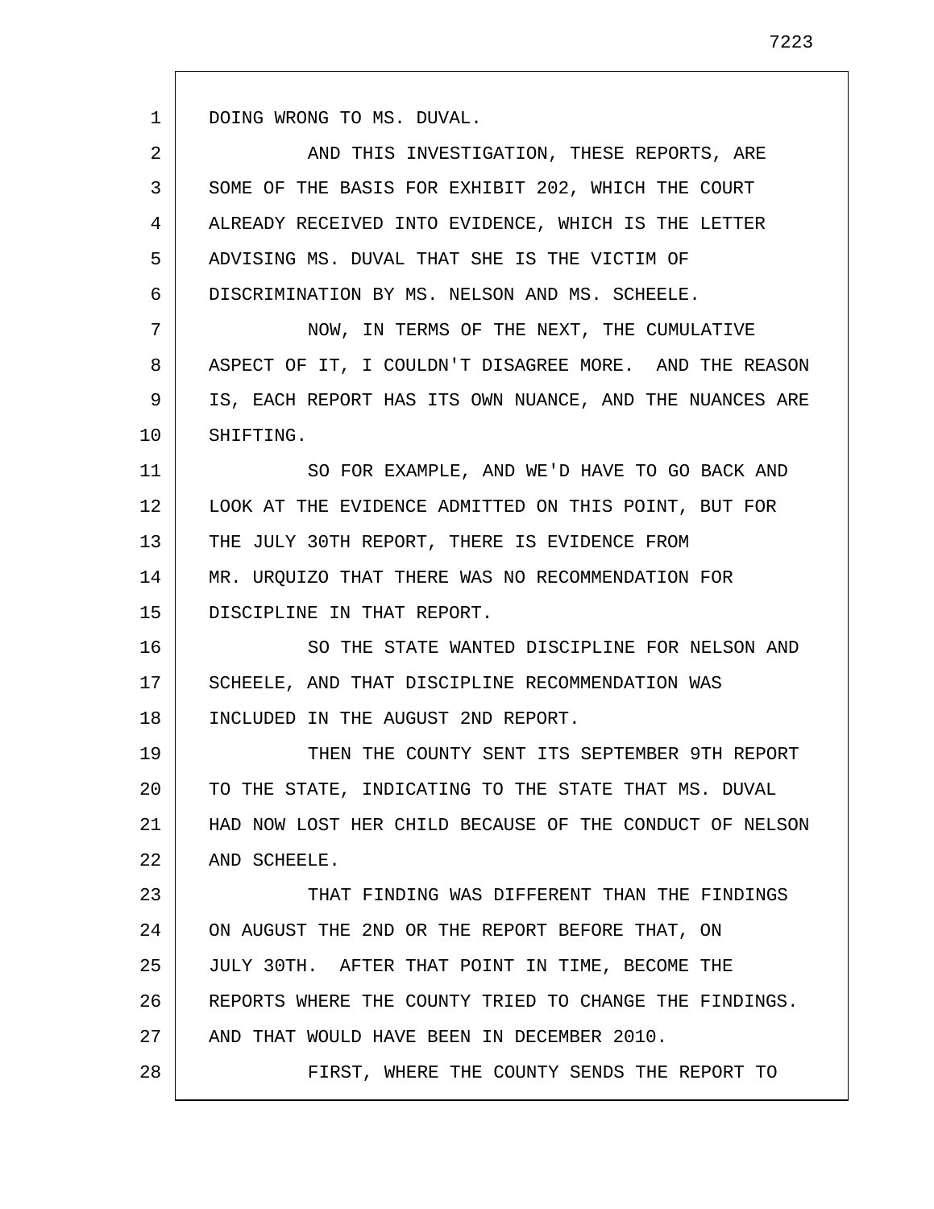DOING WRONG TO MS. DUVAL.

AND THIS INVESTIGATION, THESE REPORTS, ARE SOME OF THE BASIS FOR EXHIBIT 202, WHICH THE COURT ALREADY RECEIVED INTO EVIDENCE, WHICH IS THE LETTER ADVISING MS. DUVAL THAT SHE IS THE VICTIM OF DISCRIMINATION BY MS. NELSON AND MS. SCHEELE.

NOW, IN TERMS OF THE NEXT, THE CUMULATIVE ASPECT OF IT, I COULDN'T DISAGREE MORE. AND THE REASON IS, EACH REPORT HAS ITS OWN NUANCE, AND THE NUANCES ARE SHIFTING.

SO FOR EXAMPLE, AND WE'D HAVE TO GO BACK AND LOOK AT THE EVIDENCE ADMITTED ON THIS POINT, BUT FOR THE JULY 30TH REPORT, THERE IS EVIDENCE FROM MR. URQUIZO THAT THERE WAS NO RECOMMENDATION FOR DISCIPLINE IN THAT REPORT.

SO THE STATE WANTED DISCIPLINE FOR NELSON AND SCHEELE, AND THAT DISCIPLINE RECOMMENDATION WAS INCLUDED IN THE AUGUST 2ND REPORT.

THEN THE COUNTY SENT ITS SEPTEMBER 9TH REPORT TO THE STATE, INDICATING TO THE STATE THAT MS. DUVAL HAD NOW LOST HER CHILD BECAUSE OF THE CONDUCT OF NELSON AND SCHEELE.

THAT FINDING WAS DIFFERENT THAN THE FINDINGS ON AUGUST THE 2ND OR THE REPORT BEFORE THAT, ON JULY 30TH. AFTER THAT POINT IN TIME, BECOME THE REPORTS WHERE THE COUNTY TRIED TO CHANGE THE FINDINGS. AND THAT WOULD HAVE BEEN IN DECEMBER 2010.

FIRST, WHERE THE COUNTY SENDS THE REPORT TO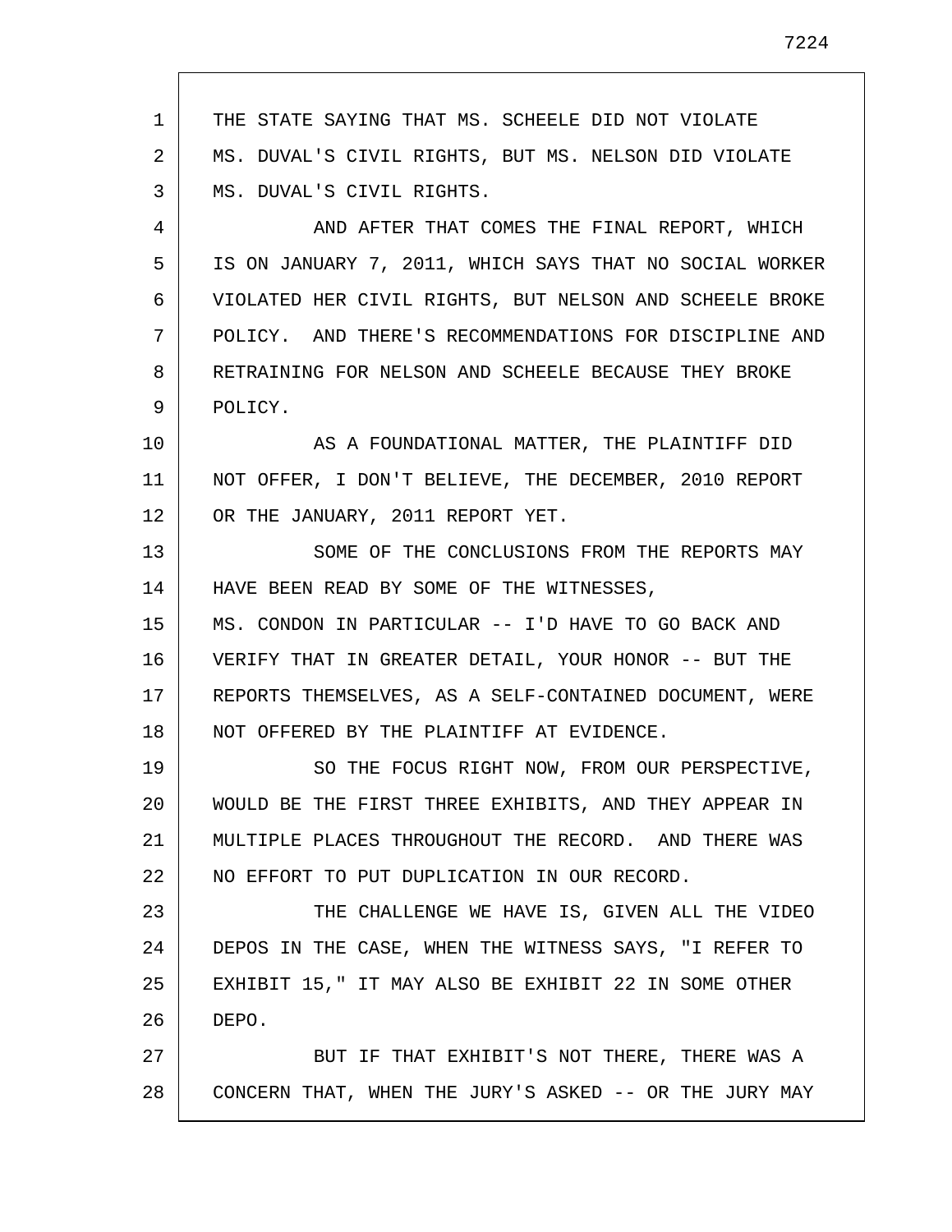THE STATE SAYING THAT MS. SCHEELE DID NOT VIOLATE MS. DUVAL'S CIVIL RIGHTS, BUT MS. NELSON DID VIOLATE MS. DUVAL'S CIVIL RIGHTS.

AND AFTER THAT COMES THE FINAL REPORT, WHICH IS ON JANUARY 7, 2011, WHICH SAYS THAT NO SOCIAL WORKER VIOLATED HER CIVIL RIGHTS, BUT NELSON AND SCHEELE BROKE POLICY. AND THERE'S RECOMMENDATIONS FOR DISCIPLINE AND RETRAINING FOR NELSON AND SCHEELE BECAUSE THEY BROKE POLICY.

AS A FOUNDATIONAL MATTER, THE PLAINTIFF DID NOT OFFER, I DON'T BELIEVE, THE DECEMBER, 2010 REPORT OR THE JANUARY, 2011 REPORT YET.

SOME OF THE CONCLUSIONS FROM THE REPORTS MAY HAVE BEEN READ BY SOME OF THE WITNESSES, MS. CONDON IN PARTICULAR -- I'D HAVE TO GO BACK AND VERIFY THAT IN GREATER DETAIL, YOUR HONOR -- BUT THE REPORTS THEMSELVES, AS A SELF-CONTAINED DOCUMENT, WERE NOT OFFERED BY THE PLAINTIFF AT EVIDENCE.

SO THE FOCUS RIGHT NOW, FROM OUR PERSPECTIVE, WOULD BE THE FIRST THREE EXHIBITS, AND THEY APPEAR IN MULTIPLE PLACES THROUGHOUT THE RECORD. AND THERE WAS NO EFFORT TO PUT DUPLICATION IN OUR RECORD.

THE CHALLENGE WE HAVE IS, GIVEN ALL THE VIDEO DEPOS IN THE CASE, WHEN THE WITNESS SAYS, "I REFER TO EXHIBIT 15," IT MAY ALSO BE EXHIBIT 22 IN SOME OTHER DEPO.

BUT IF THAT EXHIBIT'S NOT THERE, THERE WAS A CONCERN THAT, WHEN THE JURY'S ASKED -- OR THE JURY MAY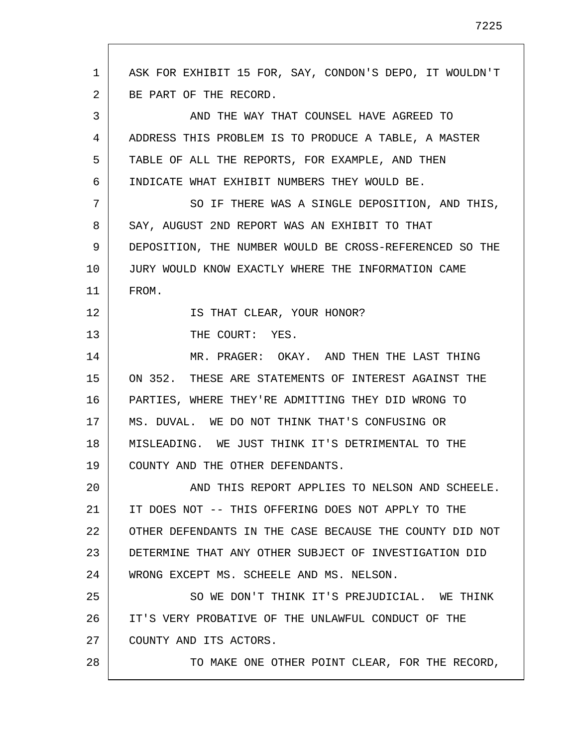ASK FOR EXHIBIT 15 FOR, SAY, CONDON'S DEPO, IT WOULDN'T BE PART OF THE RECORD.

AND THE WAY THAT COUNSEL HAVE AGREED TO ADDRESS THIS PROBLEM IS TO PRODUCE A TABLE, A MASTER TABLE OF ALL THE REPORTS, FOR EXAMPLE, AND THEN INDICATE WHAT EXHIBIT NUMBERS THEY WOULD BE.

SO IF THERE WAS A SINGLE DEPOSITION, AND THIS, SAY, AUGUST 2ND REPORT WAS AN EXHIBIT TO THAT DEPOSITION, THE NUMBER WOULD BE CROSS-REFERENCED SO THE JURY WOULD KNOW EXACTLY WHERE THE INFORMATION CAME FROM.

IS THAT CLEAR, YOUR HONOR?

THE COURT: YES.

MR. PRAGER: OKAY. AND THEN THE LAST THING ON 352. THESE ARE STATEMENTS OF INTEREST AGAINST THE PARTIES, WHERE THEY'RE ADMITTING THEY DID WRONG TO MS. DUVAL. WE DO NOT THINK THAT'S CONFUSING OR MISLEADING. WE JUST THINK IT'S DETRIMENTAL TO THE COUNTY AND THE OTHER DEFENDANTS.

AND THIS REPORT APPLIES TO NELSON AND SCHEELE. IT DOES NOT -- THIS OFFERING DOES NOT APPLY TO THE OTHER DEFENDANTS IN THE CASE BECAUSE THE COUNTY DID NOT DETERMINE THAT ANY OTHER SUBJECT OF INVESTIGATION DID WRONG EXCEPT MS. SCHEELE AND MS. NELSON.

SO WE DON'T THINK IT'S PREJUDICIAL. WE THINK IT'S VERY PROBATIVE OF THE UNLAWFUL CONDUCT OF THE COUNTY AND ITS ACTORS.

TO MAKE ONE OTHER POINT CLEAR, FOR THE RECORD,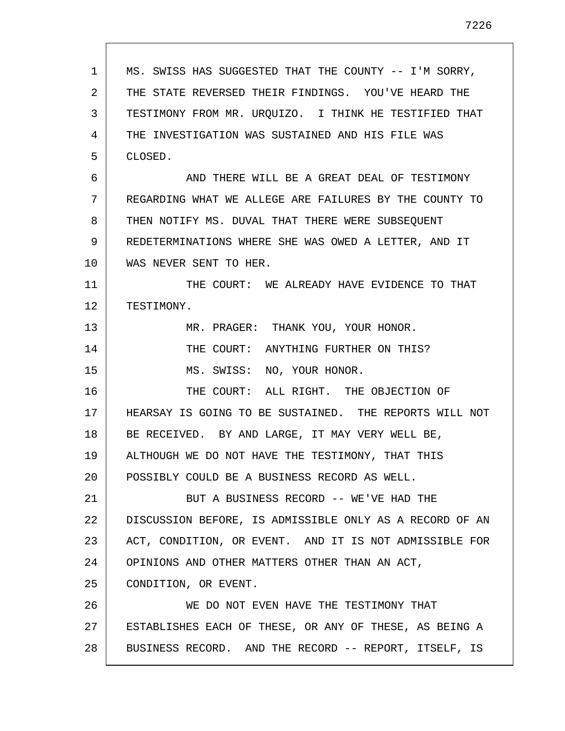MS. SWISS HAS SUGGESTED THAT THE COUNTY -- I'M SORRY, THE STATE REVERSED THEIR FINDINGS. YOU'VE HEARD THE TESTIMONY FROM MR. URQUIZO. I THINK HE TESTIFIED THAT THE INVESTIGATION WAS SUSTAINED AND HIS FILE WAS CLOSED.

AND THERE WILL BE A GREAT DEAL OF TESTIMONY REGARDING WHAT WE ALLEGE ARE FAILURES BY THE COUNTY TO THEN NOTIFY MS. DUVAL THAT THERE WERE SUBSEQUENT REDETERMINATIONS WHERE SHE WAS OWED A LETTER, AND IT WAS NEVER SENT TO HER.

THE COURT: WE ALREADY HAVE EVIDENCE TO THAT TESTIMONY.

MR. PRAGER: THANK YOU, YOUR HONOR.

THE COURT: ANYTHING FURTHER ON THIS?

MS. SWISS: NO, YOUR HONOR.

THE COURT: ALL RIGHT. THE OBJECTION OF HEARSAY IS GOING TO BE SUSTAINED. THE REPORTS WILL NOT BE RECEIVED. BY AND LARGE, IT MAY VERY WELL BE, ALTHOUGH WE DO NOT HAVE THE TESTIMONY, THAT THIS POSSIBLY COULD BE A BUSINESS RECORD AS WELL.

BUT A BUSINESS RECORD -- WE'VE HAD THE DISCUSSION BEFORE, IS ADMISSIBLE ONLY AS A RECORD OF AN ACT, CONDITION, OR EVENT. AND IT IS NOT ADMISSIBLE FOR OPINIONS AND OTHER MATTERS OTHER THAN AN ACT, CONDITION, OR EVENT.

WE DO NOT EVEN HAVE THE TESTIMONY THAT ESTABLISHES EACH OF THESE, OR ANY OF THESE, AS BEING A BUSINESS RECORD. AND THE RECORD -- REPORT, ITSELF, IS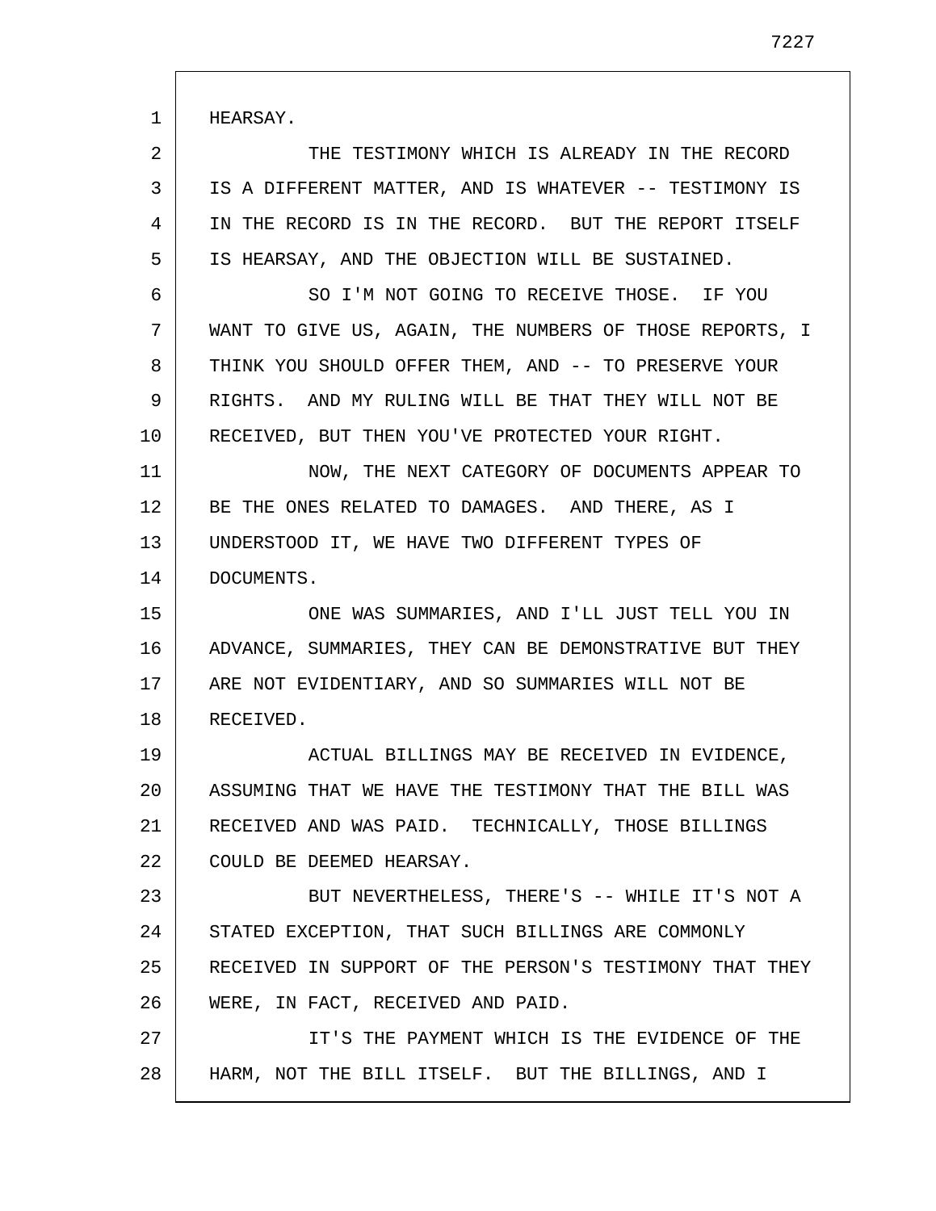HEARSAY.

THE TESTIMONY WHICH IS ALREADY IN THE RECORD IS A DIFFERENT MATTER, AND IS WHATEVER -- TESTIMONY IS IN THE RECORD IS IN THE RECORD. BUT THE REPORT ITSELF IS HEARSAY, AND THE OBJECTION WILL BE SUSTAINED.

SO I'M NOT GOING TO RECEIVE THOSE. IF YOU WANT TO GIVE US, AGAIN, THE NUMBERS OF THOSE REPORTS, I THINK YOU SHOULD OFFER THEM, AND -- TO PRESERVE YOUR RIGHTS. AND MY RULING WILL BE THAT THEY WILL NOT BE RECEIVED, BUT THEN YOU'VE PROTECTED YOUR RIGHT.

NOW, THE NEXT CATEGORY OF DOCUMENTS APPEAR TO BE THE ONES RELATED TO DAMAGES. AND THERE, AS I UNDERSTOOD IT, WE HAVE TWO DIFFERENT TYPES OF DOCUMENTS.

ONE WAS SUMMARIES, AND I'LL JUST TELL YOU IN ADVANCE, SUMMARIES, THEY CAN BE DEMONSTRATIVE BUT THEY ARE NOT EVIDENTIARY, AND SO SUMMARIES WILL NOT BE RECEIVED.

ACTUAL BILLINGS MAY BE RECEIVED IN EVIDENCE, ASSUMING THAT WE HAVE THE TESTIMONY THAT THE BILL WAS RECEIVED AND WAS PAID. TECHNICALLY, THOSE BILLINGS COULD BE DEEMED HEARSAY.

BUT NEVERTHELESS, THERE'S -- WHILE IT'S NOT A STATED EXCEPTION, THAT SUCH BILLINGS ARE COMMONLY RECEIVED IN SUPPORT OF THE PERSON'S TESTIMONY THAT THEY WERE, IN FACT, RECEIVED AND PAID.

IT'S THE PAYMENT WHICH IS THE EVIDENCE OF THE HARM, NOT THE BILL ITSELF. BUT THE BILLINGS, AND I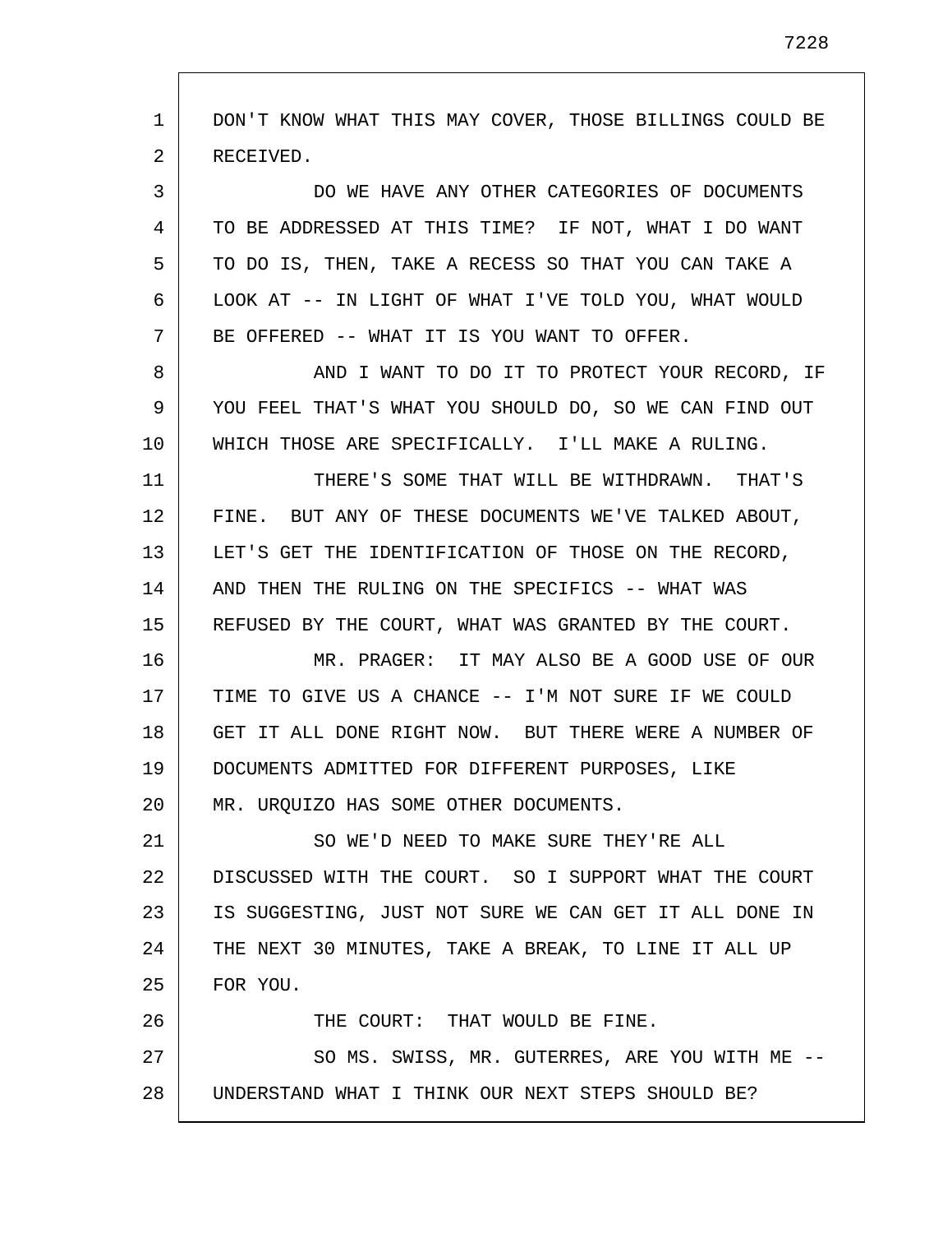DON'T KNOW WHAT THIS MAY COVER, THOSE BILLINGS COULD BE RECEIVED.

DO WE HAVE ANY OTHER CATEGORIES OF DOCUMENTS TO BE ADDRESSED AT THIS TIME? IF NOT, WHAT I DO WANT TO DO IS, THEN, TAKE A RECESS SO THAT YOU CAN TAKE A LOOK AT -- IN LIGHT OF WHAT I'VE TOLD YOU, WHAT WOULD BE OFFERED -- WHAT IT IS YOU WANT TO OFFER.

AND I WANT TO DO IT TO PROTECT YOUR RECORD, IF YOU FEEL THAT'S WHAT YOU SHOULD DO, SO WE CAN FIND OUT WHICH THOSE ARE SPECIFICALLY. I'LL MAKE A RULING.

THERE'S SOME THAT WILL BE WITHDRAWN. THAT'S FINE. BUT ANY OF THESE DOCUMENTS WE'VE TALKED ABOUT, LET'S GET THE IDENTIFICATION OF THOSE ON THE RECORD, AND THEN THE RULING ON THE SPECIFICS -- WHAT WAS REFUSED BY THE COURT, WHAT WAS GRANTED BY THE COURT.

MR. PRAGER: IT MAY ALSO BE A GOOD USE OF OUR TIME TO GIVE US A CHANCE -- I'M NOT SURE IF WE COULD GET IT ALL DONE RIGHT NOW. BUT THERE WERE A NUMBER OF DOCUMENTS ADMITTED FOR DIFFERENT PURPOSES, LIKE MR. URQUIZO HAS SOME OTHER DOCUMENTS.

SO WE'D NEED TO MAKE SURE THEY'RE ALL DISCUSSED WITH THE COURT. SO I SUPPORT WHAT THE COURT IS SUGGESTING, JUST NOT SURE WE CAN GET IT ALL DONE IN THE NEXT 30 MINUTES, TAKE A BREAK, TO LINE IT ALL UP FOR YOU.

THE COURT: THAT WOULD BE FINE.

SO MS. SWISS, MR. GUTERRES, ARE YOU WITH ME -- UNDERSTAND WHAT I THINK OUR NEXT STEPS SHOULD BE?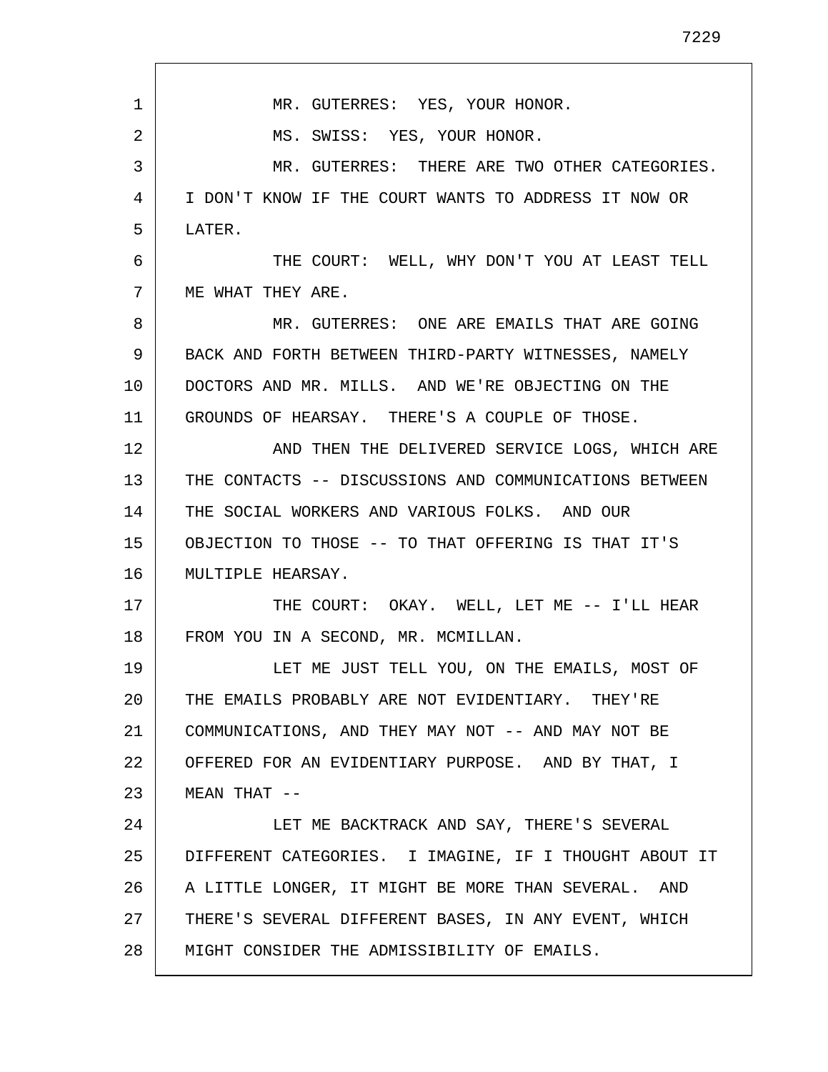MR. GUTERRES: YES, YOUR HONOR.

MS. SWISS: YES, YOUR HONOR.

MR. GUTERRES: THERE ARE TWO OTHER CATEGORIES. I DON'T KNOW IF THE COURT WANTS TO ADDRESS IT NOW OR LATER.

THE COURT: WELL, WHY DON'T YOU AT LEAST TELL ME WHAT THEY ARE.

MR. GUTERRES: ONE ARE EMAILS THAT ARE GOING BACK AND FORTH BETWEEN THIRD-PARTY WITNESSES, NAMELY DOCTORS AND MR. MILLS. AND WE'RE OBJECTING ON THE GROUNDS OF HEARSAY. THERE'S A COUPLE OF THOSE.

AND THEN THE DELIVERED SERVICE LOGS, WHICH ARE THE CONTACTS -- DISCUSSIONS AND COMMUNICATIONS BETWEEN THE SOCIAL WORKERS AND VARIOUS FOLKS. AND OUR OBJECTION TO THOSE -- TO THAT OFFERING IS THAT IT'S MULTIPLE HEARSAY.

THE COURT: OKAY. WELL, LET ME -- I'LL HEAR FROM YOU IN A SECOND, MR. MCMILLAN.

LET ME JUST TELL YOU, ON THE EMAILS, MOST OF THE EMAILS PROBABLY ARE NOT EVIDENTIARY. THEY'RE COMMUNICATIONS, AND THEY MAY NOT -- AND MAY NOT BE OFFERED FOR AN EVIDENTIARY PURPOSE. AND BY THAT, I MEAN THAT --

LET ME BACKTRACK AND SAY, THERE'S SEVERAL DIFFERENT CATEGORIES. I IMAGINE, IF I THOUGHT ABOUT IT A LITTLE LONGER, IT MIGHT BE MORE THAN SEVERAL. AND THERE'S SEVERAL DIFFERENT BASES, IN ANY EVENT, WHICH MIGHT CONSIDER THE ADMISSIBILITY OF EMAILS.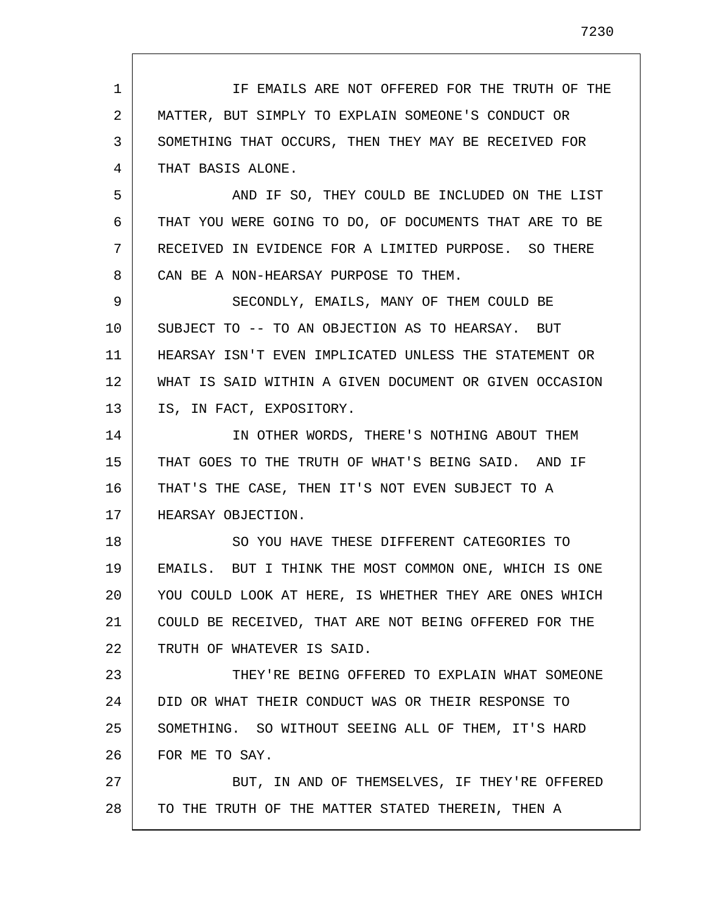IF EMAILS ARE NOT OFFERED FOR THE TRUTH OF THE MATTER, BUT SIMPLY TO EXPLAIN SOMEONE'S CONDUCT OR SOMETHING THAT OCCURS, THEN THEY MAY BE RECEIVED FOR THAT BASIS ALONE.

AND IF SO, THEY COULD BE INCLUDED ON THE LIST THAT YOU WERE GOING TO DO, OF DOCUMENTS THAT ARE TO BE RECEIVED IN EVIDENCE FOR A LIMITED PURPOSE. SO THERE CAN BE A NON-HEARSAY PURPOSE TO THEM.

SECONDLY, EMAILS, MANY OF THEM COULD BE SUBJECT TO -- TO AN OBJECTION AS TO HEARSAY. BUT HEARSAY ISN'T EVEN IMPLICATED UNLESS THE STATEMENT OR WHAT IS SAID WITHIN A GIVEN DOCUMENT OR GIVEN OCCASION IS, IN FACT, EXPOSITORY.

IN OTHER WORDS, THERE'S NOTHING ABOUT THEM THAT GOES TO THE TRUTH OF WHAT'S BEING SAID. AND IF THAT'S THE CASE, THEN IT'S NOT EVEN SUBJECT TO A HEARSAY OBJECTION.

SO YOU HAVE THESE DIFFERENT CATEGORIES TO EMAILS. BUT I THINK THE MOST COMMON ONE, WHICH IS ONE YOU COULD LOOK AT HERE, IS WHETHER THEY ARE ONES WHICH COULD BE RECEIVED, THAT ARE NOT BEING OFFERED FOR THE TRUTH OF WHATEVER IS SAID.

THEY'RE BEING OFFERED TO EXPLAIN WHAT SOMEONE DID OR WHAT THEIR CONDUCT WAS OR THEIR RESPONSE TO SOMETHING. SO WITHOUT SEEING ALL OF THEM, IT'S HARD FOR ME TO SAY.

BUT, IN AND OF THEMSELVES, IF THEY'RE OFFERED TO THE TRUTH OF THE MATTER STATED THEREIN, THEN A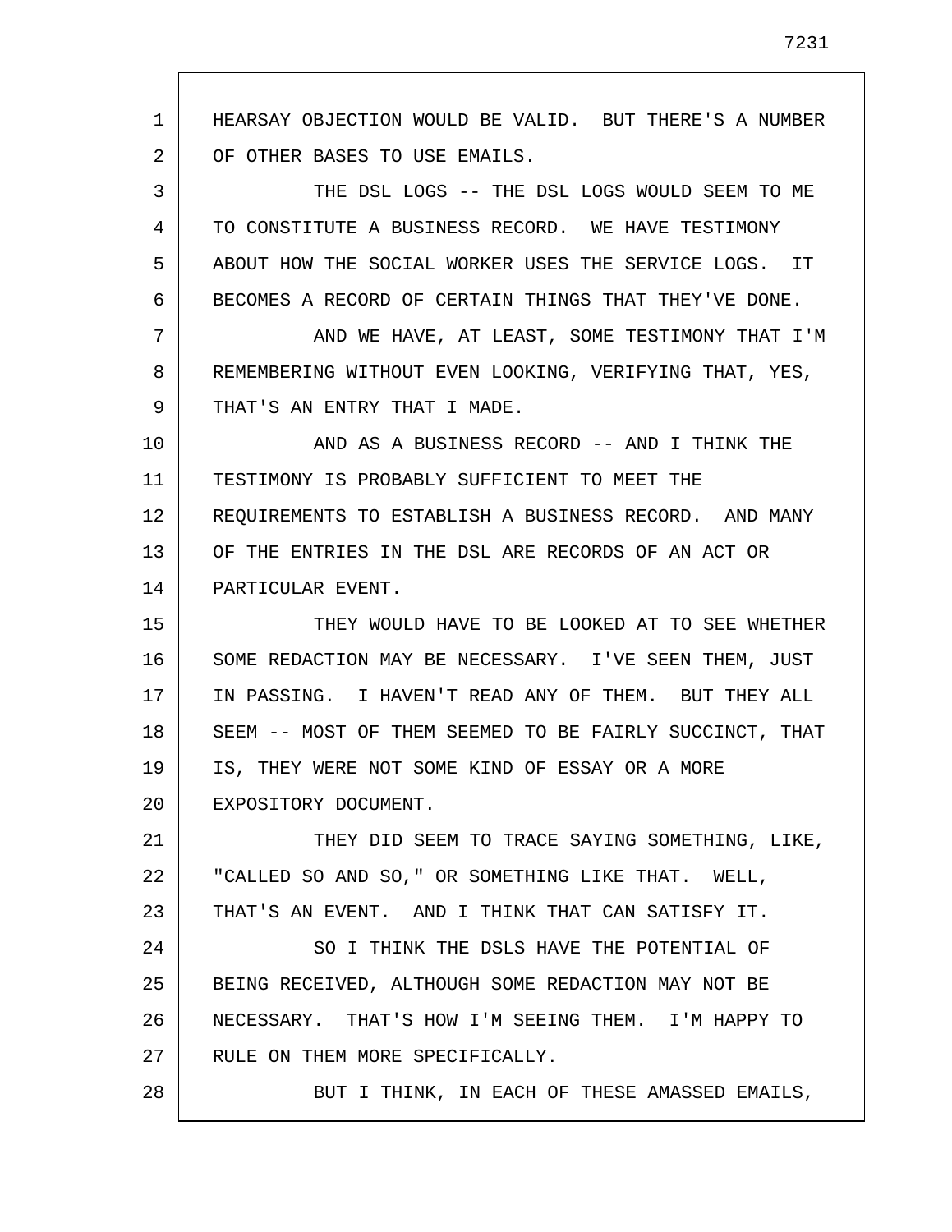HEARSAY OBJECTION WOULD BE VALID. BUT THERE'S A NUMBER OF OTHER BASES TO USE EMAILS.

THE DSL LOGS -- THE DSL LOGS WOULD SEEM TO ME TO CONSTITUTE A BUSINESS RECORD. WE HAVE TESTIMONY ABOUT HOW THE SOCIAL WORKER USES THE SERVICE LOGS. IT BECOMES A RECORD OF CERTAIN THINGS THAT THEY'VE DONE.

AND WE HAVE, AT LEAST, SOME TESTIMONY THAT I'M REMEMBERING WITHOUT EVEN LOOKING, VERIFYING THAT, YES, THAT'S AN ENTRY THAT I MADE.

AND AS A BUSINESS RECORD -- AND I THINK THE TESTIMONY IS PROBABLY SUFFICIENT TO MEET THE REQUIREMENTS TO ESTABLISH A BUSINESS RECORD. AND MANY OF THE ENTRIES IN THE DSL ARE RECORDS OF AN ACT OR PARTICULAR EVENT.

THEY WOULD HAVE TO BE LOOKED AT TO SEE WHETHER SOME REDACTION MAY BE NECESSARY. I'VE SEEN THEM, JUST IN PASSING. I HAVEN'T READ ANY OF THEM. BUT THEY ALL SEEM -- MOST OF THEM SEEMED TO BE FAIRLY SUCCINCT, THAT IS, THEY WERE NOT SOME KIND OF ESSAY OR A MORE EXPOSITORY DOCUMENT.

THEY DID SEEM TO TRACE SAYING SOMETHING, LIKE, "CALLED SO AND SO," OR SOMETHING LIKE THAT. WELL, THAT'S AN EVENT. AND I THINK THAT CAN SATISFY IT.

SO I THINK THE DSLS HAVE THE POTENTIAL OF BEING RECEIVED, ALTHOUGH SOME REDACTION MAY NOT BE NECESSARY. THAT'S HOW I'M SEEING THEM. I'M HAPPY TO RULE ON THEM MORE SPECIFICALLY.

BUT I THINK, IN EACH OF THESE AMASSED EMAILS,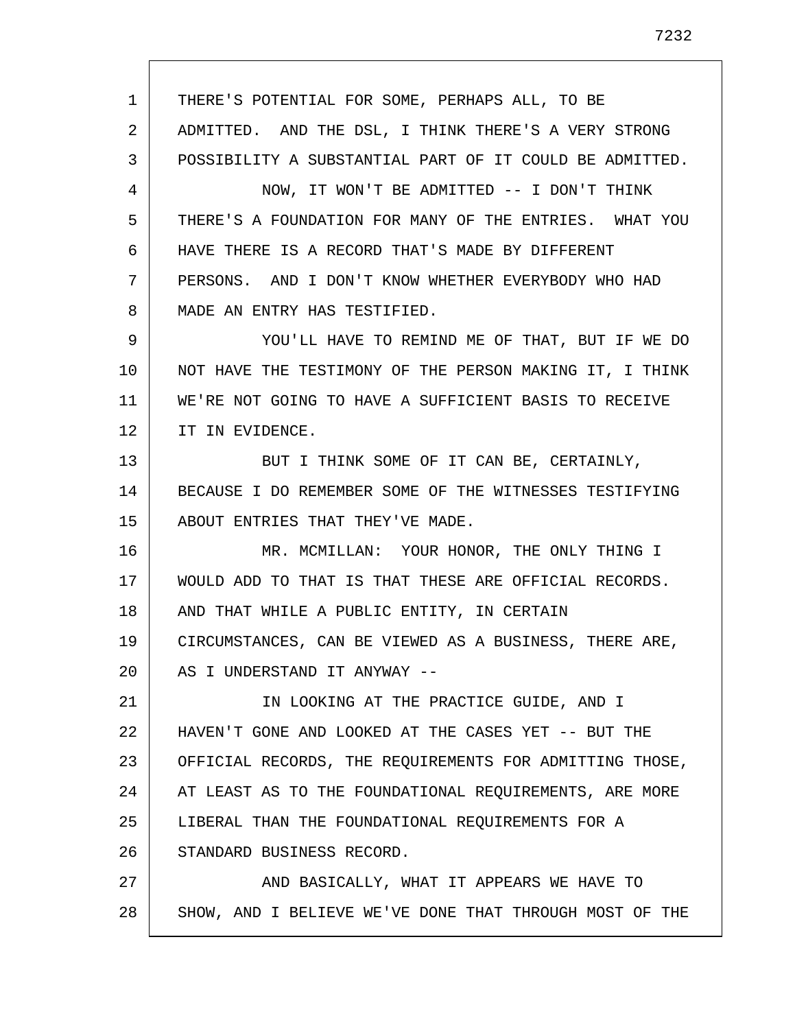THERE'S POTENTIAL FOR SOME, PERHAPS ALL, TO BE ADMITTED. AND THE DSL, I THINK THERE'S A VERY STRONG POSSIBILITY A SUBSTANTIAL PART OF IT COULD BE ADMITTED.

NOW, IT WON'T BE ADMITTED -- I DON'T THINK THERE'S A FOUNDATION FOR MANY OF THE ENTRIES. WHAT YOU HAVE THERE IS A RECORD THAT'S MADE BY DIFFERENT PERSONS. AND I DON'T KNOW WHETHER EVERYBODY WHO HAD MADE AN ENTRY HAS TESTIFIED.

YOU'LL HAVE TO REMIND ME OF THAT, BUT IF WE DO NOT HAVE THE TESTIMONY OF THE PERSON MAKING IT, I THINK WE'RE NOT GOING TO HAVE A SUFFICIENT BASIS TO RECEIVE IT IN EVIDENCE.

BUT I THINK SOME OF IT CAN BE, CERTAINLY, BECAUSE I DO REMEMBER SOME OF THE WITNESSES TESTIFYING ABOUT ENTRIES THAT THEY'VE MADE.

MR. MCMILLAN: YOUR HONOR, THE ONLY THING I WOULD ADD TO THAT IS THAT THESE ARE OFFICIAL RECORDS. AND THAT WHILE A PUBLIC ENTITY, IN CERTAIN CIRCUMSTANCES, CAN BE VIEWED AS A BUSINESS, THERE ARE, AS I UNDERSTAND IT ANYWAY --

IN LOOKING AT THE PRACTICE GUIDE, AND I HAVEN'T GONE AND LOOKED AT THE CASES YET -- BUT THE OFFICIAL RECORDS, THE REQUIREMENTS FOR ADMITTING THOSE, AT LEAST AS TO THE FOUNDATIONAL REQUIREMENTS, ARE MORE LIBERAL THAN THE FOUNDATIONAL REQUIREMENTS FOR A STANDARD BUSINESS RECORD.

AND BASICALLY, WHAT IT APPEARS WE HAVE TO SHOW, AND I BELIEVE WE'VE DONE THAT THROUGH MOST OF THE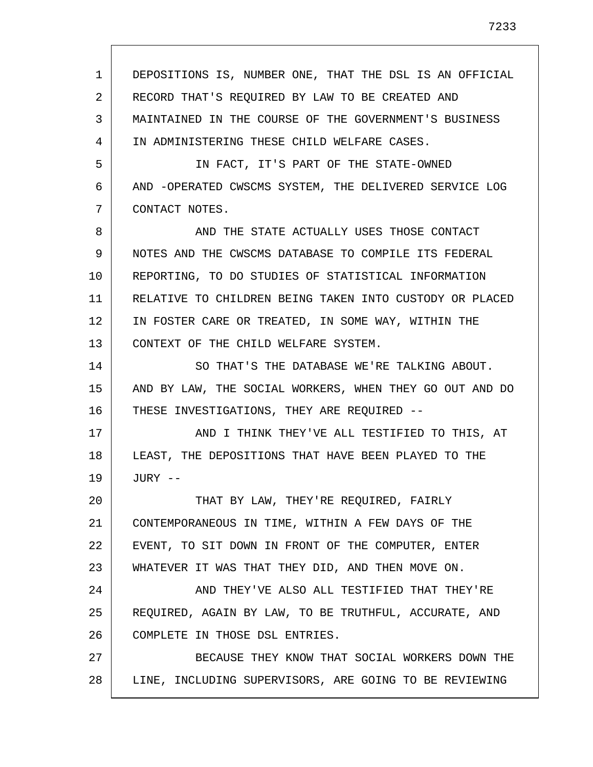DEPOSITIONS IS, NUMBER ONE, THAT THE DSL IS AN OFFICIAL RECORD THAT'S REQUIRED BY LAW TO BE CREATED AND MAINTAINED IN THE COURSE OF THE GOVERNMENT'S BUSINESS IN ADMINISTERING THESE CHILD WELFARE CASES.

IN FACT, IT'S PART OF THE STATE-OWNED AND -OPERATED CWSCMS SYSTEM, THE DELIVERED SERVICE LOG CONTACT NOTES.

AND THE STATE ACTUALLY USES THOSE CONTACT NOTES AND THE CWSCMS DATABASE TO COMPILE ITS FEDERAL REPORTING, TO DO STUDIES OF STATISTICAL INFORMATION RELATIVE TO CHILDREN BEING TAKEN INTO CUSTODY OR PLACED IN FOSTER CARE OR TREATED, IN SOME WAY, WITHIN THE CONTEXT OF THE CHILD WELFARE SYSTEM.

SO THAT'S THE DATABASE WE'RE TALKING ABOUT. AND BY LAW, THE SOCIAL WORKERS, WHEN THEY GO OUT AND DO THESE INVESTIGATIONS, THEY ARE REQUIRED --

AND I THINK THEY'VE ALL TESTIFIED TO THIS, AT LEAST, THE DEPOSITIONS THAT HAVE BEEN PLAYED TO THE JURY --

THAT BY LAW, THEY'RE REQUIRED, FAIRLY CONTEMPORANEOUS IN TIME, WITHIN A FEW DAYS OF THE EVENT, TO SIT DOWN IN FRONT OF THE COMPUTER, ENTER WHATEVER IT WAS THAT THEY DID, AND THEN MOVE ON.

AND THEY'VE ALSO ALL TESTIFIED THAT THEY'RE REQUIRED, AGAIN BY LAW, TO BE TRUTHFUL, ACCURATE, AND COMPLETE IN THOSE DSL ENTRIES.

BECAUSE THEY KNOW THAT SOCIAL WORKERS DOWN THE LINE, INCLUDING SUPERVISORS, ARE GOING TO BE REVIEWING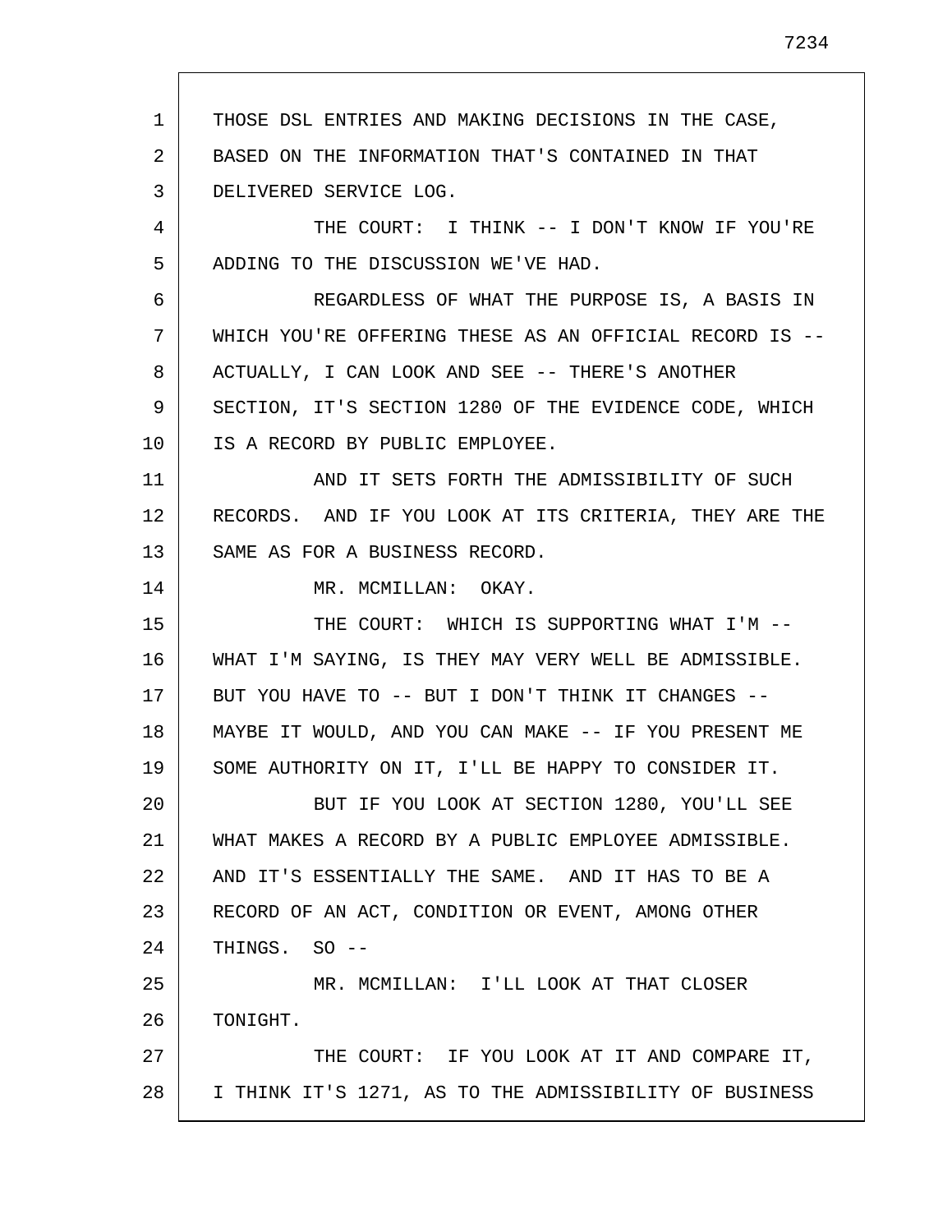THOSE DSL ENTRIES AND MAKING DECISIONS IN THE CASE, BASED ON THE INFORMATION THAT'S CONTAINED IN THAT DELIVERED SERVICE LOG.

THE COURT: I THINK -- I DON'T KNOW IF YOU'RE ADDING TO THE DISCUSSION WE'VE HAD.

REGARDLESS OF WHAT THE PURPOSE IS, A BASIS IN WHICH YOU'RE OFFERING THESE AS AN OFFICIAL RECORD IS -- ACTUALLY, I CAN LOOK AND SEE -- THERE'S ANOTHER SECTION, IT'S SECTION 1280 OF THE EVIDENCE CODE, WHICH IS A RECORD BY PUBLIC EMPLOYEE.

AND IT SETS FORTH THE ADMISSIBILITY OF SUCH RECORDS. AND IF YOU LOOK AT ITS CRITERIA, THEY ARE THE SAME AS FOR A BUSINESS RECORD.

MR. MCMILLAN: OKAY.

THE COURT: WHICH IS SUPPORTING WHAT I'M -- WHAT I'M SAYING, IS THEY MAY VERY WELL BE ADMISSIBLE. BUT YOU HAVE TO -- BUT I DON'T THINK IT CHANGES -- MAYBE IT WOULD, AND YOU CAN MAKE -- IF YOU PRESENT ME SOME AUTHORITY ON IT, I'LL BE HAPPY TO CONSIDER IT.

BUT IF YOU LOOK AT SECTION 1280, YOU'LL SEE WHAT MAKES A RECORD BY A PUBLIC EMPLOYEE ADMISSIBLE. AND IT'S ESSENTIALLY THE SAME. AND IT HAS TO BE A RECORD OF AN ACT, CONDITION OR EVENT, AMONG OTHER THINGS. SO --

MR. MCMILLAN: I'LL LOOK AT THAT CLOSER TONIGHT.

THE COURT: IF YOU LOOK AT IT AND COMPARE IT, I THINK IT'S 1271, AS TO THE ADMISSIBILITY OF BUSINESS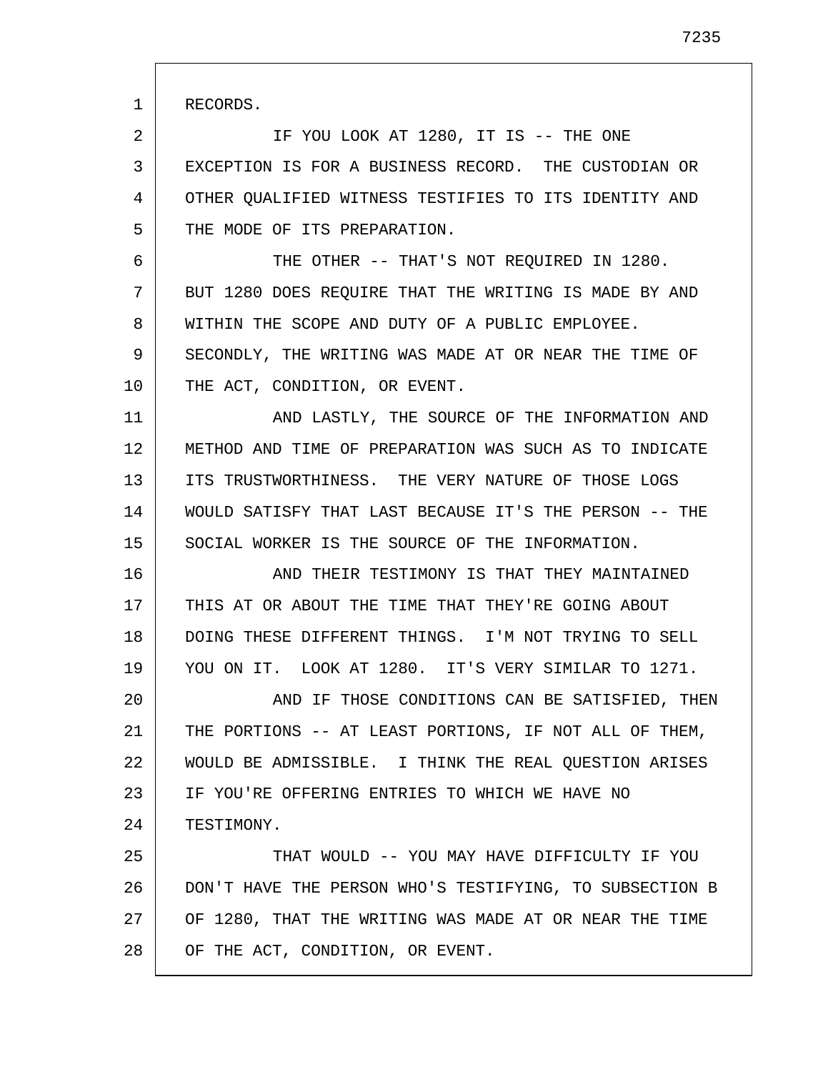RECORDS.

IF YOU LOOK AT 1280, IT IS -- THE ONE EXCEPTION IS FOR A BUSINESS RECORD. THE CUSTODIAN OR OTHER QUALIFIED WITNESS TESTIFIES TO ITS IDENTITY AND THE MODE OF ITS PREPARATION.

THE OTHER -- THAT'S NOT REQUIRED IN 1280. BUT 1280 DOES REQUIRE THAT THE WRITING IS MADE BY AND WITHIN THE SCOPE AND DUTY OF A PUBLIC EMPLOYEE. SECONDLY, THE WRITING WAS MADE AT OR NEAR THE TIME OF THE ACT, CONDITION, OR EVENT.

AND LASTLY, THE SOURCE OF THE INFORMATION AND METHOD AND TIME OF PREPARATION WAS SUCH AS TO INDICATE ITS TRUSTWORTHINESS. THE VERY NATURE OF THOSE LOGS WOULD SATISFY THAT LAST BECAUSE IT'S THE PERSON -- THE SOCIAL WORKER IS THE SOURCE OF THE INFORMATION.

AND THEIR TESTIMONY IS THAT THEY MAINTAINED THIS AT OR ABOUT THE TIME THAT THEY'RE GOING ABOUT DOING THESE DIFFERENT THINGS. I'M NOT TRYING TO SELL YOU ON IT. LOOK AT 1280. IT'S VERY SIMILAR TO 1271.

AND IF THOSE CONDITIONS CAN BE SATISFIED, THEN THE PORTIONS -- AT LEAST PORTIONS, IF NOT ALL OF THEM, WOULD BE ADMISSIBLE. I THINK THE REAL QUESTION ARISES IF YOU'RE OFFERING ENTRIES TO WHICH WE HAVE NO TESTIMONY.

THAT WOULD -- YOU MAY HAVE DIFFICULTY IF YOU DON'T HAVE THE PERSON WHO'S TESTIFYING, TO SUBSECTION B OF 1280, THAT THE WRITING WAS MADE AT OR NEAR THE TIME OF THE ACT, CONDITION, OR EVENT.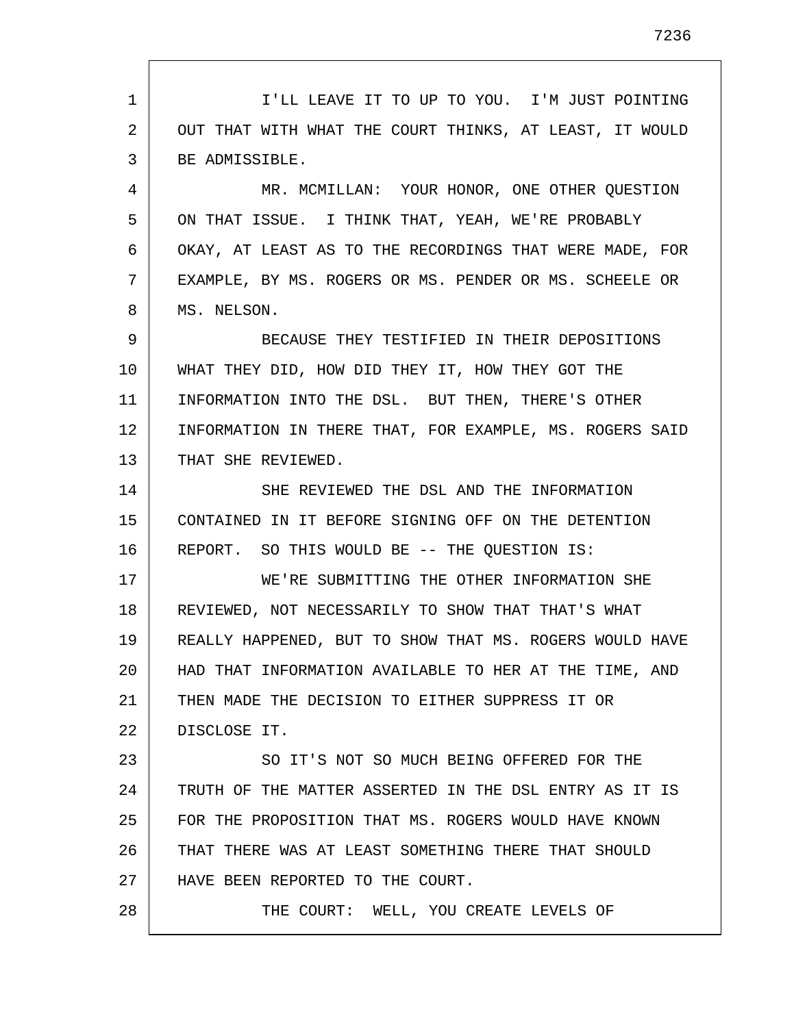I'LL LEAVE IT TO UP TO YOU. I'M JUST POINTING OUT THAT WITH WHAT THE COURT THINKS, AT LEAST, IT WOULD BE ADMISSIBLE.

MR. MCMILLAN: YOUR HONOR, ONE OTHER QUESTION ON THAT ISSUE. I THINK THAT, YEAH, WE'RE PROBABLY OKAY, AT LEAST AS TO THE RECORDINGS THAT WERE MADE, FOR EXAMPLE, BY MS. ROGERS OR MS. PENDER OR MS. SCHEELE OR MS. NELSON.

BECAUSE THEY TESTIFIED IN THEIR DEPOSITIONS WHAT THEY DID, HOW DID THEY IT, HOW THEY GOT THE INFORMATION INTO THE DSL. BUT THEN, THERE'S OTHER INFORMATION IN THERE THAT, FOR EXAMPLE, MS. ROGERS SAID THAT SHE REVIEWED.

SHE REVIEWED THE DSL AND THE INFORMATION CONTAINED IN IT BEFORE SIGNING OFF ON THE DETENTION REPORT. SO THIS WOULD BE -- THE QUESTION IS:

WE'RE SUBMITTING THE OTHER INFORMATION SHE REVIEWED, NOT NECESSARILY TO SHOW THAT THAT'S WHAT REALLY HAPPENED, BUT TO SHOW THAT MS. ROGERS WOULD HAVE HAD THAT INFORMATION AVAILABLE TO HER AT THE TIME, AND THEN MADE THE DECISION TO EITHER SUPPRESS IT OR DISCLOSE IT.

SO IT'S NOT SO MUCH BEING OFFERED FOR THE TRUTH OF THE MATTER ASSERTED IN THE DSL ENTRY AS IT IS FOR THE PROPOSITION THAT MS. ROGERS WOULD HAVE KNOWN THAT THERE WAS AT LEAST SOMETHING THERE THAT SHOULD HAVE BEEN REPORTED TO THE COURT.

THE COURT: WELL, YOU CREATE LEVELS OF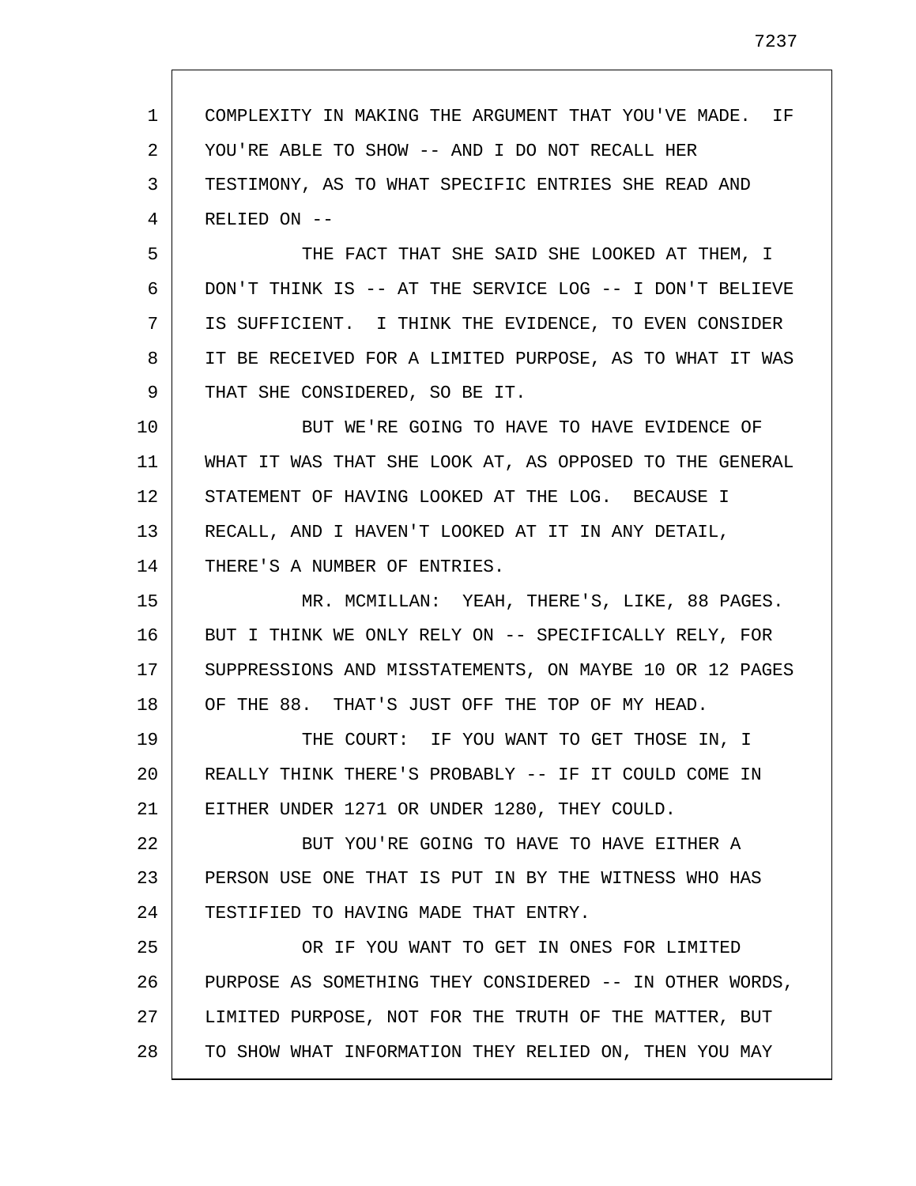COMPLEXITY IN MAKING THE ARGUMENT THAT YOU'VE MADE. IF YOU'RE ABLE TO SHOW -- AND I DO NOT RECALL HER TESTIMONY, AS TO WHAT SPECIFIC ENTRIES SHE READ AND RELIED ON --

THE FACT THAT SHE SAID SHE LOOKED AT THEM, I DON'T THINK IS -- AT THE SERVICE LOG -- I DON'T BELIEVE IS SUFFICIENT. I THINK THE EVIDENCE, TO EVEN CONSIDER IT BE RECEIVED FOR A LIMITED PURPOSE, AS TO WHAT IT WAS THAT SHE CONSIDERED, SO BE IT.

BUT WE'RE GOING TO HAVE TO HAVE EVIDENCE OF WHAT IT WAS THAT SHE LOOK AT, AS OPPOSED TO THE GENERAL STATEMENT OF HAVING LOOKED AT THE LOG. BECAUSE I RECALL, AND I HAVEN'T LOOKED AT IT IN ANY DETAIL, THERE'S A NUMBER OF ENTRIES.

MR. MCMILLAN: YEAH, THERE'S, LIKE, 88 PAGES. BUT I THINK WE ONLY RELY ON -- SPECIFICALLY RELY, FOR SUPPRESSIONS AND MISSTATEMENTS, ON MAYBE 10 OR 12 PAGES OF THE 88. THAT'S JUST OFF THE TOP OF MY HEAD.

THE COURT: IF YOU WANT TO GET THOSE IN, I REALLY THINK THERE'S PROBABLY -- IF IT COULD COME IN EITHER UNDER 1271 OR UNDER 1280, THEY COULD.

BUT YOU'RE GOING TO HAVE TO HAVE EITHER A PERSON USE ONE THAT IS PUT IN BY THE WITNESS WHO HAS TESTIFIED TO HAVING MADE THAT ENTRY.

OR IF YOU WANT TO GET IN ONES FOR LIMITED PURPOSE AS SOMETHING THEY CONSIDERED -- IN OTHER WORDS, LIMITED PURPOSE, NOT FOR THE TRUTH OF THE MATTER, BUT TO SHOW WHAT INFORMATION THEY RELIED ON, THEN YOU MAY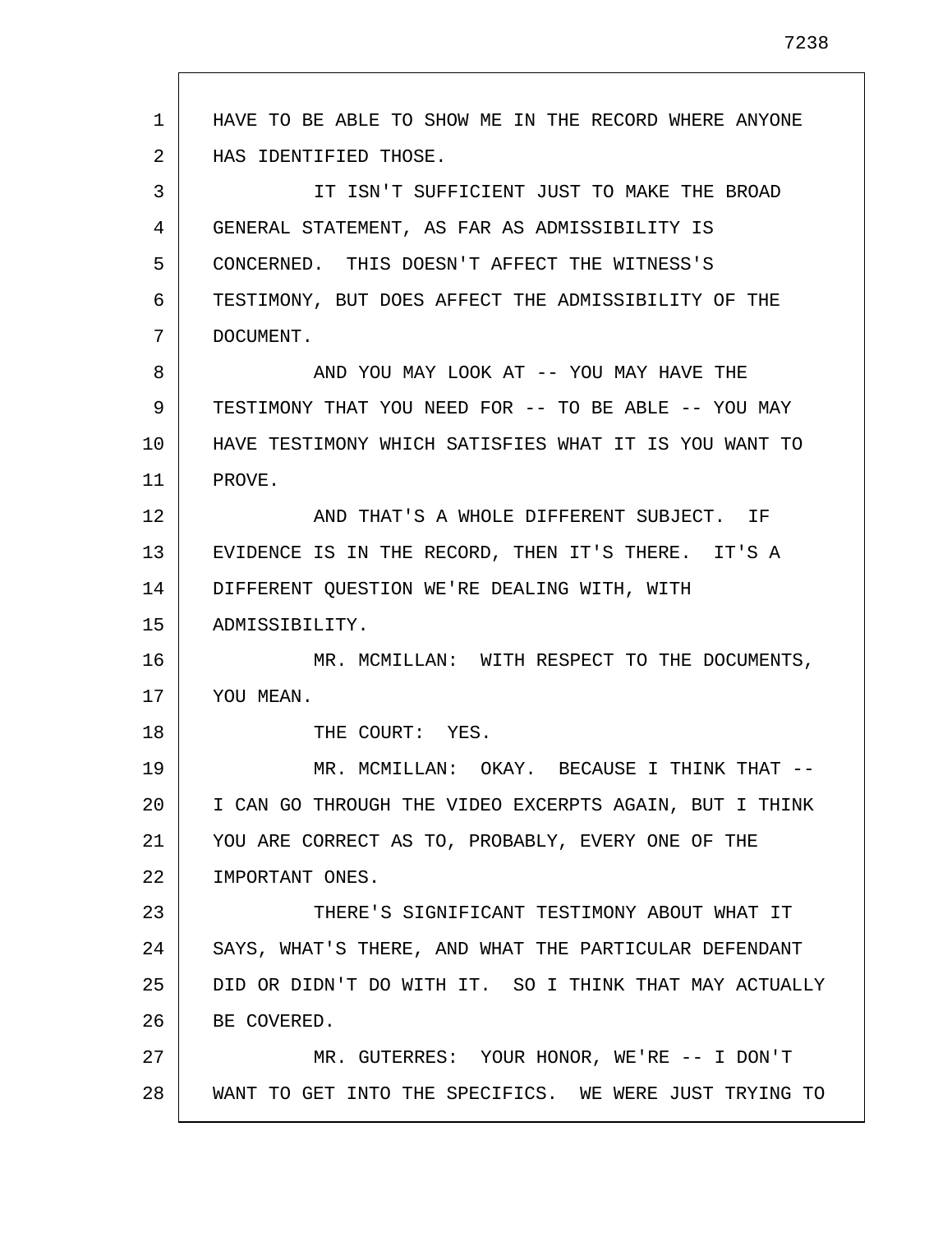HAVE TO BE ABLE TO SHOW ME IN THE RECORD WHERE ANYONE HAS IDENTIFIED THOSE.

IT ISN'T SUFFICIENT JUST TO MAKE THE BROAD GENERAL STATEMENT, AS FAR AS ADMISSIBILITY IS CONCERNED. THIS DOESN'T AFFECT THE WITNESS'S TESTIMONY, BUT DOES AFFECT THE ADMISSIBILITY OF THE DOCUMENT.

AND YOU MAY LOOK AT -- YOU MAY HAVE THE TESTIMONY THAT YOU NEED FOR -- TO BE ABLE -- YOU MAY HAVE TESTIMONY WHICH SATISFIES WHAT IT IS YOU WANT TO PROVE.

AND THAT'S A WHOLE DIFFERENT SUBJECT. IF EVIDENCE IS IN THE RECORD, THEN IT'S THERE. IT'S A DIFFERENT QUESTION WE'RE DEALING WITH, WITH ADMISSIBILITY.

MR. MCMILLAN: WITH RESPECT TO THE DOCUMENTS, YOU MEAN.

THE COURT: YES.

MR. MCMILLAN: OKAY. BECAUSE I THINK THAT -- I CAN GO THROUGH THE VIDEO EXCERPTS AGAIN, BUT I THINK YOU ARE CORRECT AS TO, PROBABLY, EVERY ONE OF THE IMPORTANT ONES.

THERE'S SIGNIFICANT TESTIMONY ABOUT WHAT IT SAYS, WHAT'S THERE, AND WHAT THE PARTICULAR DEFENDANT DID OR DIDN'T DO WITH IT. SO I THINK THAT MAY ACTUALLY BE COVERED.

MR. GUTERRES: YOUR HONOR, WE'RE -- I DON'T WANT TO GET INTO THE SPECIFICS. WE WERE JUST TRYING TO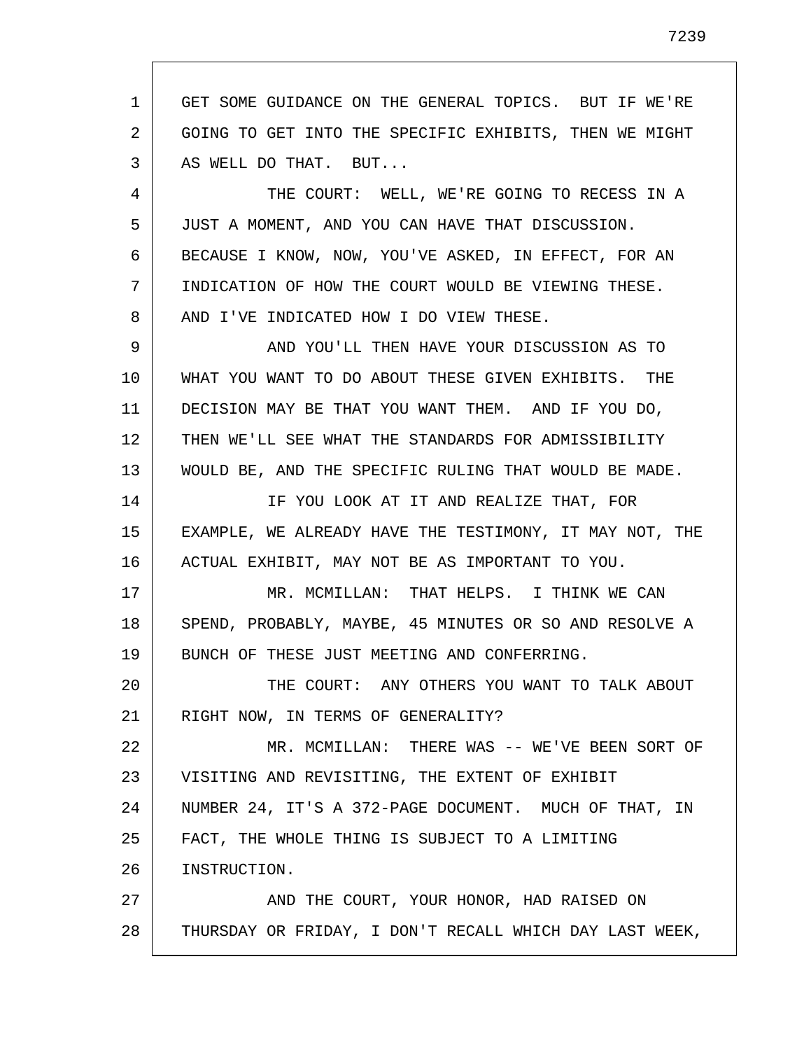GET SOME GUIDANCE ON THE GENERAL TOPICS. BUT IF WE'RE GOING TO GET INTO THE SPECIFIC EXHIBITS, THEN WE MIGHT AS WELL DO THAT. BUT...

THE COURT: WELL, WE'RE GOING TO RECESS IN A JUST A MOMENT, AND YOU CAN HAVE THAT DISCUSSION. BECAUSE I KNOW, NOW, YOU'VE ASKED, IN EFFECT, FOR AN INDICATION OF HOW THE COURT WOULD BE VIEWING THESE. AND I'VE INDICATED HOW I DO VIEW THESE.

AND YOU'LL THEN HAVE YOUR DISCUSSION AS TO WHAT YOU WANT TO DO ABOUT THESE GIVEN EXHIBITS. THE DECISION MAY BE THAT YOU WANT THEM. AND IF YOU DO, THEN WE'LL SEE WHAT THE STANDARDS FOR ADMISSIBILITY WOULD BE, AND THE SPECIFIC RULING THAT WOULD BE MADE.

IF YOU LOOK AT IT AND REALIZE THAT, FOR EXAMPLE, WE ALREADY HAVE THE TESTIMONY, IT MAY NOT, THE ACTUAL EXHIBIT, MAY NOT BE AS IMPORTANT TO YOU.

MR. MCMILLAN: THAT HELPS. I THINK WE CAN SPEND, PROBABLY, MAYBE, 45 MINUTES OR SO AND RESOLVE A BUNCH OF THESE JUST MEETING AND CONFERRING.

THE COURT: ANY OTHERS YOU WANT TO TALK ABOUT RIGHT NOW, IN TERMS OF GENERALITY?

MR. MCMILLAN: THERE WAS -- WE'VE BEEN SORT OF VISITING AND REVISITING, THE EXTENT OF EXHIBIT NUMBER 24, IT'S A 372-PAGE DOCUMENT. MUCH OF THAT, IN FACT, THE WHOLE THING IS SUBJECT TO A LIMITING INSTRUCTION.

AND THE COURT, YOUR HONOR, HAD RAISED ON THURSDAY OR FRIDAY, I DON'T RECALL WHICH DAY LAST WEEK,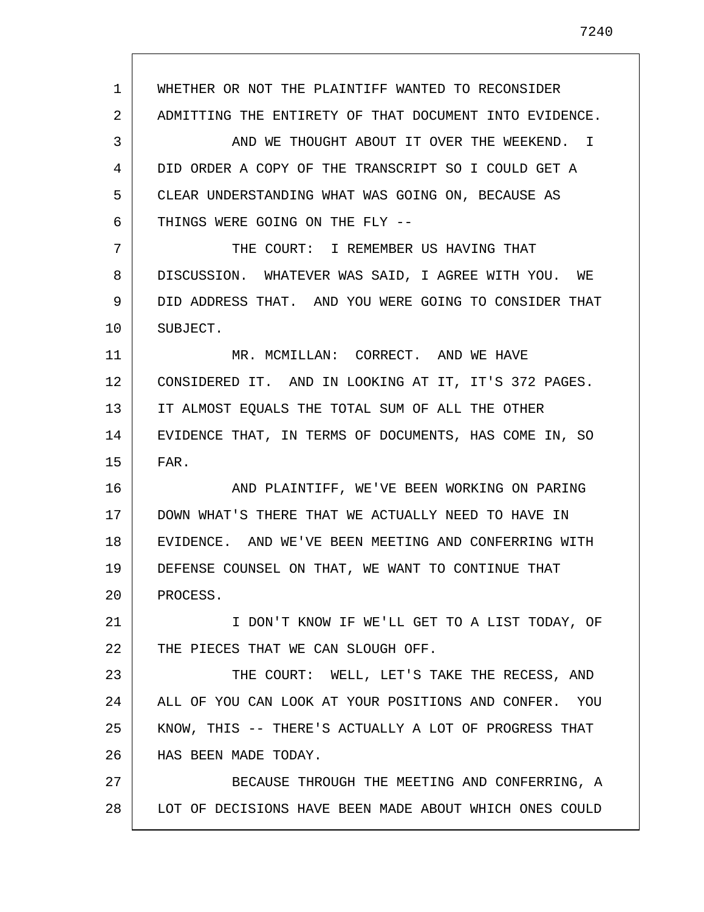WHETHER OR NOT THE PLAINTIFF WANTED TO RECONSIDER ADMITTING THE ENTIRETY OF THAT DOCUMENT INTO EVIDENCE.

AND WE THOUGHT ABOUT IT OVER THE WEEKEND. I DID ORDER A COPY OF THE TRANSCRIPT SO I COULD GET A CLEAR UNDERSTANDING WHAT WAS GOING ON, BECAUSE AS THINGS WERE GOING ON THE FLY --

THE COURT: I REMEMBER US HAVING THAT DISCUSSION. WHATEVER WAS SAID, I AGREE WITH YOU. WE DID ADDRESS THAT. AND YOU WERE GOING TO CONSIDER THAT SUBJECT.

MR. MCMILLAN: CORRECT. AND WE HAVE CONSIDERED IT. AND IN LOOKING AT IT, IT'S 372 PAGES. IT ALMOST EQUALS THE TOTAL SUM OF ALL THE OTHER EVIDENCE THAT, IN TERMS OF DOCUMENTS, HAS COME IN, SO FAR.

AND PLAINTIFF, WE'VE BEEN WORKING ON PARING DOWN WHAT'S THERE THAT WE ACTUALLY NEED TO HAVE IN EVIDENCE. AND WE'VE BEEN MEETING AND CONFERRING WITH DEFENSE COUNSEL ON THAT, WE WANT TO CONTINUE THAT PROCESS.

I DON'T KNOW IF WE'LL GET TO A LIST TODAY, OF THE PIECES THAT WE CAN SLOUGH OFF.

THE COURT: WELL, LET'S TAKE THE RECESS, AND ALL OF YOU CAN LOOK AT YOUR POSITIONS AND CONFER. YOU KNOW, THIS -- THERE'S ACTUALLY A LOT OF PROGRESS THAT HAS BEEN MADE TODAY.

BECAUSE THROUGH THE MEETING AND CONFERRING, A LOT OF DECISIONS HAVE BEEN MADE ABOUT WHICH ONES COULD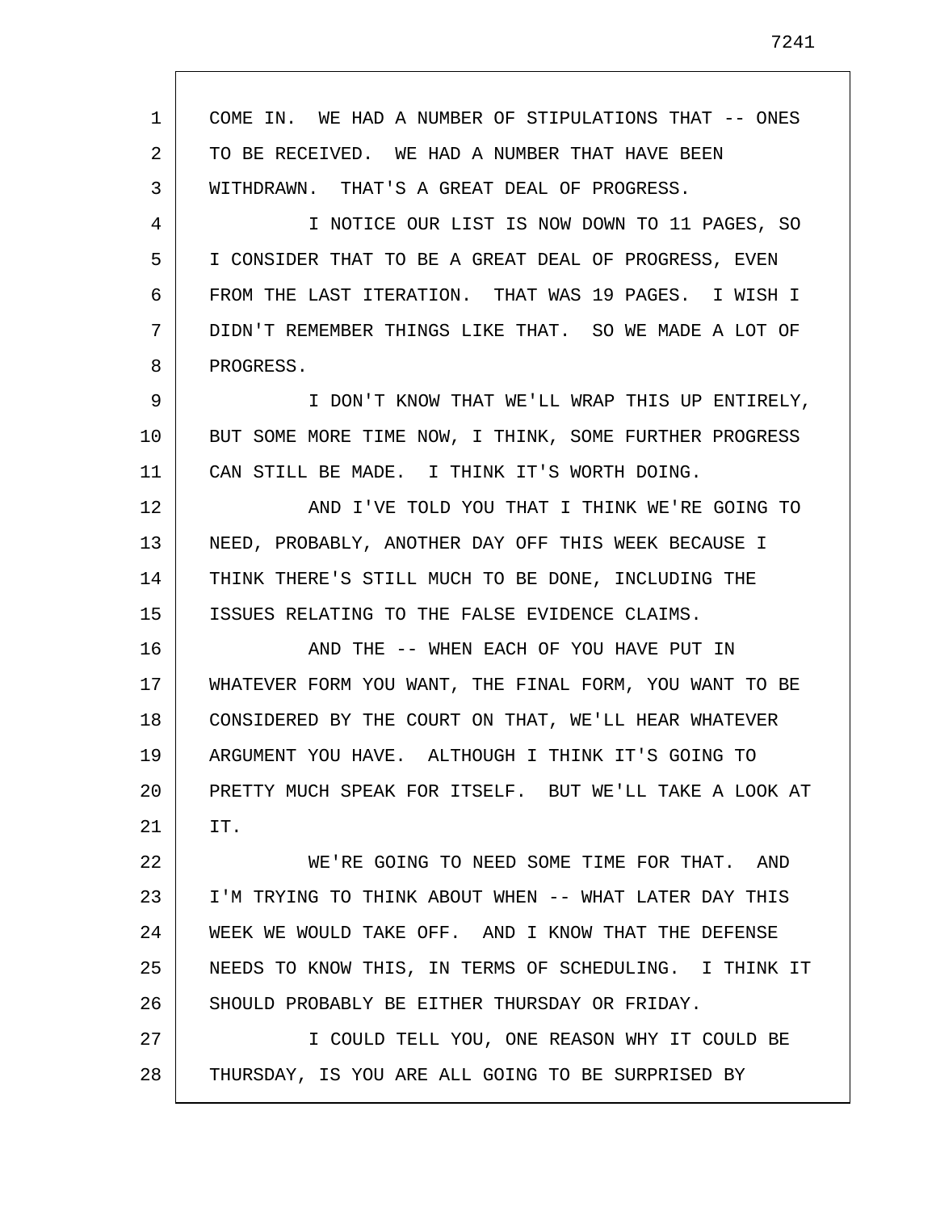COME IN. WE HAD A NUMBER OF STIPULATIONS THAT -- ONES TO BE RECEIVED. WE HAD A NUMBER THAT HAVE BEEN WITHDRAWN. THAT'S A GREAT DEAL OF PROGRESS.

I NOTICE OUR LIST IS NOW DOWN TO 11 PAGES, SO I CONSIDER THAT TO BE A GREAT DEAL OF PROGRESS, EVEN FROM THE LAST ITERATION. THAT WAS 19 PAGES. I WISH I DIDN'T REMEMBER THINGS LIKE THAT. SO WE MADE A LOT OF PROGRESS.

I DON'T KNOW THAT WE'LL WRAP THIS UP ENTIRELY, BUT SOME MORE TIME NOW, I THINK, SOME FURTHER PROGRESS CAN STILL BE MADE. I THINK IT'S WORTH DOING.

AND I'VE TOLD YOU THAT I THINK WE'RE GOING TO NEED, PROBABLY, ANOTHER DAY OFF THIS WEEK BECAUSE I THINK THERE'S STILL MUCH TO BE DONE, INCLUDING THE ISSUES RELATING TO THE FALSE EVIDENCE CLAIMS.

AND THE -- WHEN EACH OF YOU HAVE PUT IN WHATEVER FORM YOU WANT, THE FINAL FORM, YOU WANT TO BE CONSIDERED BY THE COURT ON THAT, WE'LL HEAR WHATEVER ARGUMENT YOU HAVE. ALTHOUGH I THINK IT'S GOING TO PRETTY MUCH SPEAK FOR ITSELF. BUT WE'LL TAKE A LOOK AT IT.

WE'RE GOING TO NEED SOME TIME FOR THAT. AND I'M TRYING TO THINK ABOUT WHEN -- WHAT LATER DAY THIS WEEK WE WOULD TAKE OFF. AND I KNOW THAT THE DEFENSE NEEDS TO KNOW THIS, IN TERMS OF SCHEDULING. I THINK IT SHOULD PROBABLY BE EITHER THURSDAY OR FRIDAY.

I COULD TELL YOU, ONE REASON WHY IT COULD BE THURSDAY, IS YOU ARE ALL GOING TO BE SURPRISED BY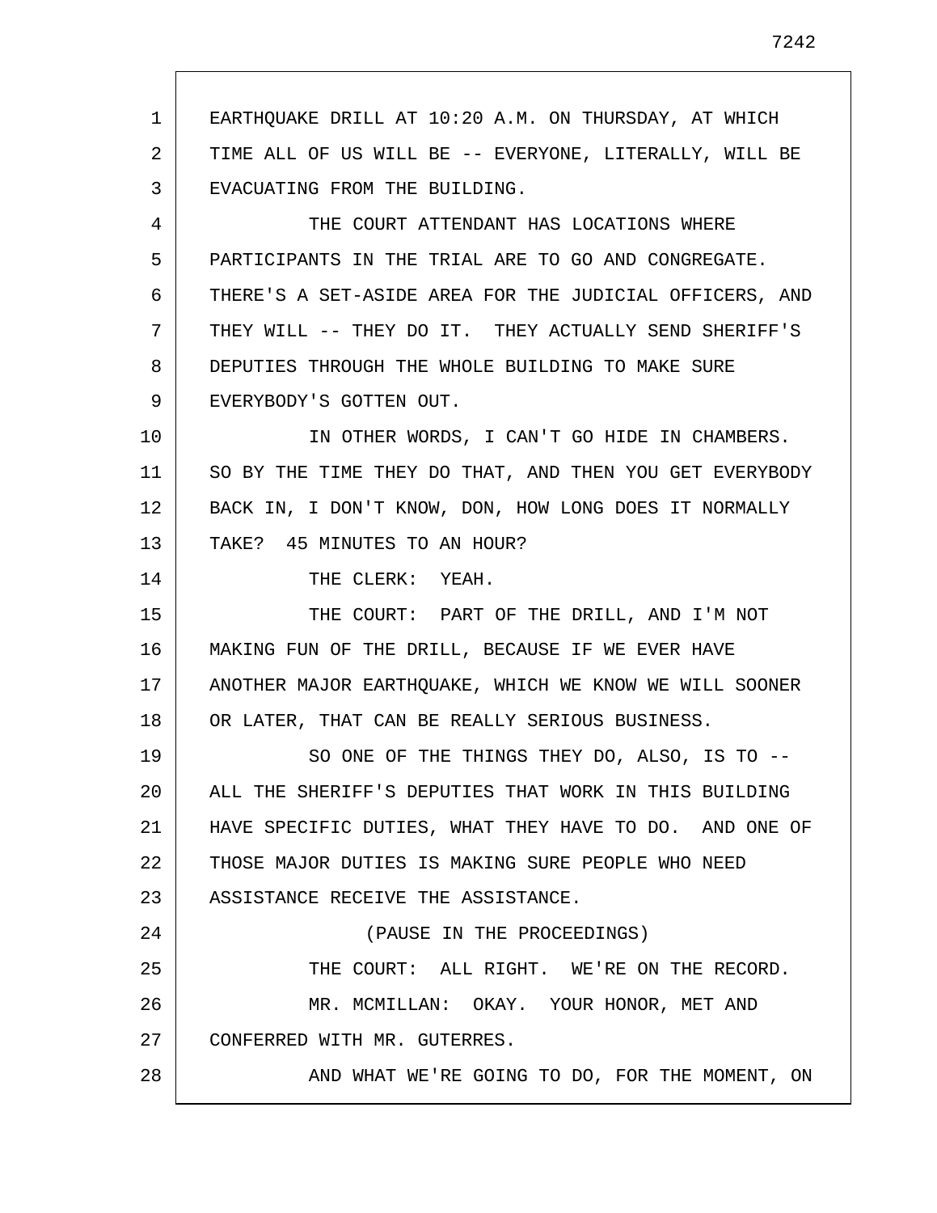EARTHQUAKE DRILL AT 10:20 A.M. ON THURSDAY, AT WHICH TIME ALL OF US WILL BE -- EVERYONE, LITERALLY, WILL BE EVACUATING FROM THE BUILDING.

THE COURT ATTENDANT HAS LOCATIONS WHERE PARTICIPANTS IN THE TRIAL ARE TO GO AND CONGREGATE. THERE'S A SET-ASIDE AREA FOR THE JUDICIAL OFFICERS, AND THEY WILL -- THEY DO IT. THEY ACTUALLY SEND SHERIFF'S DEPUTIES THROUGH THE WHOLE BUILDING TO MAKE SURE EVERYBODY'S GOTTEN OUT.

IN OTHER WORDS, I CAN'T GO HIDE IN CHAMBERS. SO BY THE TIME THEY DO THAT, AND THEN YOU GET EVERYBODY BACK IN, I DON'T KNOW, DON, HOW LONG DOES IT NORMALLY TAKE? 45 MINUTES TO AN HOUR?

THE CLERK: YEAH.

THE COURT: PART OF THE DRILL, AND I'M NOT MAKING FUN OF THE DRILL, BECAUSE IF WE EVER HAVE ANOTHER MAJOR EARTHQUAKE, WHICH WE KNOW WE WILL SOONER OR LATER, THAT CAN BE REALLY SERIOUS BUSINESS.

SO ONE OF THE THINGS THEY DO, ALSO, IS TO -- ALL THE SHERIFF'S DEPUTIES THAT WORK IN THIS BUILDING HAVE SPECIFIC DUTIES, WHAT THEY HAVE TO DO. AND ONE OF THOSE MAJOR DUTIES IS MAKING SURE PEOPLE WHO NEED ASSISTANCE RECEIVE THE ASSISTANCE.

(PAUSE IN THE PROCEEDINGS)

THE COURT: ALL RIGHT. WE'RE ON THE RECORD.

MR. MCMILLAN: OKAY. YOUR HONOR, MET AND CONFERRED WITH MR. GUTERRES.

AND WHAT WE'RE GOING TO DO, FOR THE MOMENT, ON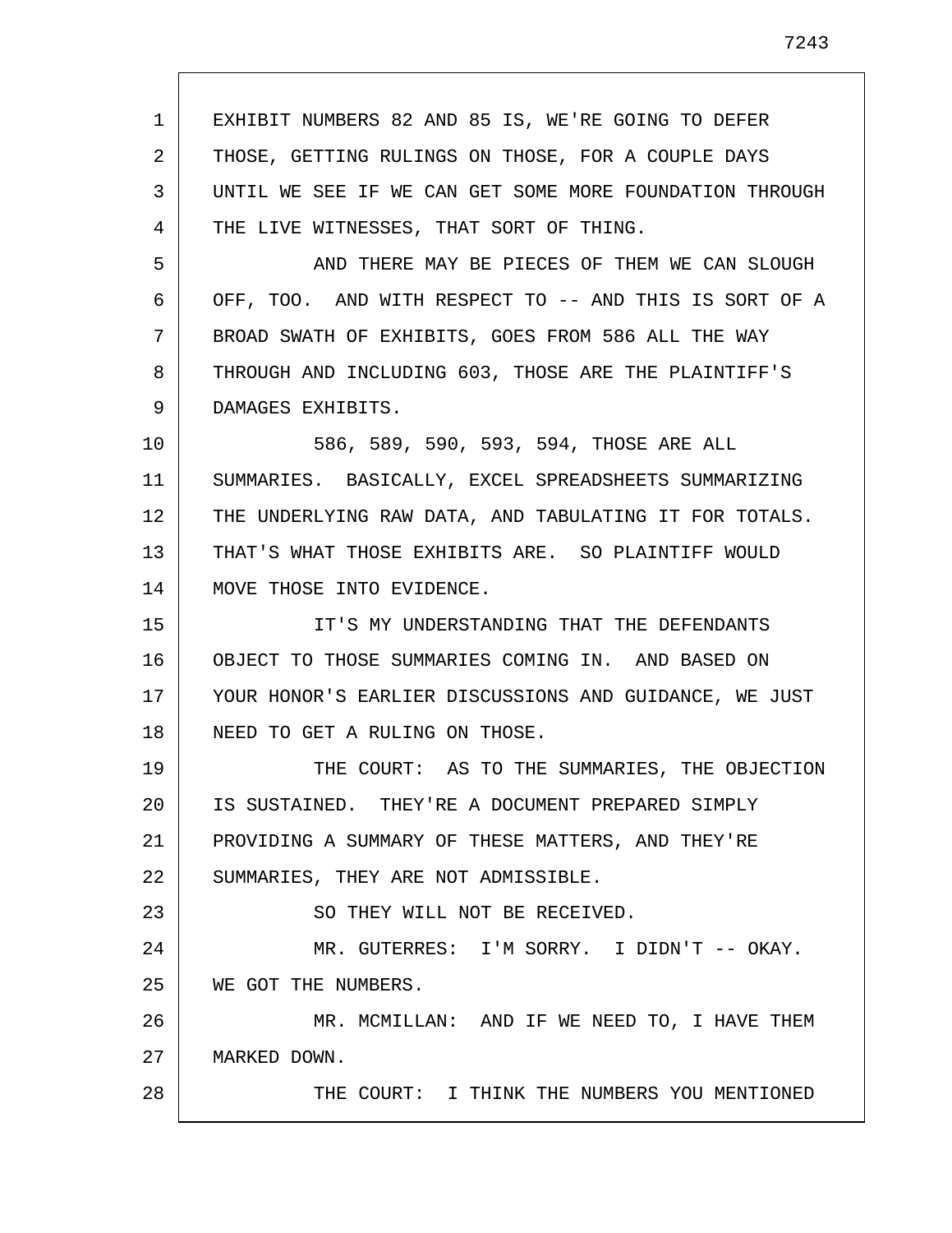EXHIBIT NUMBERS 82 AND 85 IS, WE'RE GOING TO DEFER THOSE, GETTING RULINGS ON THOSE, FOR A COUPLE DAYS UNTIL WE SEE IF WE CAN GET SOME MORE FOUNDATION THROUGH THE LIVE WITNESSES, THAT SORT OF THING.

AND THERE MAY BE PIECES OF THEM WE CAN SLOUGH OFF, TOO. AND WITH RESPECT TO -- AND THIS IS SORT OF A BROAD SWATH OF EXHIBITS, GOES FROM 586 ALL THE WAY THROUGH AND INCLUDING 603, THOSE ARE THE PLAINTIFF'S DAMAGES EXHIBITS.

586, 589, 590, 593, 594, THOSE ARE ALL SUMMARIES. BASICALLY, EXCEL SPREADSHEETS SUMMARIZING THE UNDERLYING RAW DATA, AND TABULATING IT FOR TOTALS. THAT'S WHAT THOSE EXHIBITS ARE. SO PLAINTIFF WOULD MOVE THOSE INTO EVIDENCE.

IT'S MY UNDERSTANDING THAT THE DEFENDANTS OBJECT TO THOSE SUMMARIES COMING IN. AND BASED ON YOUR HONOR'S EARLIER DISCUSSIONS AND GUIDANCE, WE JUST NEED TO GET A RULING ON THOSE.

THE COURT: AS TO THE SUMMARIES, THE OBJECTION IS SUSTAINED. THEY'RE A DOCUMENT PREPARED SIMPLY PROVIDING A SUMMARY OF THESE MATTERS, AND THEY'RE SUMMARIES, THEY ARE NOT ADMISSIBLE.

SO THEY WILL NOT BE RECEIVED.

MR. GUTERRES: I'M SORRY. I DIDN'T -- OKAY. WE GOT THE NUMBERS.

MR. MCMILLAN: AND IF WE NEED TO, I HAVE THEM MARKED DOWN.

THE COURT: I THINK THE NUMBERS YOU MENTIONED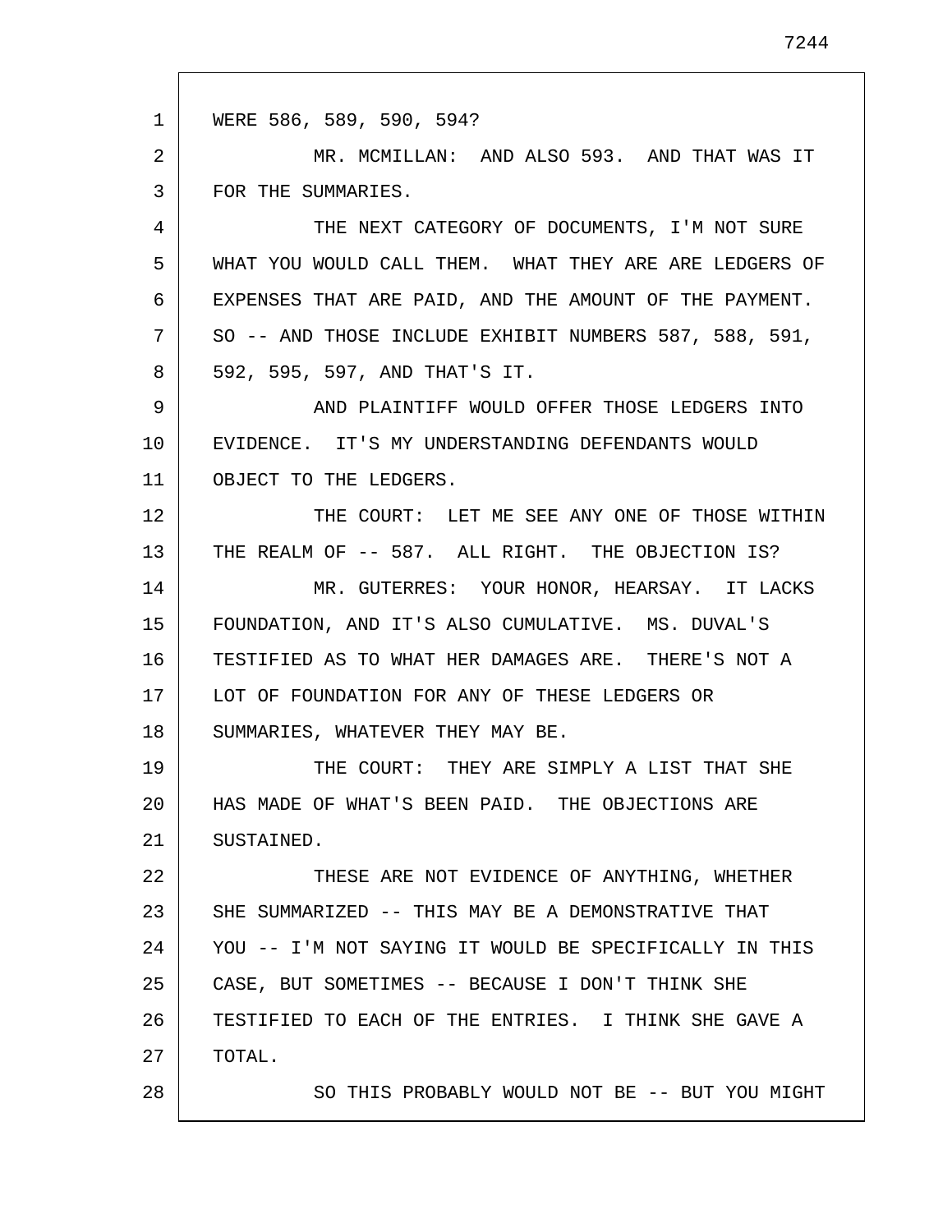WERE 586, 589, 590, 594?

MR. MCMILLAN: AND ALSO 593. AND THAT WAS IT FOR THE SUMMARIES.

THE NEXT CATEGORY OF DOCUMENTS, I'M NOT SURE WHAT YOU WOULD CALL THEM. WHAT THEY ARE ARE LEDGERS OF EXPENSES THAT ARE PAID, AND THE AMOUNT OF THE PAYMENT. SO -- AND THOSE INCLUDE EXHIBIT NUMBERS 587, 588, 591, 592, 595, 597, AND THAT'S IT.

AND PLAINTIFF WOULD OFFER THOSE LEDGERS INTO EVIDENCE. IT'S MY UNDERSTANDING DEFENDANTS WOULD OBJECT TO THE LEDGERS.

THE COURT: LET ME SEE ANY ONE OF THOSE WITHIN THE REALM OF -- 587. ALL RIGHT. THE OBJECTION IS?

MR. GUTERRES: YOUR HONOR, HEARSAY. IT LACKS FOUNDATION, AND IT'S ALSO CUMULATIVE. MS. DUVAL'S TESTIFIED AS TO WHAT HER DAMAGES ARE. THERE'S NOT A LOT OF FOUNDATION FOR ANY OF THESE LEDGERS OR SUMMARIES, WHATEVER THEY MAY BE.

THE COURT: THEY ARE SIMPLY A LIST THAT SHE HAS MADE OF WHAT'S BEEN PAID. THE OBJECTIONS ARE SUSTAINED.

THESE ARE NOT EVIDENCE OF ANYTHING, WHETHER SHE SUMMARIZED -- THIS MAY BE A DEMONSTRATIVE THAT YOU -- I'M NOT SAYING IT WOULD BE SPECIFICALLY IN THIS CASE, BUT SOMETIMES -- BECAUSE I DON'T THINK SHE TESTIFIED TO EACH OF THE ENTRIES. I THINK SHE GAVE A TOTAL.

SO THIS PROBABLY WOULD NOT BE -- BUT YOU MIGHT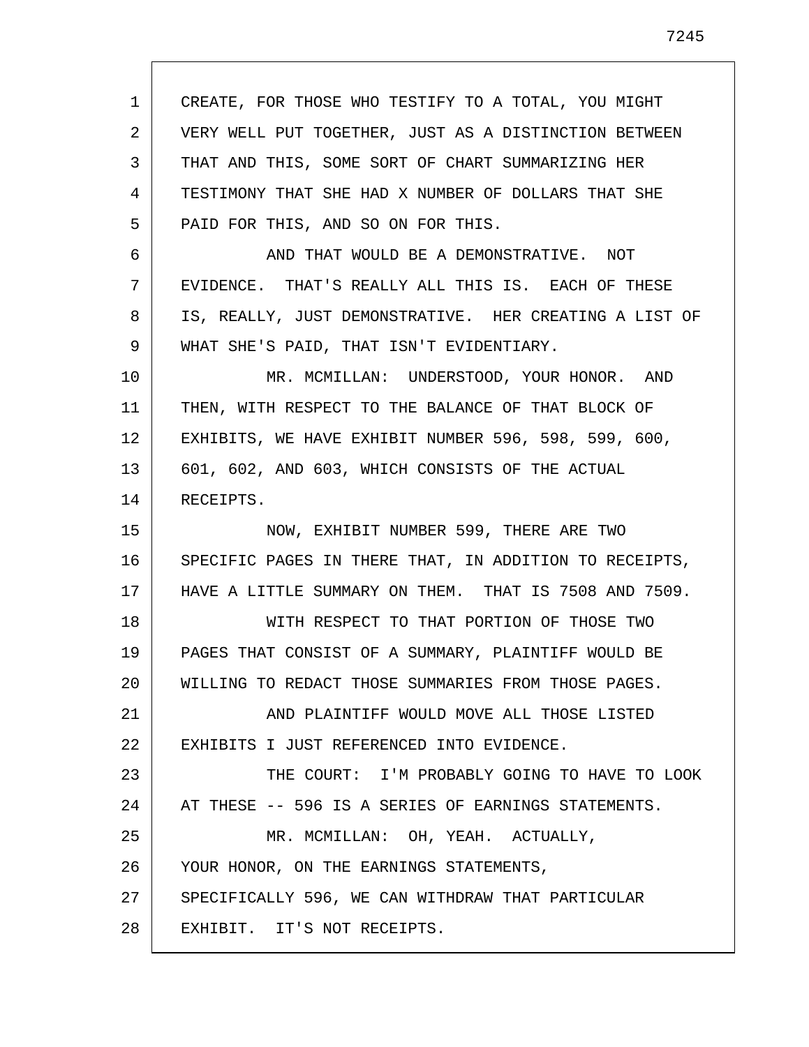CREATE, FOR THOSE WHO TESTIFY TO A TOTAL, YOU MIGHT VERY WELL PUT TOGETHER, JUST AS A DISTINCTION BETWEEN THAT AND THIS, SOME SORT OF CHART SUMMARIZING HER TESTIMONY THAT SHE HAD X NUMBER OF DOLLARS THAT SHE PAID FOR THIS, AND SO ON FOR THIS.

AND THAT WOULD BE A DEMONSTRATIVE. NOT EVIDENCE. THAT'S REALLY ALL THIS IS. EACH OF THESE IS, REALLY, JUST DEMONSTRATIVE. HER CREATING A LIST OF WHAT SHE'S PAID, THAT ISN'T EVIDENTIARY.

MR. MCMILLAN: UNDERSTOOD, YOUR HONOR. AND THEN, WITH RESPECT TO THE BALANCE OF THAT BLOCK OF EXHIBITS, WE HAVE EXHIBIT NUMBER 596, 598, 599, 600, 601, 602, AND 603, WHICH CONSISTS OF THE ACTUAL RECEIPTS.

NOW, EXHIBIT NUMBER 599, THERE ARE TWO SPECIFIC PAGES IN THERE THAT, IN ADDITION TO RECEIPTS, HAVE A LITTLE SUMMARY ON THEM. THAT IS 7508 AND 7509.

WITH RESPECT TO THAT PORTION OF THOSE TWO PAGES THAT CONSIST OF A SUMMARY, PLAINTIFF WOULD BE WILLING TO REDACT THOSE SUMMARIES FROM THOSE PAGES.

AND PLAINTIFF WOULD MOVE ALL THOSE LISTED EXHIBITS I JUST REFERENCED INTO EVIDENCE.

THE COURT: I'M PROBABLY GOING TO HAVE TO LOOK AT THESE -- 596 IS A SERIES OF EARNINGS STATEMENTS.

MR. MCMILLAN: OH, YEAH. ACTUALLY, YOUR HONOR, ON THE EARNINGS STATEMENTS, SPECIFICALLY 596, WE CAN WITHDRAW THAT PARTICULAR EXHIBIT. IT'S NOT RECEIPTS.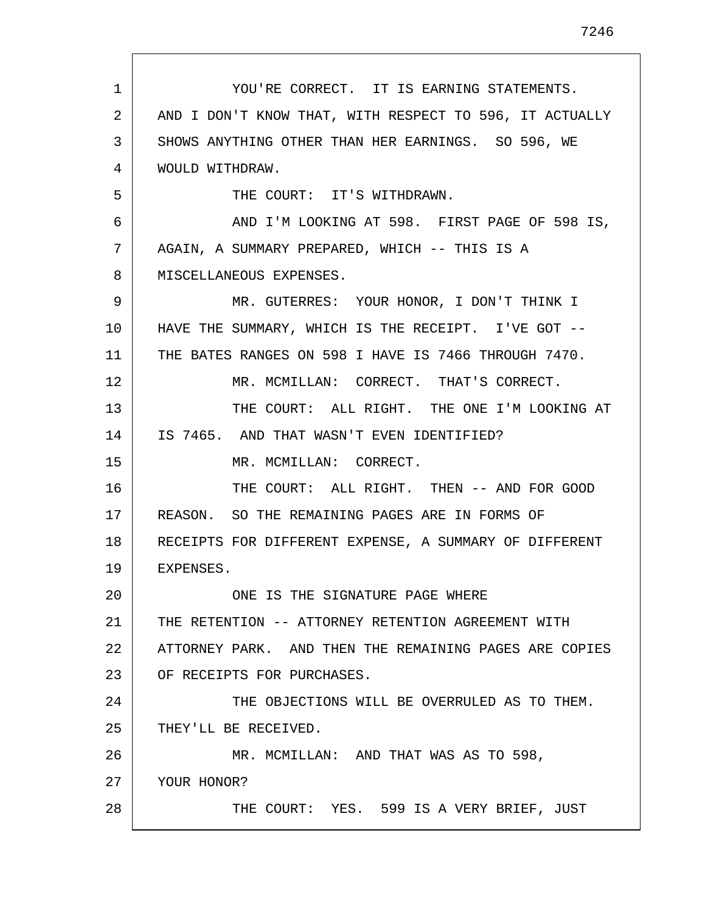YOU'RE CORRECT. IT IS EARNING STATEMENTS. AND I DON'T KNOW THAT, WITH RESPECT TO 596, IT ACTUALLY SHOWS ANYTHING OTHER THAN HER EARNINGS. SO 596, WE WOULD WITHDRAW.

THE COURT: IT'S WITHDRAWN.

AND I'M LOOKING AT 598. FIRST PAGE OF 598 IS, AGAIN, A SUMMARY PREPARED, WHICH -- THIS IS A MISCELLANEOUS EXPENSES.

MR. GUTERRES: YOUR HONOR, I DON'T THINK I HAVE THE SUMMARY, WHICH IS THE RECEIPT. I'VE GOT -- THE BATES RANGES ON 598 I HAVE IS 7466 THROUGH 7470.

MR. MCMILLAN: CORRECT. THAT'S CORRECT.

THE COURT: ALL RIGHT. THE ONE I'M LOOKING AT IS 7465. AND THAT WASN'T EVEN IDENTIFIED?

MR. MCMILLAN: CORRECT.

THE COURT: ALL RIGHT. THEN -- AND FOR GOOD REASON. SO THE REMAINING PAGES ARE IN FORMS OF RECEIPTS FOR DIFFERENT EXPENSE, A SUMMARY OF DIFFERENT EXPENSES.

ONE IS THE SIGNATURE PAGE WHERE THE RETENTION -- ATTORNEY RETENTION AGREEMENT WITH ATTORNEY PARK. AND THEN THE REMAINING PAGES ARE COPIES OF RECEIPTS FOR PURCHASES.

THE OBJECTIONS WILL BE OVERRULED AS TO THEM. THEY'LL BE RECEIVED.

MR. MCMILLAN: AND THAT WAS AS TO 598, YOUR HONOR?

THE COURT: YES. 599 IS A VERY BRIEF, JUST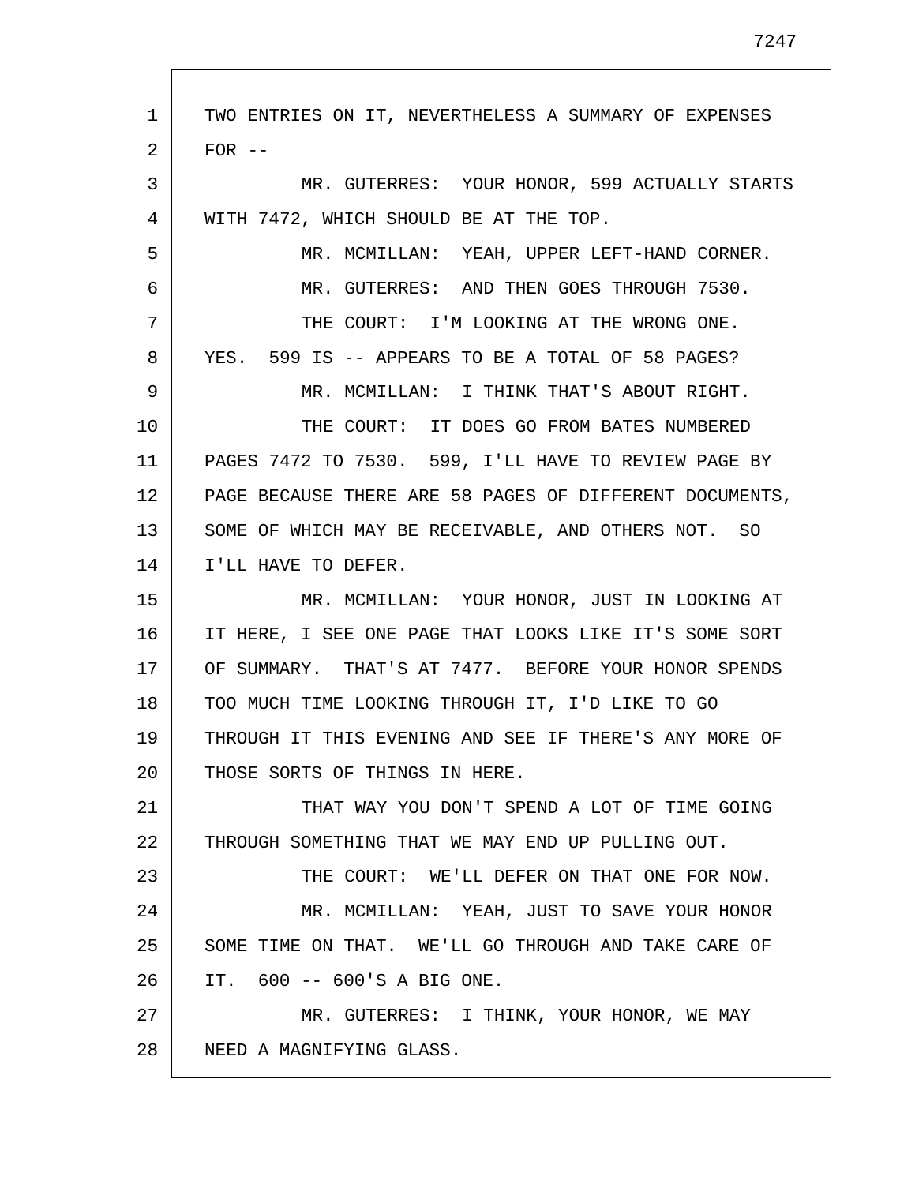TWO ENTRIES ON IT, NEVERTHELESS A SUMMARY OF EXPENSES FOR --

MR. GUTERRES: YOUR HONOR, 599 ACTUALLY STARTS WITH 7472, WHICH SHOULD BE AT THE TOP.

MR. MCMILLAN: YEAH, UPPER LEFT-HAND CORNER.

MR. GUTERRES: AND THEN GOES THROUGH 7530.

THE COURT: I'M LOOKING AT THE WRONG ONE. YES. 599 IS -- APPEARS TO BE A TOTAL OF 58 PAGES?

MR. MCMILLAN: I THINK THAT'S ABOUT RIGHT.

THE COURT: IT DOES GO FROM BATES NUMBERED PAGES 7472 TO 7530. 599, I'LL HAVE TO REVIEW PAGE BY PAGE BECAUSE THERE ARE 58 PAGES OF DIFFERENT DOCUMENTS, SOME OF WHICH MAY BE RECEIVABLE, AND OTHERS NOT. SO I'LL HAVE TO DEFER.

MR. MCMILLAN: YOUR HONOR, JUST IN LOOKING AT IT HERE, I SEE ONE PAGE THAT LOOKS LIKE IT'S SOME SORT OF SUMMARY. THAT'S AT 7477. BEFORE YOUR HONOR SPENDS TOO MUCH TIME LOOKING THROUGH IT, I'D LIKE TO GO THROUGH IT THIS EVENING AND SEE IF THERE'S ANY MORE OF THOSE SORTS OF THINGS IN HERE.

THAT WAY YOU DON'T SPEND A LOT OF TIME GOING THROUGH SOMETHING THAT WE MAY END UP PULLING OUT.

THE COURT: WE'LL DEFER ON THAT ONE FOR NOW.

MR. MCMILLAN: YEAH, JUST TO SAVE YOUR HONOR SOME TIME ON THAT. WE'LL GO THROUGH AND TAKE CARE OF IT. 600 -- 600'S A BIG ONE.

MR. GUTERRES: I THINK, YOUR HONOR, WE MAY NEED A MAGNIFYING GLASS.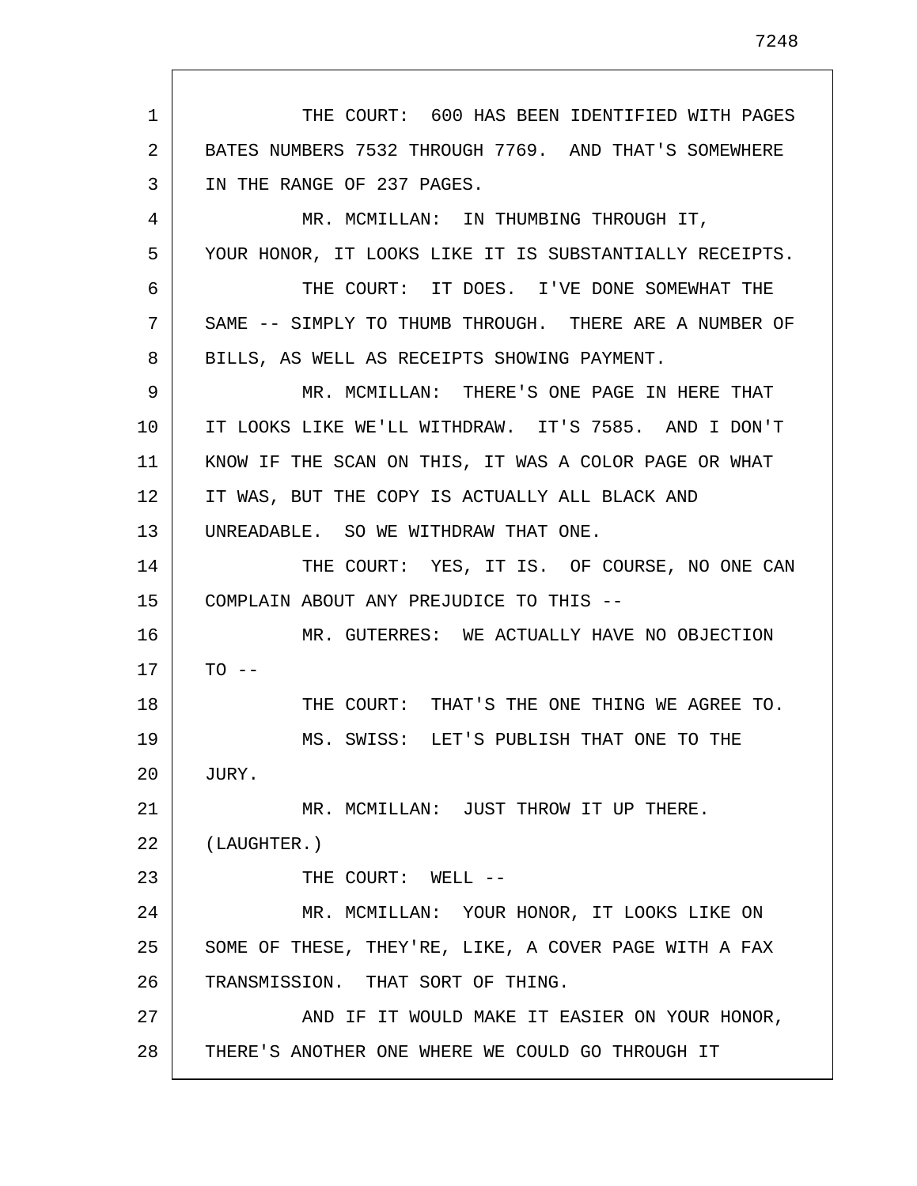THE COURT: 600 HAS BEEN IDENTIFIED WITH PAGES BATES NUMBERS 7532 THROUGH 7769. AND THAT'S SOMEWHERE IN THE RANGE OF 237 PAGES.

MR. MCMILLAN: IN THUMBING THROUGH IT, YOUR HONOR, IT LOOKS LIKE IT IS SUBSTANTIALLY RECEIPTS.

THE COURT: IT DOES. I'VE DONE SOMEWHAT THE SAME -- SIMPLY TO THUMB THROUGH. THERE ARE A NUMBER OF BILLS, AS WELL AS RECEIPTS SHOWING PAYMENT.

MR. MCMILLAN: THERE'S ONE PAGE IN HERE THAT IT LOOKS LIKE WE'LL WITHDRAW. IT'S 7585. AND I DON'T KNOW IF THE SCAN ON THIS, IT WAS A COLOR PAGE OR WHAT IT WAS, BUT THE COPY IS ACTUALLY ALL BLACK AND UNREADABLE. SO WE WITHDRAW THAT ONE.

THE COURT: YES, IT IS. OF COURSE, NO ONE CAN COMPLAIN ABOUT ANY PREJUDICE TO THIS --

MR. GUTERRES: WE ACTUALLY HAVE NO OBJECTION TO --

THE COURT: THAT'S THE ONE THING WE AGREE TO.

MS. SWISS: LET'S PUBLISH THAT ONE TO THE JURY.

MR. MCMILLAN: JUST THROW IT UP THERE.

(LAUGHTER.)

THE COURT: WELL --

MR. MCMILLAN: YOUR HONOR, IT LOOKS LIKE ON SOME OF THESE, THEY'RE, LIKE, A COVER PAGE WITH A FAX TRANSMISSION. THAT SORT OF THING.

AND IF IT WOULD MAKE IT EASIER ON YOUR HONOR, THERE'S ANOTHER ONE WHERE WE COULD GO THROUGH IT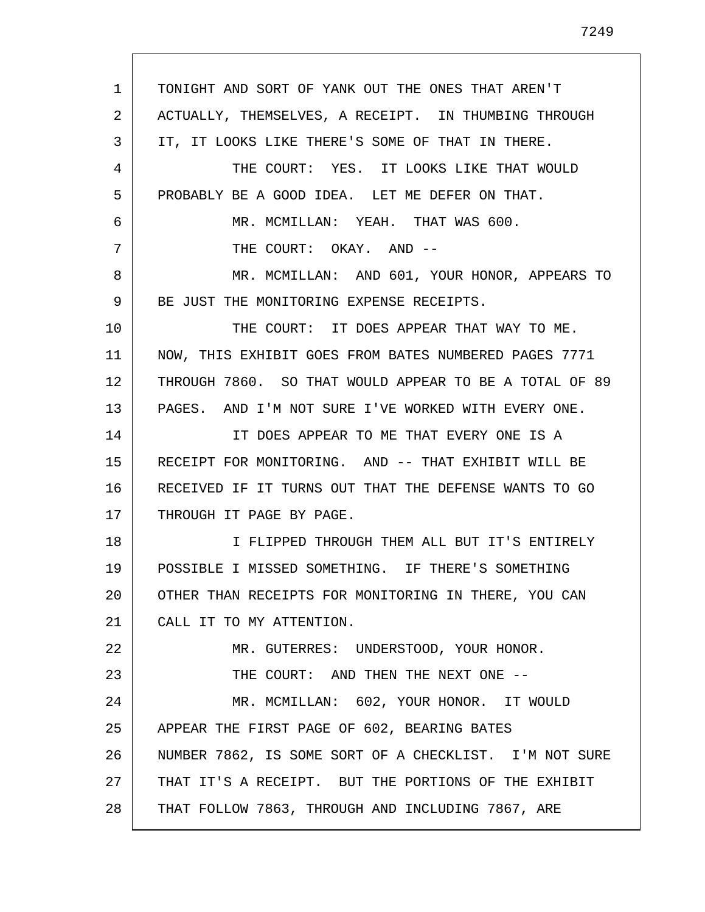TONIGHT AND SORT OF YANK OUT THE ONES THAT AREN'T ACTUALLY, THEMSELVES, A RECEIPT. IN THUMBING THROUGH IT, IT LOOKS LIKE THERE'S SOME OF THAT IN THERE.

THE COURT: YES. IT LOOKS LIKE THAT WOULD PROBABLY BE A GOOD IDEA. LET ME DEFER ON THAT.

MR. MCMILLAN: YEAH. THAT WAS 600.

THE COURT: OKAY. AND --

MR. MCMILLAN: AND 601, YOUR HONOR, APPEARS TO BE JUST THE MONITORING EXPENSE RECEIPTS.

THE COURT: IT DOES APPEAR THAT WAY TO ME. NOW, THIS EXHIBIT GOES FROM BATES NUMBERED PAGES 7771 THROUGH 7860. SO THAT WOULD APPEAR TO BE A TOTAL OF 89 PAGES. AND I'M NOT SURE I'VE WORKED WITH EVERY ONE.

IT DOES APPEAR TO ME THAT EVERY ONE IS A RECEIPT FOR MONITORING. AND -- THAT EXHIBIT WILL BE RECEIVED IF IT TURNS OUT THAT THE DEFENSE WANTS TO GO THROUGH IT PAGE BY PAGE.

I FLIPPED THROUGH THEM ALL BUT IT'S ENTIRELY POSSIBLE I MISSED SOMETHING. IF THERE'S SOMETHING OTHER THAN RECEIPTS FOR MONITORING IN THERE, YOU CAN CALL IT TO MY ATTENTION.

MR. GUTERRES: UNDERSTOOD, YOUR HONOR.

THE COURT: AND THEN THE NEXT ONE --

MR. MCMILLAN: 602, YOUR HONOR. IT WOULD APPEAR THE FIRST PAGE OF 602, BEARING BATES NUMBER 7862, IS SOME SORT OF A CHECKLIST. I'M NOT SURE THAT IT'S A RECEIPT. BUT THE PORTIONS OF THE EXHIBIT THAT FOLLOW 7863, THROUGH AND INCLUDING 7867, ARE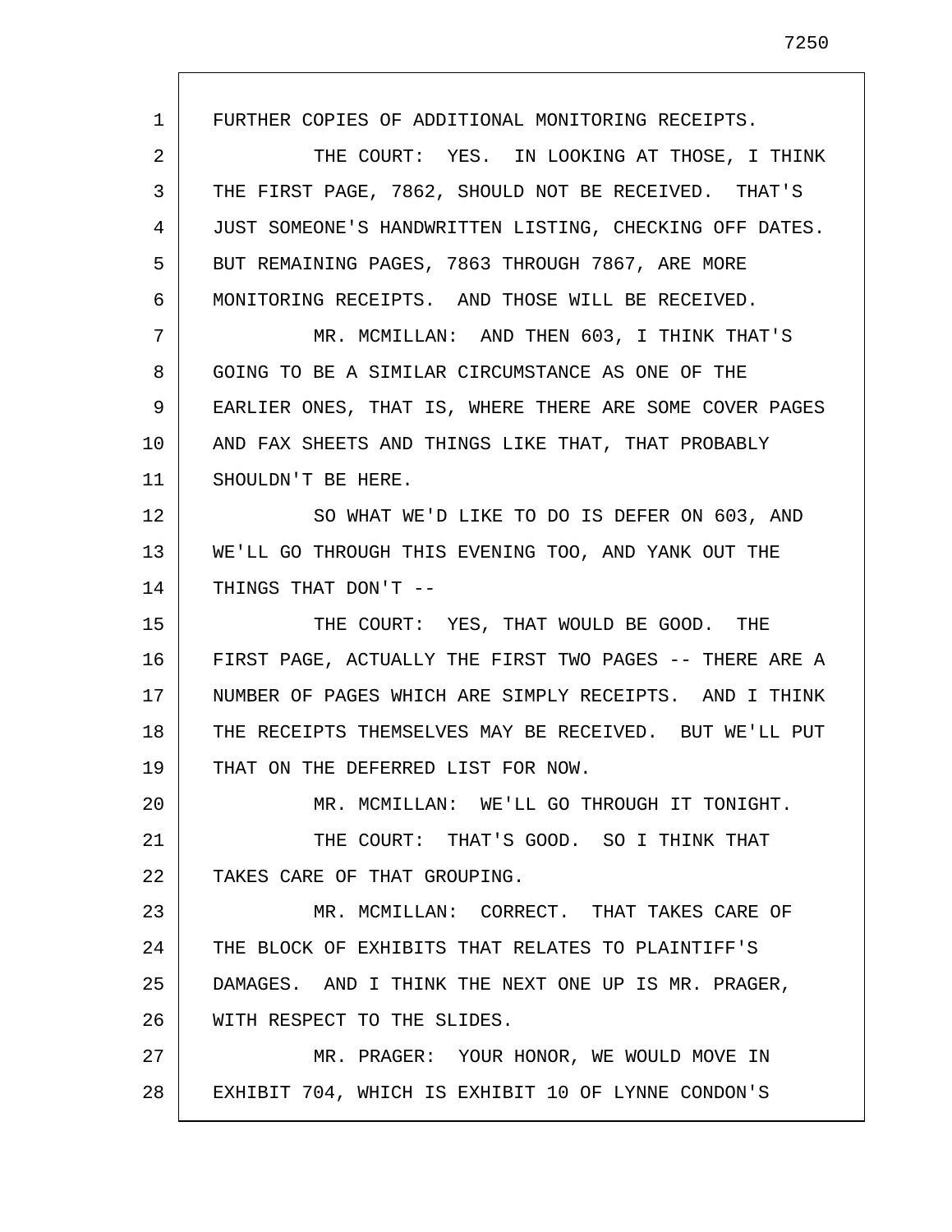FURTHER COPIES OF ADDITIONAL MONITORING RECEIPTS.

THE COURT: YES. IN LOOKING AT THOSE, I THINK THE FIRST PAGE, 7862, SHOULD NOT BE RECEIVED. THAT'S JUST SOMEONE'S HANDWRITTEN LISTING, CHECKING OFF DATES. BUT REMAINING PAGES, 7863 THROUGH 7867, ARE MORE MONITORING RECEIPTS. AND THOSE WILL BE RECEIVED.

MR. MCMILLAN: AND THEN 603, I THINK THAT'S GOING TO BE A SIMILAR CIRCUMSTANCE AS ONE OF THE EARLIER ONES, THAT IS, WHERE THERE ARE SOME COVER PAGES AND FAX SHEETS AND THINGS LIKE THAT, THAT PROBABLY SHOULDN'T BE HERE.

SO WHAT WE'D LIKE TO DO IS DEFER ON 603, AND WE'LL GO THROUGH THIS EVENING TOO, AND YANK OUT THE THINGS THAT DON'T --

THE COURT: YES, THAT WOULD BE GOOD. THE FIRST PAGE, ACTUALLY THE FIRST TWO PAGES -- THERE ARE A NUMBER OF PAGES WHICH ARE SIMPLY RECEIPTS. AND I THINK THE RECEIPTS THEMSELVES MAY BE RECEIVED. BUT WE'LL PUT THAT ON THE DEFERRED LIST FOR NOW.

MR. MCMILLAN: WE'LL GO THROUGH IT TONIGHT.

THE COURT: THAT'S GOOD. SO I THINK THAT TAKES CARE OF THAT GROUPING.

MR. MCMILLAN: CORRECT. THAT TAKES CARE OF THE BLOCK OF EXHIBITS THAT RELATES TO PLAINTIFF'S DAMAGES. AND I THINK THE NEXT ONE UP IS MR. PRAGER, WITH RESPECT TO THE SLIDES.

MR. PRAGER: YOUR HONOR, WE WOULD MOVE IN EXHIBIT 704, WHICH IS EXHIBIT 10 OF LYNNE CONDON'S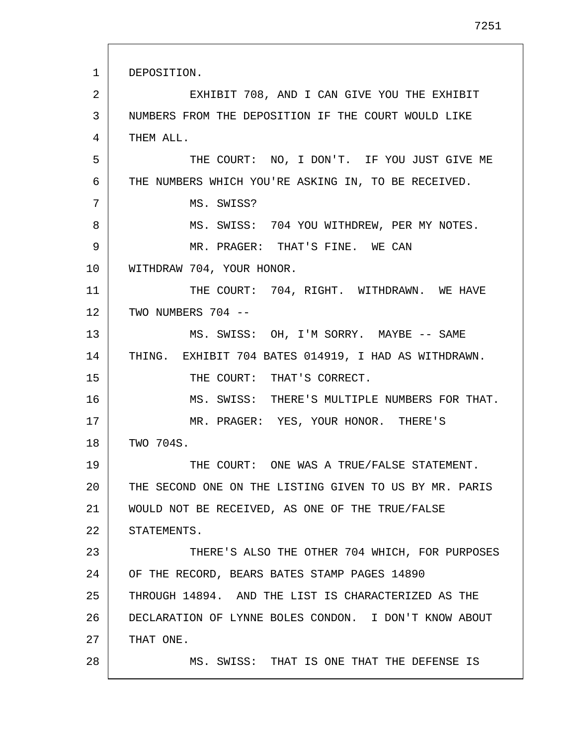DEPOSITION.

EXHIBIT 708, AND I CAN GIVE YOU THE EXHIBIT NUMBERS FROM THE DEPOSITION IF THE COURT WOULD LIKE THEM ALL.

THE COURT: NO, I DON'T. IF YOU JUST GIVE ME THE NUMBERS WHICH YOU'RE ASKING IN, TO BE RECEIVED.

MS. SWISS?

MS. SWISS: 704 YOU WITHDREW, PER MY NOTES.

MR. PRAGER: THAT'S FINE. WE CAN WITHDRAW 704, YOUR HONOR.

THE COURT: 704, RIGHT. WITHDRAWN. WE HAVE TWO NUMBERS 704 --

MS. SWISS: OH, I'M SORRY. MAYBE -- SAME THING. EXHIBIT 704 BATES 014919, I HAD AS WITHDRAWN.

THE COURT: THAT'S CORRECT.

MS. SWISS: THERE'S MULTIPLE NUMBERS FOR THAT.

MR. PRAGER: YES, YOUR HONOR. THERE'S TWO 704S.

THE COURT: ONE WAS A TRUE/FALSE STATEMENT. THE SECOND ONE ON THE LISTING GIVEN TO US BY MR. PARIS WOULD NOT BE RECEIVED, AS ONE OF THE TRUE/FALSE STATEMENTS.

THERE'S ALSO THE OTHER 704 WHICH, FOR PURPOSES OF THE RECORD, BEARS BATES STAMP PAGES 14890 THROUGH 14894. AND THE LIST IS CHARACTERIZED AS THE DECLARATION OF LYNNE BOLES CONDON. I DON'T KNOW ABOUT THAT ONE.

MS. SWISS: THAT IS ONE THAT THE DEFENSE IS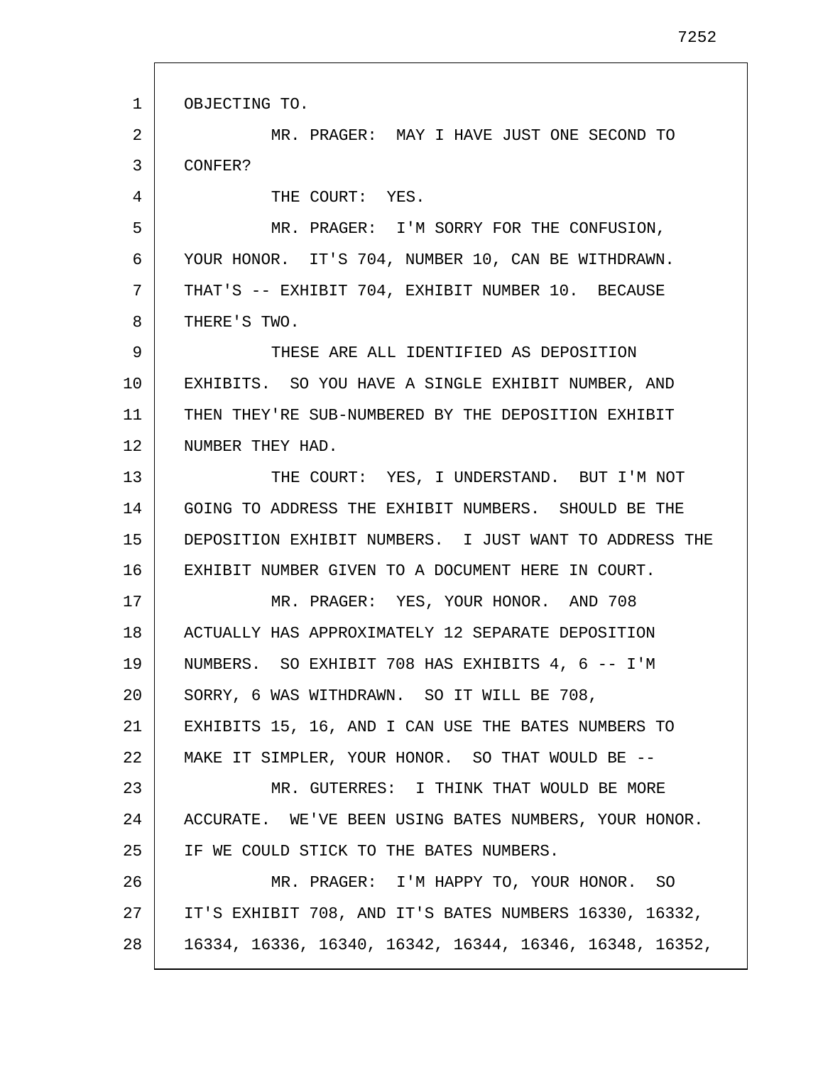OBJECTING TO.

MR. PRAGER: MAY I HAVE JUST ONE SECOND TO CONFER?

THE COURT: YES.

MR. PRAGER: I'M SORRY FOR THE CONFUSION, YOUR HONOR. IT'S 704, NUMBER 10, CAN BE WITHDRAWN. THAT'S -- EXHIBIT 704, EXHIBIT NUMBER 10. BECAUSE THERE'S TWO.

THESE ARE ALL IDENTIFIED AS DEPOSITION EXHIBITS. SO YOU HAVE A SINGLE EXHIBIT NUMBER, AND THEN THEY'RE SUB-NUMBERED BY THE DEPOSITION EXHIBIT NUMBER THEY HAD.

THE COURT: YES, I UNDERSTAND. BUT I'M NOT GOING TO ADDRESS THE EXHIBIT NUMBERS. SHOULD BE THE DEPOSITION EXHIBIT NUMBERS. I JUST WANT TO ADDRESS THE EXHIBIT NUMBER GIVEN TO A DOCUMENT HERE IN COURT.

MR. PRAGER: YES, YOUR HONOR. AND 708 ACTUALLY HAS APPROXIMATELY 12 SEPARATE DEPOSITION NUMBERS. SO EXHIBIT 708 HAS EXHIBITS 4, 6 -- I'M SORRY, 6 WAS WITHDRAWN. SO IT WILL BE 708, EXHIBITS 15, 16, AND I CAN USE THE BATES NUMBERS TO MAKE IT SIMPLER, YOUR HONOR. SO THAT WOULD BE --

MR. GUTERRES: I THINK THAT WOULD BE MORE ACCURATE. WE'VE BEEN USING BATES NUMBERS, YOUR HONOR. IF WE COULD STICK TO THE BATES NUMBERS.

MR. PRAGER: I'M HAPPY TO, YOUR HONOR. SO IT'S EXHIBIT 708, AND IT'S BATES NUMBERS 16330, 16332, 16334, 16336, 16340, 16342, 16344, 16346, 16348, 16352,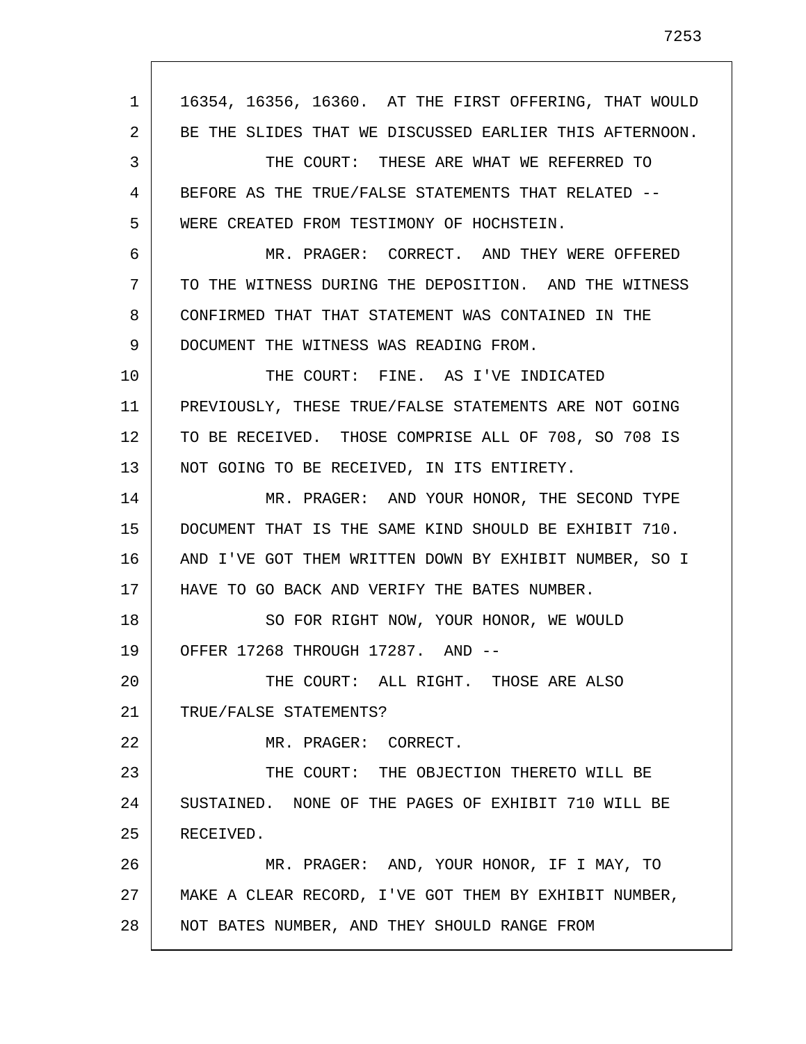16354, 16356, 16360. AT THE FIRST OFFERING, THAT WOULD BE THE SLIDES THAT WE DISCUSSED EARLIER THIS AFTERNOON.

THE COURT: THESE ARE WHAT WE REFERRED TO BEFORE AS THE TRUE/FALSE STATEMENTS THAT RELATED -- WERE CREATED FROM TESTIMONY OF HOCHSTEIN.

MR. PRAGER: CORRECT. AND THEY WERE OFFERED TO THE WITNESS DURING THE DEPOSITION. AND THE WITNESS CONFIRMED THAT THAT STATEMENT WAS CONTAINED IN THE DOCUMENT THE WITNESS WAS READING FROM.

THE COURT: FINE. AS I'VE INDICATED PREVIOUSLY, THESE TRUE/FALSE STATEMENTS ARE NOT GOING TO BE RECEIVED. THOSE COMPRISE ALL OF 708, SO 708 IS NOT GOING TO BE RECEIVED, IN ITS ENTIRETY.

MR. PRAGER: AND YOUR HONOR, THE SECOND TYPE DOCUMENT THAT IS THE SAME KIND SHOULD BE EXHIBIT 710. AND I'VE GOT THEM WRITTEN DOWN BY EXHIBIT NUMBER, SO I HAVE TO GO BACK AND VERIFY THE BATES NUMBER.

SO FOR RIGHT NOW, YOUR HONOR, WE WOULD OFFER 17268 THROUGH 17287. AND --

THE COURT: ALL RIGHT. THOSE ARE ALSO TRUE/FALSE STATEMENTS?

MR. PRAGER: CORRECT.

THE COURT: THE OBJECTION THERETO WILL BE SUSTAINED. NONE OF THE PAGES OF EXHIBIT 710 WILL BE RECEIVED.

MR. PRAGER: AND, YOUR HONOR, IF I MAY, TO MAKE A CLEAR RECORD, I'VE GOT THEM BY EXHIBIT NUMBER, NOT BATES NUMBER, AND THEY SHOULD RANGE FROM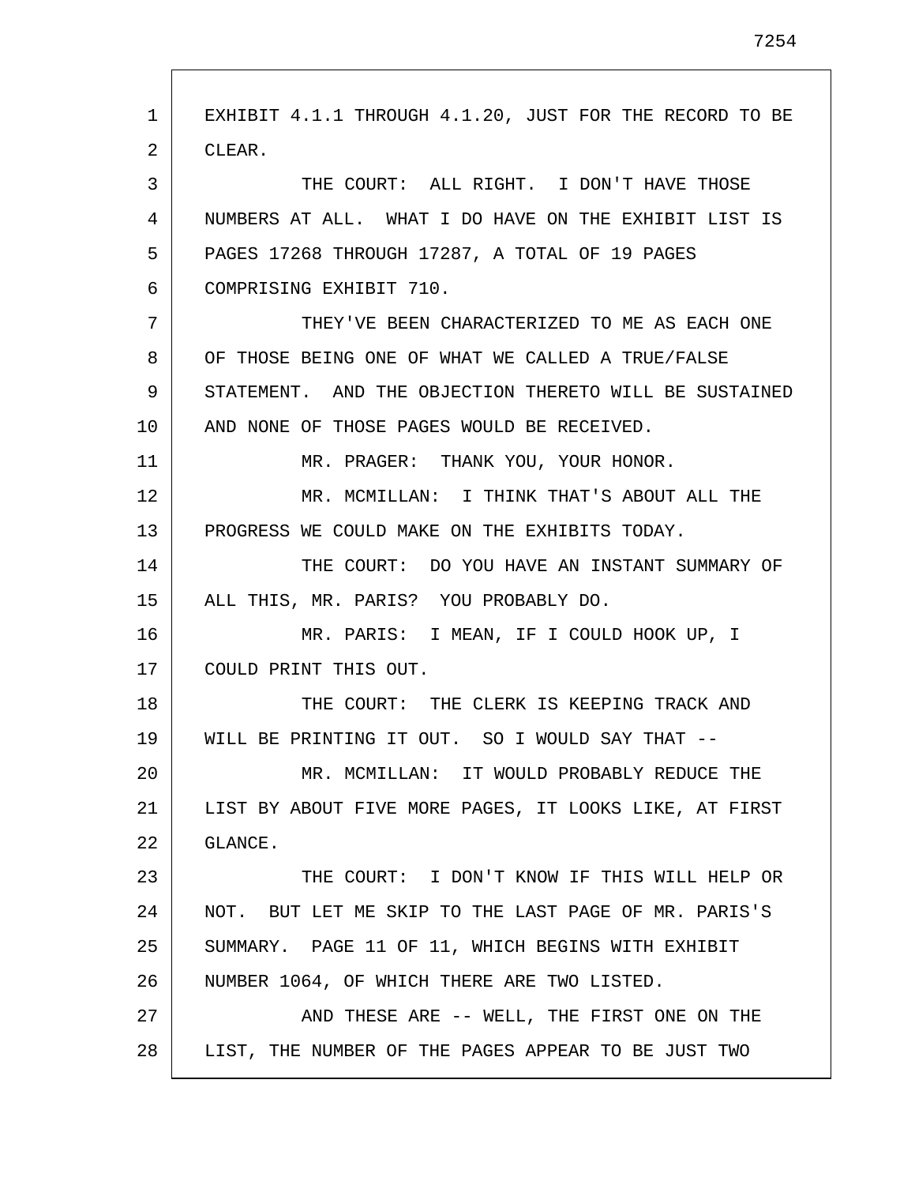EXHIBIT 4.1.1 THROUGH 4.1.20, JUST FOR THE RECORD TO BE CLEAR.

THE COURT: ALL RIGHT. I DON'T HAVE THOSE NUMBERS AT ALL. WHAT I DO HAVE ON THE EXHIBIT LIST IS PAGES 17268 THROUGH 17287, A TOTAL OF 19 PAGES COMPRISING EXHIBIT 710.

THEY'VE BEEN CHARACTERIZED TO ME AS EACH ONE OF THOSE BEING ONE OF WHAT WE CALLED A TRUE/FALSE STATEMENT. AND THE OBJECTION THERETO WILL BE SUSTAINED AND NONE OF THOSE PAGES WOULD BE RECEIVED.

MR. PRAGER: THANK YOU, YOUR HONOR.

MR. MCMILLAN: I THINK THAT'S ABOUT ALL THE PROGRESS WE COULD MAKE ON THE EXHIBITS TODAY.

THE COURT: DO YOU HAVE AN INSTANT SUMMARY OF ALL THIS, MR. PARIS? YOU PROBABLY DO.

MR. PARIS: I MEAN, IF I COULD HOOK UP, I COULD PRINT THIS OUT.

THE COURT: THE CLERK IS KEEPING TRACK AND WILL BE PRINTING IT OUT. SO I WOULD SAY THAT --

MR. MCMILLAN: IT WOULD PROBABLY REDUCE THE LIST BY ABOUT FIVE MORE PAGES, IT LOOKS LIKE, AT FIRST GLANCE.

THE COURT: I DON'T KNOW IF THIS WILL HELP OR NOT. BUT LET ME SKIP TO THE LAST PAGE OF MR. PARIS'S SUMMARY. PAGE 11 OF 11, WHICH BEGINS WITH EXHIBIT NUMBER 1064, OF WHICH THERE ARE TWO LISTED.

AND THESE ARE -- WELL, THE FIRST ONE ON THE LIST, THE NUMBER OF THE PAGES APPEAR TO BE JUST TWO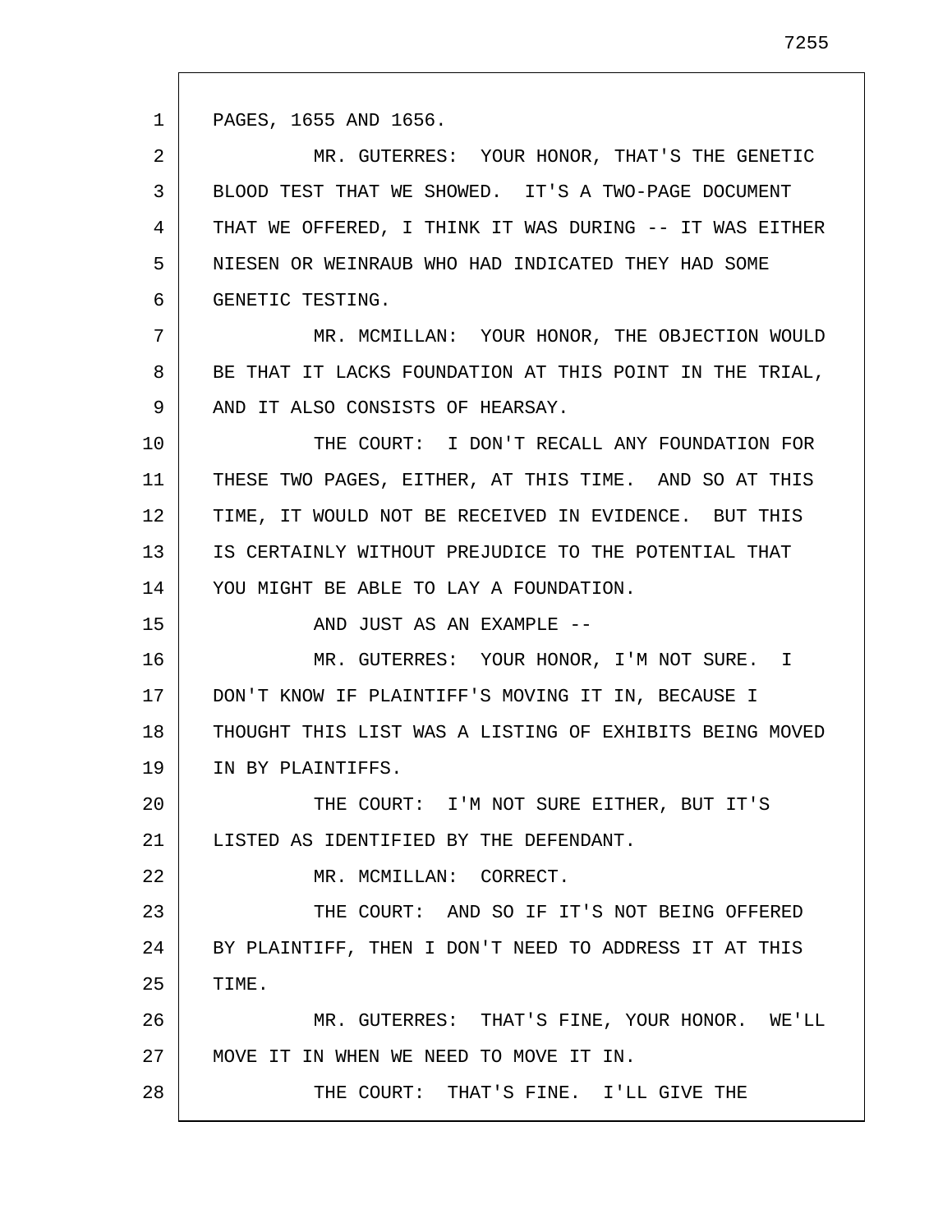PAGES, 1655 AND 1656.

MR. GUTERRES: YOUR HONOR, THAT'S THE GENETIC BLOOD TEST THAT WE SHOWED. IT'S A TWO-PAGE DOCUMENT THAT WE OFFERED, I THINK IT WAS DURING -- IT WAS EITHER NIESEN OR WEINRAUB WHO HAD INDICATED THEY HAD SOME GENETIC TESTING.

MR. MCMILLAN: YOUR HONOR, THE OBJECTION WOULD BE THAT IT LACKS FOUNDATION AT THIS POINT IN THE TRIAL, AND IT ALSO CONSISTS OF HEARSAY.

THE COURT: I DON'T RECALL ANY FOUNDATION FOR THESE TWO PAGES, EITHER, AT THIS TIME. AND SO AT THIS TIME, IT WOULD NOT BE RECEIVED IN EVIDENCE. BUT THIS IS CERTAINLY WITHOUT PREJUDICE TO THE POTENTIAL THAT YOU MIGHT BE ABLE TO LAY A FOUNDATION.

AND JUST AS AN EXAMPLE --

MR. GUTERRES: YOUR HONOR, I'M NOT SURE. I DON'T KNOW IF PLAINTIFF'S MOVING IT IN, BECAUSE I THOUGHT THIS LIST WAS A LISTING OF EXHIBITS BEING MOVED IN BY PLAINTIFFS.

THE COURT: I'M NOT SURE EITHER, BUT IT'S LISTED AS IDENTIFIED BY THE DEFENDANT.

MR. MCMILLAN: CORRECT.

THE COURT: AND SO IF IT'S NOT BEING OFFERED BY PLAINTIFF, THEN I DON'T NEED TO ADDRESS IT AT THIS TIME.

MR. GUTERRES: THAT'S FINE, YOUR HONOR. WE'LL MOVE IT IN WHEN WE NEED TO MOVE IT IN.

THE COURT: THAT'S FINE. I'LL GIVE THE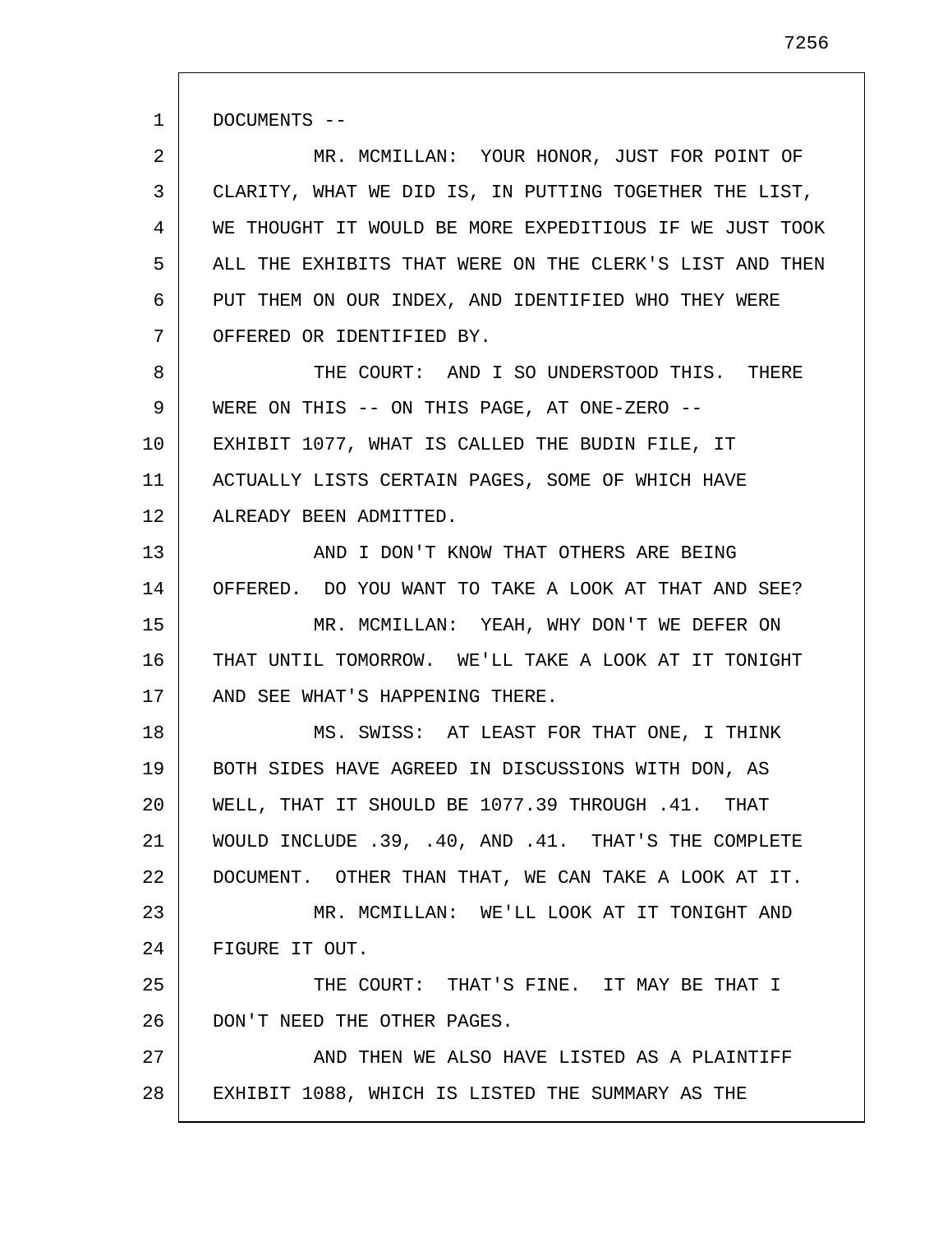DOCUMENTS --

MR. MCMILLAN: YOUR HONOR, JUST FOR POINT OF CLARITY, WHAT WE DID IS, IN PUTTING TOGETHER THE LIST, WE THOUGHT IT WOULD BE MORE EXPEDITIOUS IF WE JUST TOOK ALL THE EXHIBITS THAT WERE ON THE CLERK'S LIST AND THEN PUT THEM ON OUR INDEX, AND IDENTIFIED WHO THEY WERE OFFERED OR IDENTIFIED BY.

THE COURT: AND I SO UNDERSTOOD THIS. THERE WERE ON THIS -- ON THIS PAGE, AT ONE-ZERO -- EXHIBIT 1077, WHAT IS CALLED THE BUDIN FILE, IT ACTUALLY LISTS CERTAIN PAGES, SOME OF WHICH HAVE ALREADY BEEN ADMITTED.

AND I DON'T KNOW THAT OTHERS ARE BEING OFFERED. DO YOU WANT TO TAKE A LOOK AT THAT AND SEE?

MR. MCMILLAN: YEAH, WHY DON'T WE DEFER ON THAT UNTIL TOMORROW. WE'LL TAKE A LOOK AT IT TONIGHT AND SEE WHAT'S HAPPENING THERE.

MS. SWISS: AT LEAST FOR THAT ONE, I THINK BOTH SIDES HAVE AGREED IN DISCUSSIONS WITH DON, AS WELL, THAT IT SHOULD BE 1077.39 THROUGH .41. THAT WOULD INCLUDE .39, .40, AND .41. THAT'S THE COMPLETE DOCUMENT. OTHER THAN THAT, WE CAN TAKE A LOOK AT IT.

MR. MCMILLAN: WE'LL LOOK AT IT TONIGHT AND FIGURE IT OUT.

THE COURT: THAT'S FINE. IT MAY BE THAT I DON'T NEED THE OTHER PAGES.

AND THEN WE ALSO HAVE LISTED AS A PLAINTIFF EXHIBIT 1088, WHICH IS LISTED THE SUMMARY AS THE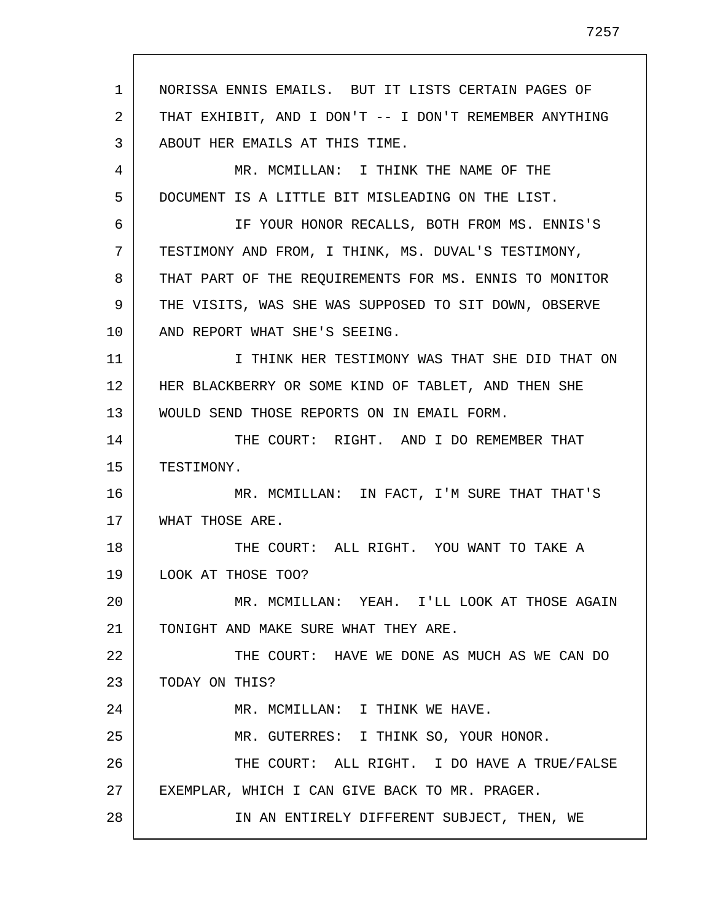NORISSA ENNIS EMAILS. BUT IT LISTS CERTAIN PAGES OF THAT EXHIBIT, AND I DON'T -- I DON'T REMEMBER ANYTHING ABOUT HER EMAILS AT THIS TIME.

MR. MCMILLAN: I THINK THE NAME OF THE DOCUMENT IS A LITTLE BIT MISLEADING ON THE LIST.

IF YOUR HONOR RECALLS, BOTH FROM MS. ENNIS'S TESTIMONY AND FROM, I THINK, MS. DUVAL'S TESTIMONY, THAT PART OF THE REQUIREMENTS FOR MS. ENNIS TO MONITOR THE VISITS, WAS SHE WAS SUPPOSED TO SIT DOWN, OBSERVE AND REPORT WHAT SHE'S SEEING.

I THINK HER TESTIMONY WAS THAT SHE DID THAT ON HER BLACKBERRY OR SOME KIND OF TABLET, AND THEN SHE WOULD SEND THOSE REPORTS ON IN EMAIL FORM.

THE COURT: RIGHT. AND I DO REMEMBER THAT TESTIMONY.

MR. MCMILLAN: IN FACT, I'M SURE THAT THAT'S WHAT THOSE ARE.

THE COURT: ALL RIGHT. YOU WANT TO TAKE A LOOK AT THOSE TOO?

MR. MCMILLAN: YEAH. I'LL LOOK AT THOSE AGAIN TONIGHT AND MAKE SURE WHAT THEY ARE.

THE COURT: HAVE WE DONE AS MUCH AS WE CAN DO TODAY ON THIS?

MR. MCMILLAN: I THINK WE HAVE.

MR. GUTERRES: I THINK SO, YOUR HONOR.

THE COURT: ALL RIGHT. I DO HAVE A TRUE/FALSE EXEMPLAR, WHICH I CAN GIVE BACK TO MR. PRAGER.

IN AN ENTIRELY DIFFERENT SUBJECT, THEN, WE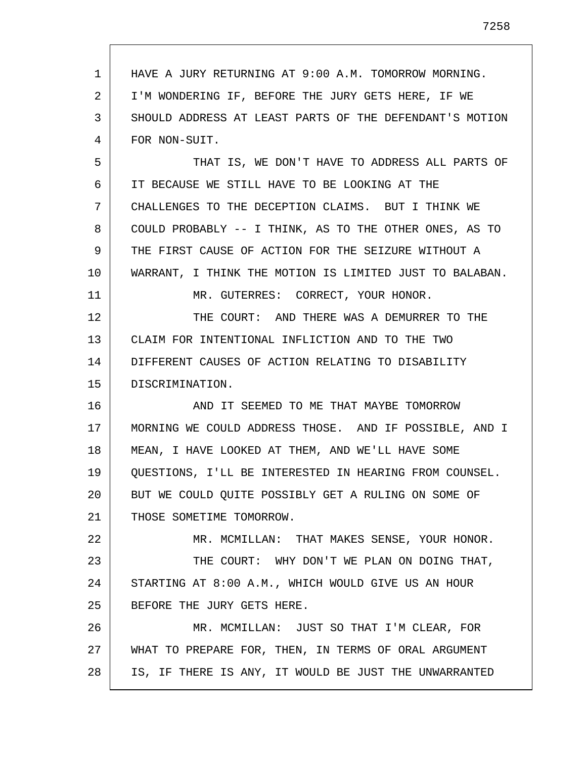HAVE A JURY RETURNING AT 9:00 A.M. TOMORROW MORNING. I'M WONDERING IF, BEFORE THE JURY GETS HERE, IF WE SHOULD ADDRESS AT LEAST PARTS OF THE DEFENDANT'S MOTION FOR NON-SUIT.

THAT IS, WE DON'T HAVE TO ADDRESS ALL PARTS OF IT BECAUSE WE STILL HAVE TO BE LOOKING AT THE CHALLENGES TO THE DECEPTION CLAIMS. BUT I THINK WE COULD PROBABLY -- I THINK, AS TO THE OTHER ONES, AS TO THE FIRST CAUSE OF ACTION FOR THE SEIZURE WITHOUT A WARRANT, I THINK THE MOTION IS LIMITED JUST TO BALABAN.

MR. GUTERRES: CORRECT, YOUR HONOR.

THE COURT: AND THERE WAS A DEMURRER TO THE CLAIM FOR INTENTIONAL INFLICTION AND TO THE TWO DIFFERENT CAUSES OF ACTION RELATING TO DISABILITY DISCRIMINATION.

AND IT SEEMED TO ME THAT MAYBE TOMORROW MORNING WE COULD ADDRESS THOSE. AND IF POSSIBLE, AND I MEAN, I HAVE LOOKED AT THEM, AND WE'LL HAVE SOME QUESTIONS, I'LL BE INTERESTED IN HEARING FROM COUNSEL. BUT WE COULD QUITE POSSIBLY GET A RULING ON SOME OF THOSE SOMETIME TOMORROW.

MR. MCMILLAN: THAT MAKES SENSE, YOUR HONOR.

THE COURT: WHY DON'T WE PLAN ON DOING THAT, STARTING AT 8:00 A.M., WHICH WOULD GIVE US AN HOUR BEFORE THE JURY GETS HERE.

MR. MCMILLAN: JUST SO THAT I'M CLEAR, FOR WHAT TO PREPARE FOR, THEN, IN TERMS OF ORAL ARGUMENT IS, IF THERE IS ANY, IT WOULD BE JUST THE UNWARRANTED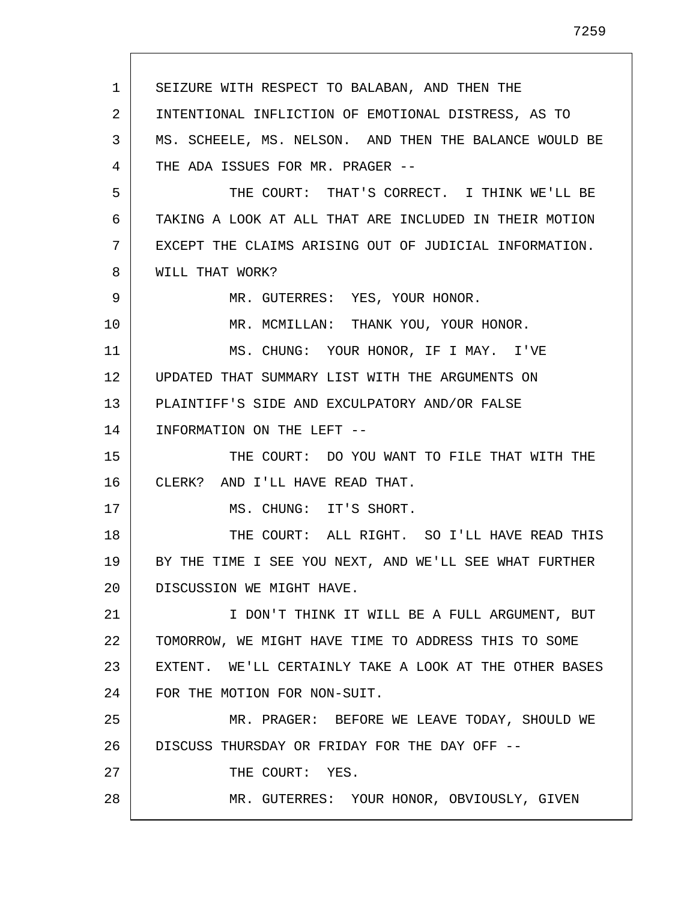SEIZURE WITH RESPECT TO BALABAN, AND THEN THE INTENTIONAL INFLICTION OF EMOTIONAL DISTRESS, AS TO MS. SCHEELE, MS. NELSON. AND THEN THE BALANCE WOULD BE THE ADA ISSUES FOR MR. PRAGER --

THE COURT: THAT'S CORRECT. I THINK WE'LL BE TAKING A LOOK AT ALL THAT ARE INCLUDED IN THEIR MOTION EXCEPT THE CLAIMS ARISING OUT OF JUDICIAL INFORMATION. WILL THAT WORK?

MR. GUTERRES: YES, YOUR HONOR.

MR. MCMILLAN: THANK YOU, YOUR HONOR.

MS. CHUNG: YOUR HONOR, IF I MAY. I'VE UPDATED THAT SUMMARY LIST WITH THE ARGUMENTS ON PLAINTIFF'S SIDE AND EXCULPATORY AND/OR FALSE INFORMATION ON THE LEFT --

THE COURT: DO YOU WANT TO FILE THAT WITH THE CLERK? AND I'LL HAVE READ THAT.

MS. CHUNG: IT'S SHORT.

THE COURT: ALL RIGHT. SO I'LL HAVE READ THIS BY THE TIME I SEE YOU NEXT, AND WE'LL SEE WHAT FURTHER DISCUSSION WE MIGHT HAVE.

I DON'T THINK IT WILL BE A FULL ARGUMENT, BUT TOMORROW, WE MIGHT HAVE TIME TO ADDRESS THIS TO SOME EXTENT. WE'LL CERTAINLY TAKE A LOOK AT THE OTHER BASES FOR THE MOTION FOR NON-SUIT.

MR. PRAGER: BEFORE WE LEAVE TODAY, SHOULD WE DISCUSS THURSDAY OR FRIDAY FOR THE DAY OFF --

THE COURT: YES.

MR. GUTERRES: YOUR HONOR, OBVIOUSLY, GIVEN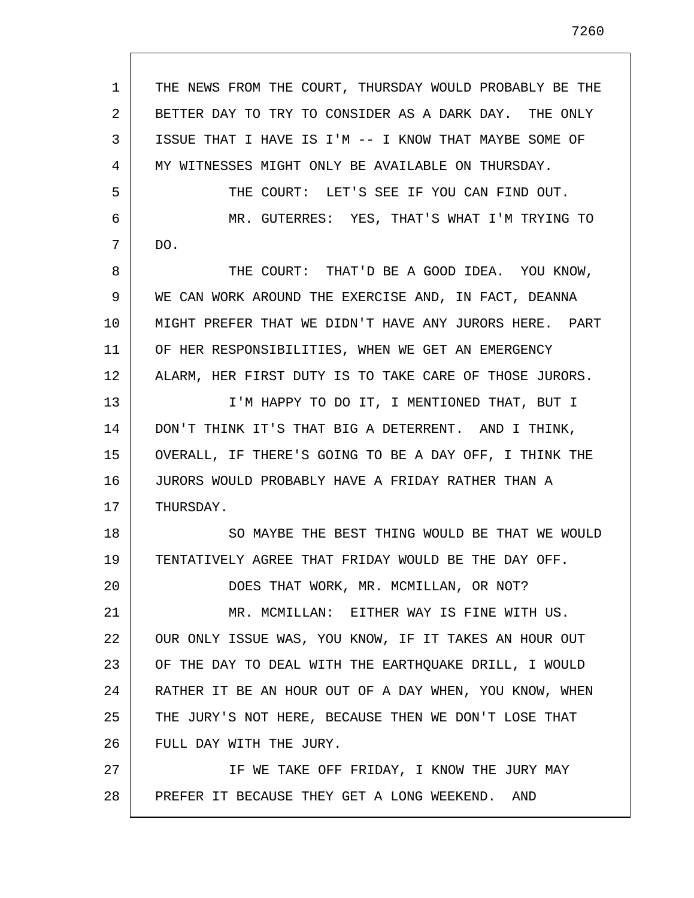THE NEWS FROM THE COURT, THURSDAY WOULD PROBABLY BE THE BETTER DAY TO TRY TO CONSIDER AS A DARK DAY. THE ONLY ISSUE THAT I HAVE IS I'M -- I KNOW THAT MAYBE SOME OF MY WITNESSES MIGHT ONLY BE AVAILABLE ON THURSDAY.

THE COURT: LET'S SEE IF YOU CAN FIND OUT.

MR. GUTERRES: YES, THAT'S WHAT I'M TRYING TO DO.

THE COURT: THAT'D BE A GOOD IDEA. YOU KNOW, WE CAN WORK AROUND THE EXERCISE AND, IN FACT, DEANNA MIGHT PREFER THAT WE DIDN'T HAVE ANY JURORS HERE. PART OF HER RESPONSIBILITIES, WHEN WE GET AN EMERGENCY ALARM, HER FIRST DUTY IS TO TAKE CARE OF THOSE JURORS.

I'M HAPPY TO DO IT, I MENTIONED THAT, BUT I DON'T THINK IT'S THAT BIG A DETERRENT. AND I THINK, OVERALL, IF THERE'S GOING TO BE A DAY OFF, I THINK THE JURORS WOULD PROBABLY HAVE A FRIDAY RATHER THAN A THURSDAY.

SO MAYBE THE BEST THING WOULD BE THAT WE WOULD TENTATIVELY AGREE THAT FRIDAY WOULD BE THE DAY OFF.

DOES THAT WORK, MR. MCMILLAN, OR NOT?

MR. MCMILLAN: EITHER WAY IS FINE WITH US. OUR ONLY ISSUE WAS, YOU KNOW, IF IT TAKES AN HOUR OUT OF THE DAY TO DEAL WITH THE EARTHQUAKE DRILL, I WOULD RATHER IT BE AN HOUR OUT OF A DAY WHEN, YOU KNOW, WHEN THE JURY'S NOT HERE, BECAUSE THEN WE DON'T LOSE THAT FULL DAY WITH THE JURY.

IF WE TAKE OFF FRIDAY, I KNOW THE JURY MAY PREFER IT BECAUSE THEY GET A LONG WEEKEND. AND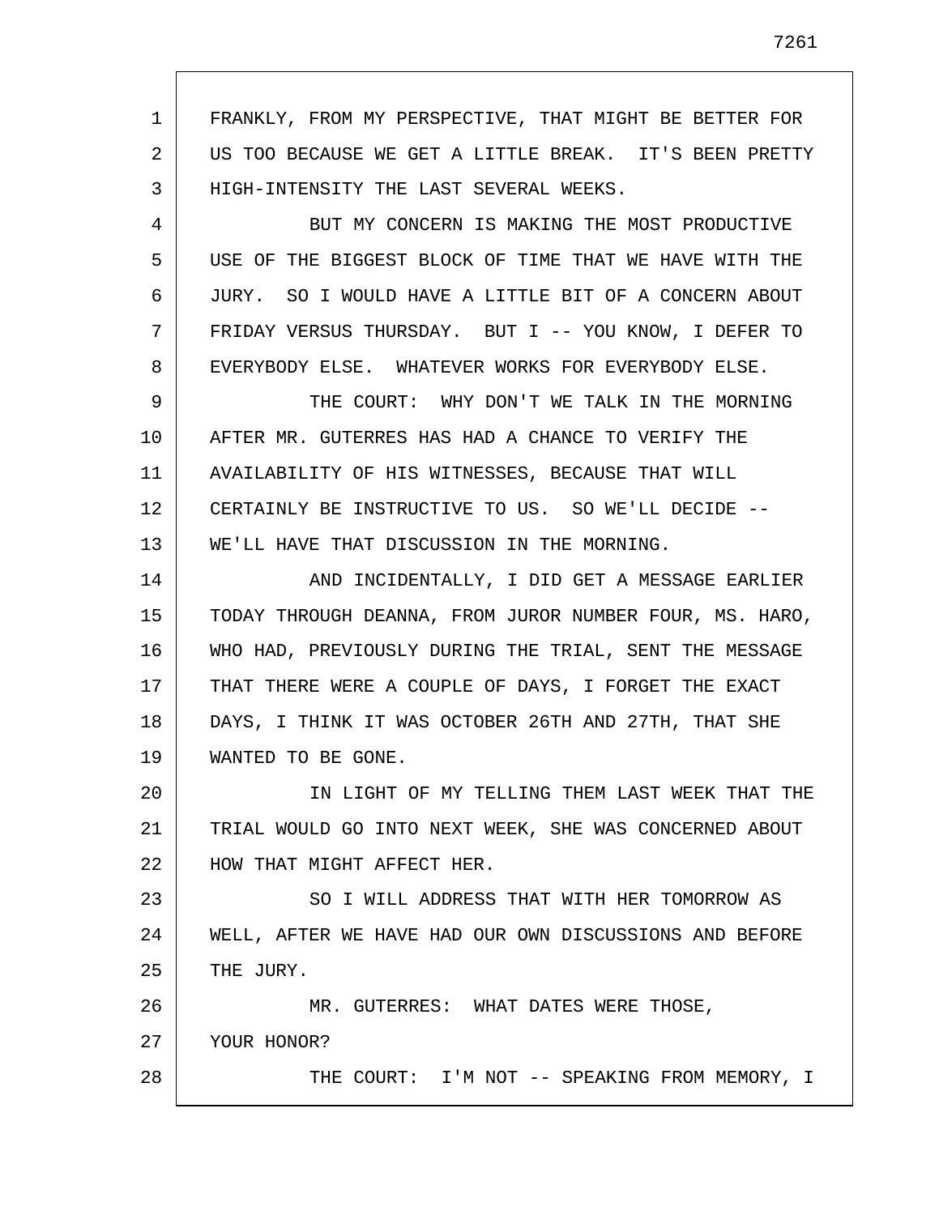FRANKLY, FROM MY PERSPECTIVE, THAT MIGHT BE BETTER FOR US TOO BECAUSE WE GET A LITTLE BREAK. IT'S BEEN PRETTY HIGH-INTENSITY THE LAST SEVERAL WEEKS.

BUT MY CONCERN IS MAKING THE MOST PRODUCTIVE USE OF THE BIGGEST BLOCK OF TIME THAT WE HAVE WITH THE JURY. SO I WOULD HAVE A LITTLE BIT OF A CONCERN ABOUT FRIDAY VERSUS THURSDAY. BUT I -- YOU KNOW, I DEFER TO EVERYBODY ELSE. WHATEVER WORKS FOR EVERYBODY ELSE.

THE COURT: WHY DON'T WE TALK IN THE MORNING AFTER MR. GUTERRES HAS HAD A CHANCE TO VERIFY THE AVAILABILITY OF HIS WITNESSES, BECAUSE THAT WILL CERTAINLY BE INSTRUCTIVE TO US. SO WE'LL DECIDE -- WE'LL HAVE THAT DISCUSSION IN THE MORNING.

AND INCIDENTALLY, I DID GET A MESSAGE EARLIER TODAY THROUGH DEANNA, FROM JUROR NUMBER FOUR, MS. HARO, WHO HAD, PREVIOUSLY DURING THE TRIAL, SENT THE MESSAGE THAT THERE WERE A COUPLE OF DAYS, I FORGET THE EXACT DAYS, I THINK IT WAS OCTOBER 26TH AND 27TH, THAT SHE WANTED TO BE GONE.

IN LIGHT OF MY TELLING THEM LAST WEEK THAT THE TRIAL WOULD GO INTO NEXT WEEK, SHE WAS CONCERNED ABOUT HOW THAT MIGHT AFFECT HER.

SO I WILL ADDRESS THAT WITH HER TOMORROW AS WELL, AFTER WE HAVE HAD OUR OWN DISCUSSIONS AND BEFORE THE JURY.

MR. GUTERRES: WHAT DATES WERE THOSE, YOUR HONOR?

THE COURT: I'M NOT -- SPEAKING FROM MEMORY, I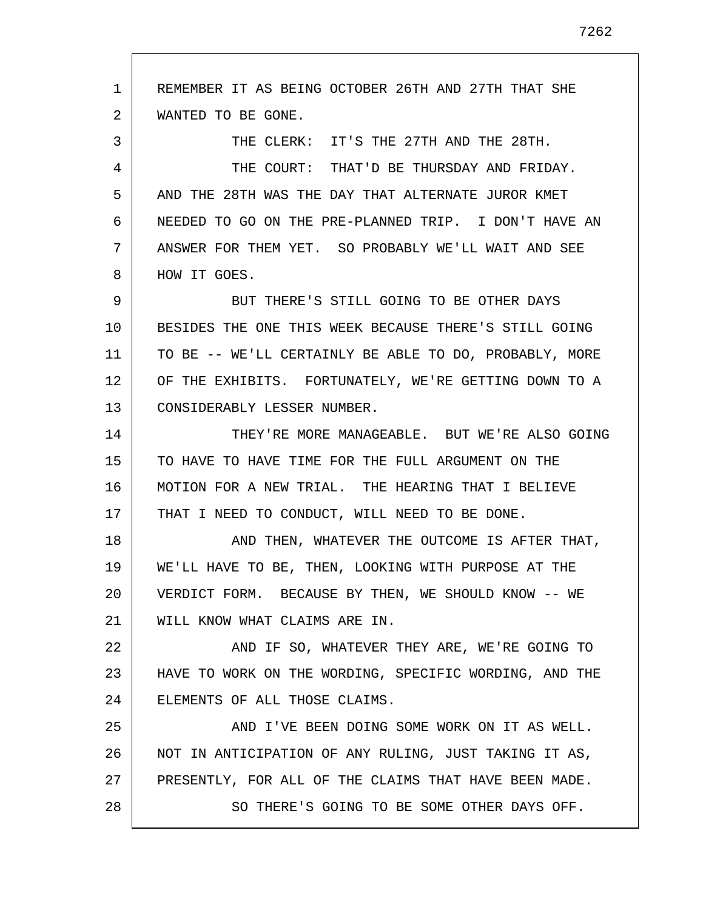REMEMBER IT AS BEING OCTOBER 26TH AND 27TH THAT SHE WANTED TO BE GONE.

THE CLERK: IT'S THE 27TH AND THE 28TH.

THE COURT: THAT'D BE THURSDAY AND FRIDAY. AND THE 28TH WAS THE DAY THAT ALTERNATE JUROR KMET NEEDED TO GO ON THE PRE-PLANNED TRIP. I DON'T HAVE AN ANSWER FOR THEM YET. SO PROBABLY WE'LL WAIT AND SEE HOW IT GOES.

BUT THERE'S STILL GOING TO BE OTHER DAYS BESIDES THE ONE THIS WEEK BECAUSE THERE'S STILL GOING TO BE -- WE'LL CERTAINLY BE ABLE TO DO, PROBABLY, MORE OF THE EXHIBITS. FORTUNATELY, WE'RE GETTING DOWN TO A CONSIDERABLY LESSER NUMBER.

THEY'RE MORE MANAGEABLE. BUT WE'RE ALSO GOING TO HAVE TO HAVE TIME FOR THE FULL ARGUMENT ON THE MOTION FOR A NEW TRIAL. THE HEARING THAT I BELIEVE THAT I NEED TO CONDUCT, WILL NEED TO BE DONE.

AND THEN, WHATEVER THE OUTCOME IS AFTER THAT, WE'LL HAVE TO BE, THEN, LOOKING WITH PURPOSE AT THE VERDICT FORM. BECAUSE BY THEN, WE SHOULD KNOW -- WE WILL KNOW WHAT CLAIMS ARE IN.

AND IF SO, WHATEVER THEY ARE, WE'RE GOING TO HAVE TO WORK ON THE WORDING, SPECIFIC WORDING, AND THE ELEMENTS OF ALL THOSE CLAIMS.

AND I'VE BEEN DOING SOME WORK ON IT AS WELL. NOT IN ANTICIPATION OF ANY RULING, JUST TAKING IT AS, PRESENTLY, FOR ALL OF THE CLAIMS THAT HAVE BEEN MADE.

SO THERE'S GOING TO BE SOME OTHER DAYS OFF.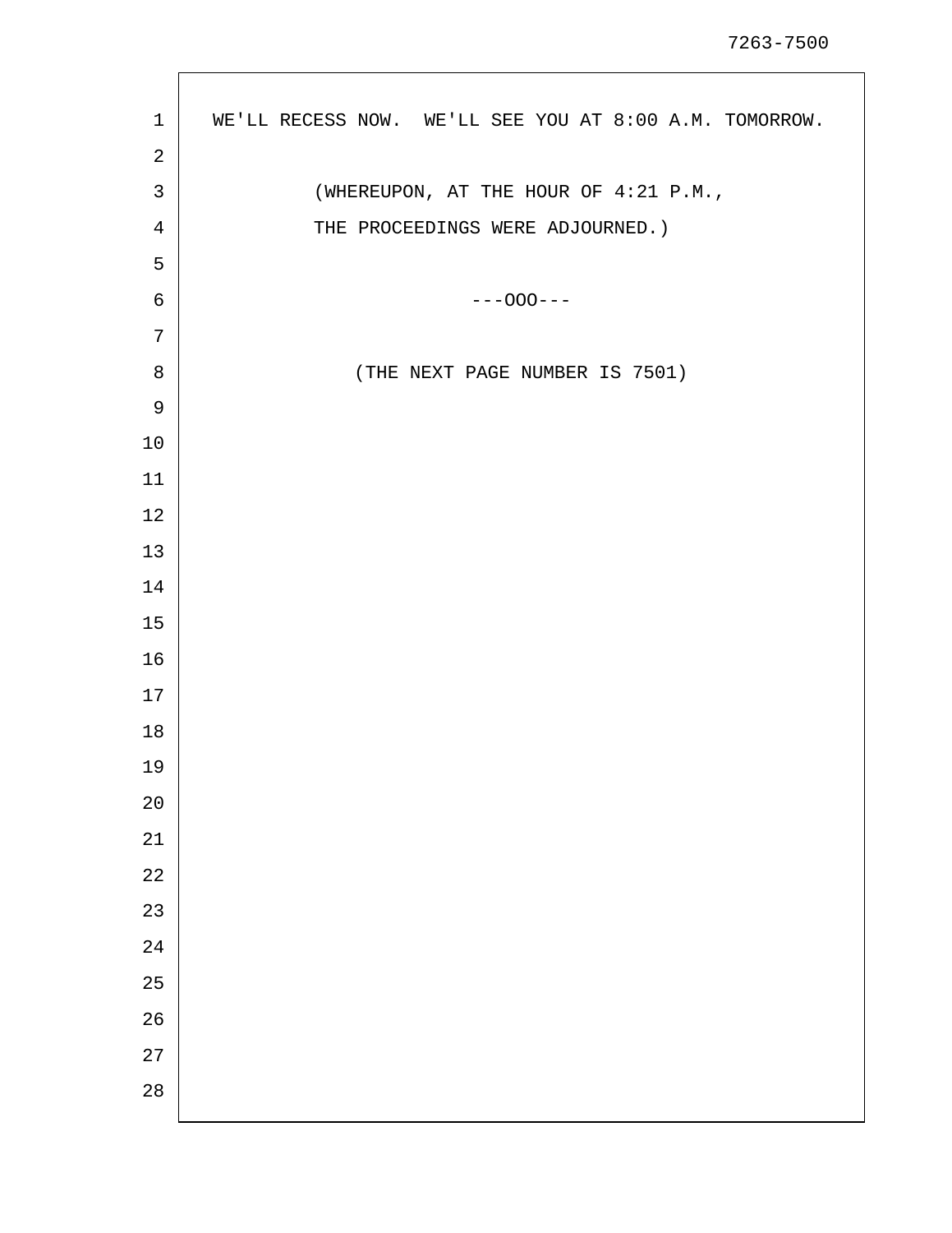WE'LL RECESS NOW. WE'LL SEE YOU AT 8:00 A.M. TOMORROW.

(WHEREUPON, AT THE HOUR OF 4:21 P.M., THE PROCEEDINGS WERE ADJOURNED.)

---OOO---

(THE NEXT PAGE NUMBER IS 7501)